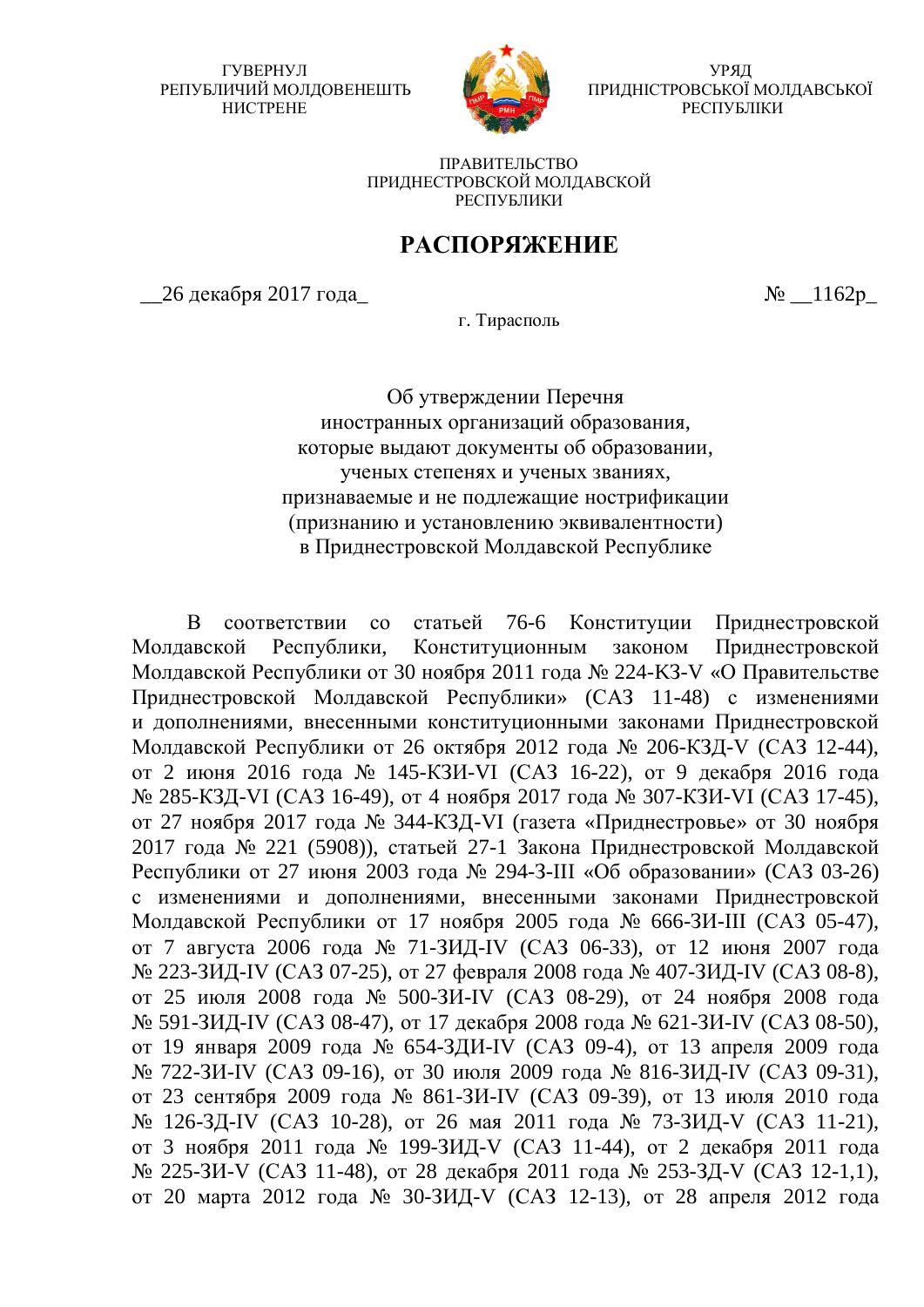ГУВЕРНУЛ
РЕПУБЛИЧИЙ МОЛДОВЕНЕШТЬ
НИСТРЕНЕ

УРЯД
ПРИДНІСТРОВСЬКОЇ МОЛДАВСЬКОЇ
РЕСПУБЛІКИ

ПРАВИТЕЛЬСТВО
ПРИДНЕСТРОВСКОЙ МОЛДАВСКОЙ
РЕСПУБЛИКИ

# РАСПОРЯЖЕНИЕ

__26 декабря 2017 года_ № __1162р_

г. Тирасполь

Об утверждении Перечня
иностранных организаций образования,
которые выдают документы об образовании,
ученых степенях и ученых званиях,
признаваемые и не подлежащие нострификации
(признанию и установлению эквивалентности)
в Приднестровской Молдавской Республике

В соответствии со статьей 76-6 Конституции Приднестровской Молдавской Республики, Конституционным законом Приднестровской Молдавской Республики от 30 ноября 2011 года № 224-КЗ-V «О Правительстве Приднестровской Молдавской Республики» (САЗ 11-48) с изменениями и дополнениями, внесенными конституционными законами Приднестровской Молдавской Республики от 26 октября 2012 года № 206-КЗД-V (САЗ 12-44), от 2 июня 2016 года № 145-КЗИ-VI (САЗ 16-22), от 9 декабря 2016 года № 285-КЗД-VI (САЗ 16-49), от 4 ноября 2017 года № 307-КЗИ-VI (САЗ 17-45), от 27 ноября 2017 года № 344-КЗД-VI (газета «Приднестровье» от 30 ноября 2017 года № 221 (5908)), статьей 27-1 Закона Приднестровской Молдавской Республики от 27 июня 2003 года № 294-З-III «Об образовании» (САЗ 03-26) с изменениями и дополнениями, внесенными законами Приднестровской Молдавской Республики от 17 ноября 2005 года № 666-ЗИ-III (САЗ 05-47), от 7 августа 2006 года № 71-ЗИД-IV (САЗ 06-33), от 12 июня 2007 года № 223-ЗИД-IV (САЗ 07-25), от 27 февраля 2008 года № 407-ЗИД-IV (САЗ 08-8), от 25 июля 2008 года № 500-ЗИ-IV (САЗ 08-29), от 24 ноября 2008 года № 591-ЗИД-IV (САЗ 08-47), от 17 декабря 2008 года № 621-ЗИ-IV (САЗ 08-50), от 19 января 2009 года № 654-ЗДИ-IV (САЗ 09-4), от 13 апреля 2009 года № 722-ЗИ-IV (САЗ 09-16), от 30 июля 2009 года № 816-ЗИД-IV (САЗ 09-31), от 23 сентября 2009 года № 861-ЗИ-IV (САЗ 09-39), от 13 июля 2010 года № 126-ЗД-IV (САЗ 10-28), от 26 мая 2011 года № 73-ЗИД-V (САЗ 11-21), от 3 ноября 2011 года № 199-ЗИД-V (САЗ 11-44), от 2 декабря 2011 года № 225-ЗИ-V (САЗ 11-48), от 28 декабря 2011 года № 253-ЗД-V (САЗ 12-1,1), от 20 марта 2012 года № 30-ЗИД-V (САЗ 12-13), от 28 апреля 2012 года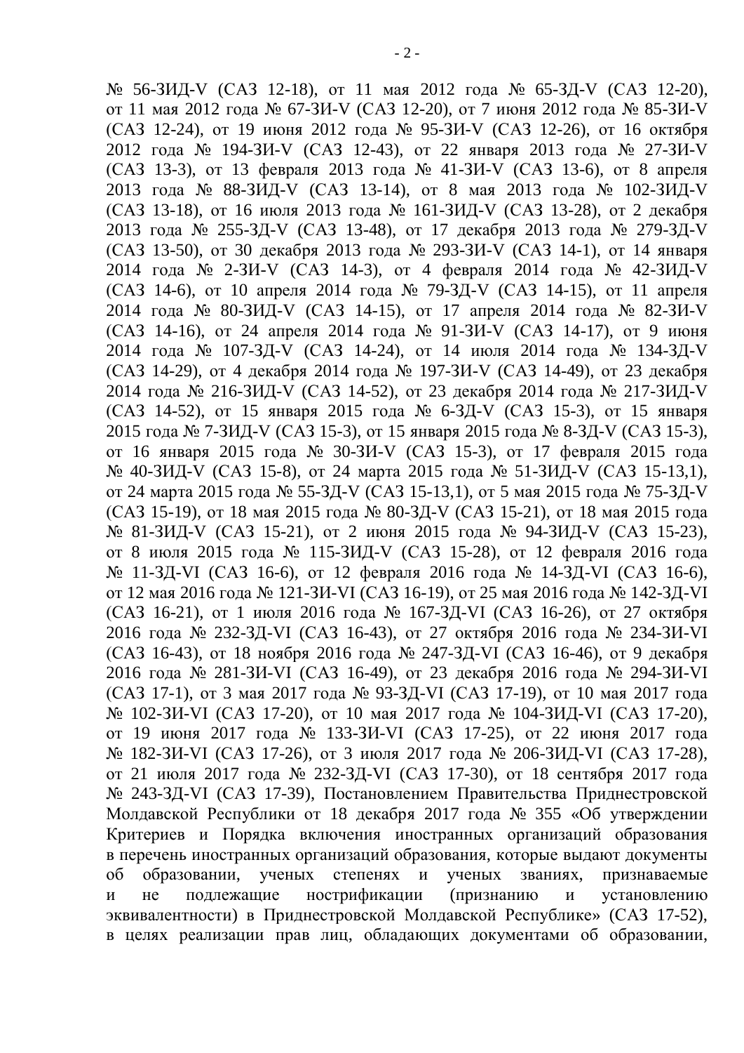№ 56-ЗИД-V (САЗ 12-18), от 11 мая 2012 года № 65-ЗД-V (САЗ 12-20), от 11 мая 2012 года № 67-ЗИ-V (САЗ 12-20), от 7 июня 2012 года № 85-ЗИ-V (САЗ 12-24), от 19 июня 2012 года № 95-ЗИ-V (САЗ 12-26), от 16 октября 2012 года № 194-ЗИ-V (САЗ 12-43), от 22 января 2013 года № 27-ЗИ-V (САЗ 13-3), от 13 февраля 2013 года № 41-ЗИ-V (САЗ 13-6), от 8 апреля 2013 года № 88-ЗИД-V (САЗ 13-14), от 8 мая 2013 года № 102-ЗИД-V (САЗ 13-18), от 16 июля 2013 года № 161-ЗИД-V (САЗ 13-28), от 2 декабря 2013 года № 255-ЗД-V (САЗ 13-48), от 17 декабря 2013 года № 279-ЗД-V (САЗ 13-50), от 30 декабря 2013 года № 293-ЗИ-V (САЗ 14-1), от 14 января 2014 года № 2-ЗИ-V (САЗ 14-3), от 4 февраля 2014 года № 42-ЗИД-V (САЗ 14-6), от 10 апреля 2014 года № 79-ЗД-V (САЗ 14-15), от 11 апреля 2014 года № 80-ЗИД-V (САЗ 14-15), от 17 апреля 2014 года № 82-ЗИ-V (САЗ 14-16), от 24 апреля 2014 года № 91-ЗИ-V (САЗ 14-17), от 9 июня 2014 года № 107-ЗД-V (САЗ 14-24), от 14 июля 2014 года № 134-ЗД-V (САЗ 14-29), от 4 декабря 2014 года № 197-ЗИ-V (САЗ 14-49), от 23 декабря 2014 года № 216-ЗИД-V (САЗ 14-52), от 23 декабря 2014 года № 217-ЗИД-V (САЗ 14-52), от 15 января 2015 года № 6-ЗД-V (САЗ 15-3), от 15 января 2015 года № 7-ЗИД-V (САЗ 15-3), от 15 января 2015 года № 8-ЗД-V (САЗ 15-3), от 16 января 2015 года № 30-ЗИ-V (САЗ 15-3), от 17 февраля 2015 года № 40-ЗИД-V (САЗ 15-8), от 24 марта 2015 года № 51-ЗИД-V (САЗ 15-13,1), от 24 марта 2015 года № 55-ЗД-V (САЗ 15-13,1), от 5 мая 2015 года № 75-ЗД-V (САЗ 15-19), от 18 мая 2015 года № 80-ЗД-V (САЗ 15-21), от 18 мая 2015 года № 81-ЗИД-V (САЗ 15-21), от 2 июня 2015 года № 94-ЗИД-V (САЗ 15-23), от 8 июля 2015 года № 115-ЗИД-V (САЗ 15-28), от 12 февраля 2016 года № 11-ЗД-VI (САЗ 16-6), от 12 февраля 2016 года № 14-ЗД-VI (САЗ 16-6), от 12 мая 2016 года № 121-ЗИ-VI (САЗ 16-19), от 25 мая 2016 года № 142-ЗД-VI (САЗ 16-21), от 1 июля 2016 года № 167-ЗД-VI (САЗ 16-26), от 27 октября 2016 года № 232-ЗД-VI (САЗ 16-43), от 27 октября 2016 года № 234-ЗИ-VI (САЗ 16-43), от 18 ноября 2016 года № 247-ЗД-VI (САЗ 16-46), от 9 декабря 2016 года № 281-ЗИ-VI (САЗ 16-49), от 23 декабря 2016 года № 294-ЗИ-VI (САЗ 17-1), от 3 мая 2017 года № 93-ЗД-VI (САЗ 17-19), от 10 мая 2017 года № 102-ЗИ-VI (САЗ 17-20), от 10 мая 2017 года № 104-ЗИД-VI (САЗ 17-20), от 19 июня 2017 года № 133-ЗИ-VI (САЗ 17-25), от 22 июня 2017 года № 182-ЗИ-VI (САЗ 17-26), от 3 июля 2017 года № 206-ЗИД-VI (САЗ 17-28), от 21 июля 2017 года № 232-ЗД-VI (САЗ 17-30), от 18 сентября 2017 года № 243-ЗД-VI (САЗ 17-39), Постановлением Правительства Приднестровской Молдавской Республики от 18 декабря 2017 года № 355 «Об утверждении Критериев и Порядка включения иностранных организаций образования в перечень иностранных организаций образования, которые выдают документы об образовании, ученых степенях и ученых званиях, признаваемые и не подлежащие нострификации (признанию и установлению эквивалентности) в Приднестровской Молдавской Республике» (САЗ 17-52), в целях реализации прав лиц, обладающих документами об образовании,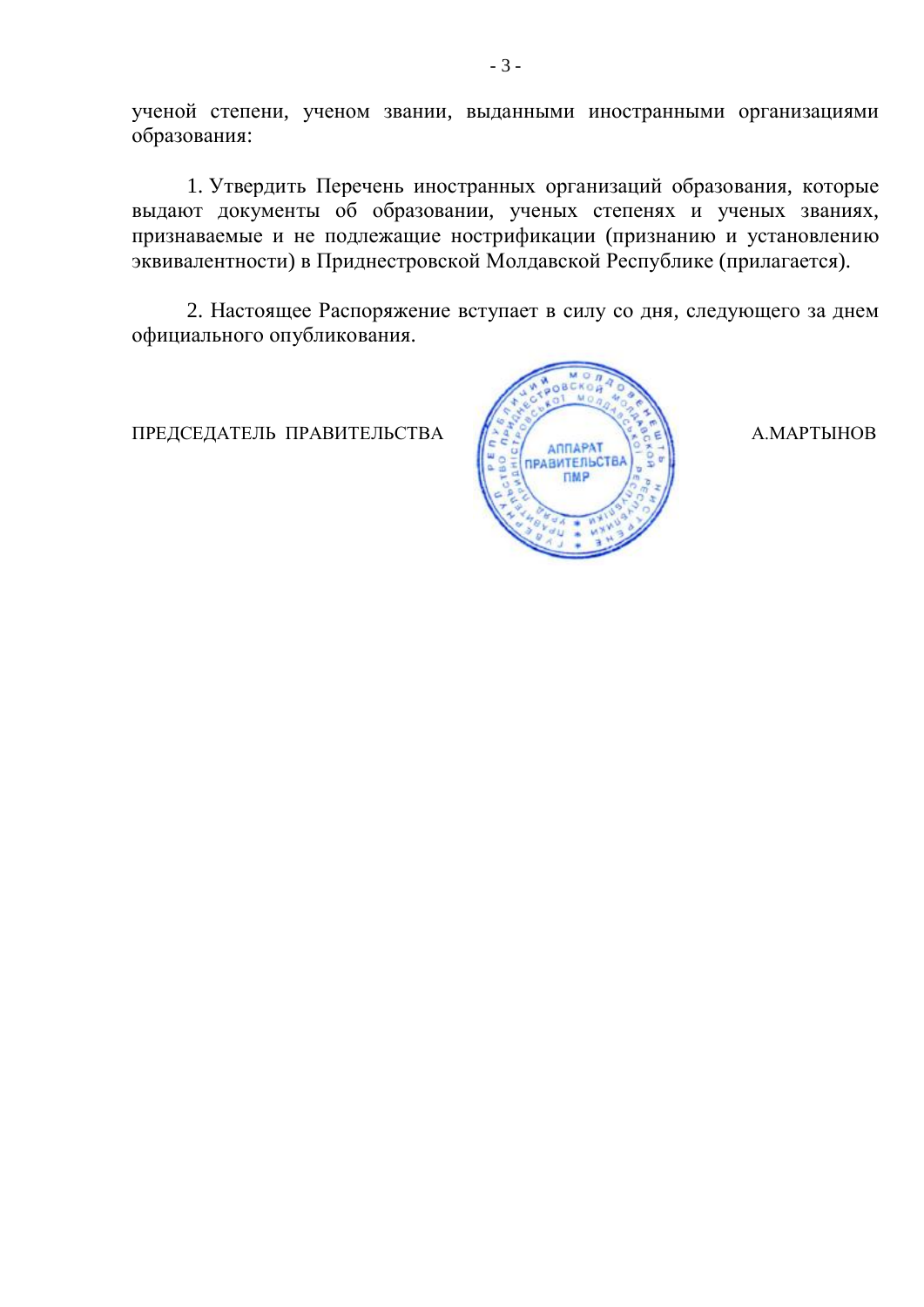ученой степени, ученом звании, выданными иностранными организациями образования:

1. Утвердить Перечень иностранных организаций образования, которые выдают документы об образовании, ученых степенях и ученых званиях, признаваемые и не подлежащие нострификации (признанию и установлению эквивалентности) в Приднестровской Молдавской Республике (прилагается).

2. Настоящее Распоряжение вступает в силу со дня, следующего за днем официального опубликования.

ПРЕДСЕДАТЕЛЬ ПРАВИТЕЛЬСТВА А.МАРТЫНОВ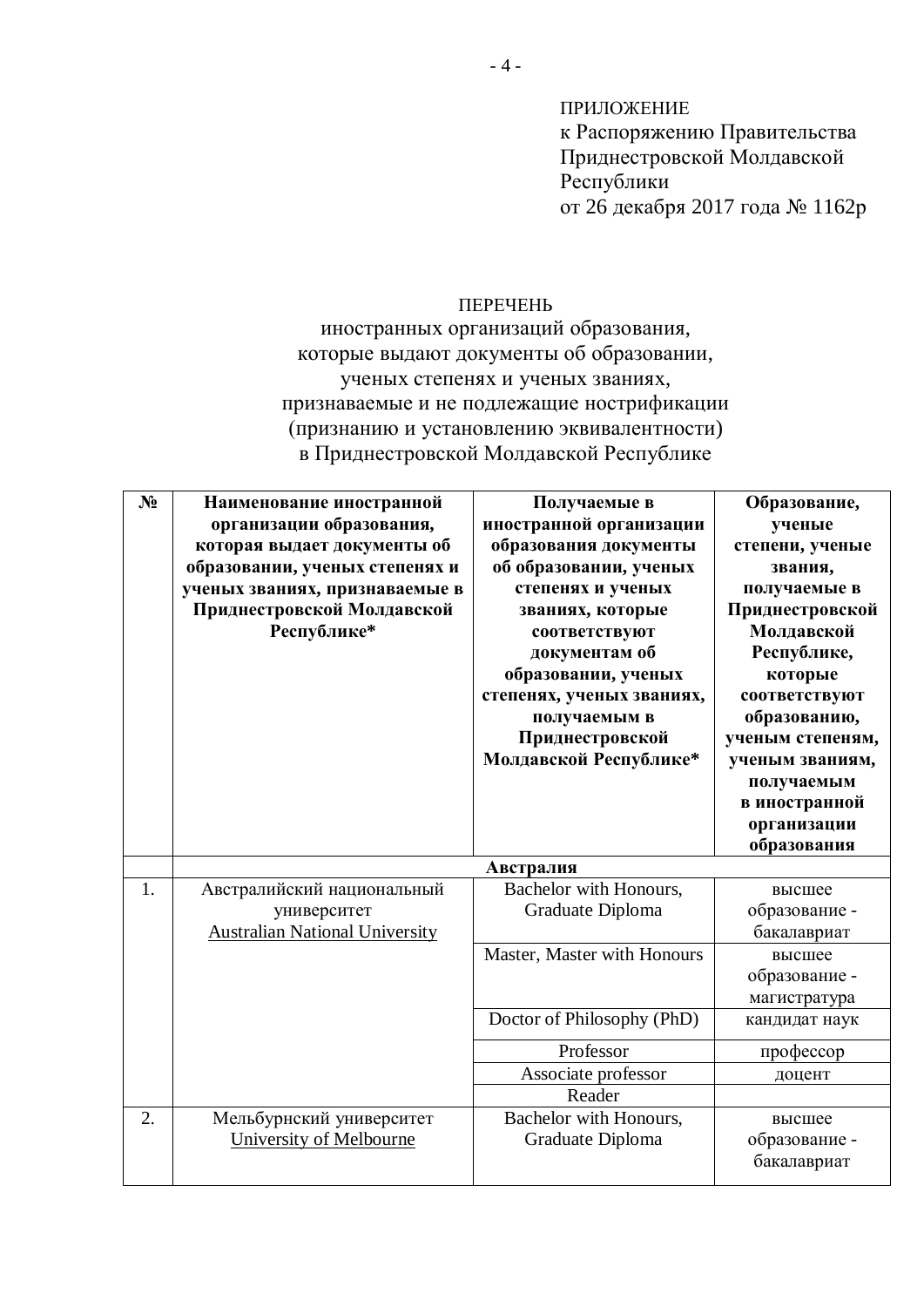ПРИЛОЖЕНИЕ
к Распоряжению Правительства
Приднестровской Молдавской
Республики
от 26 декабря 2017 года № 1162р

ПЕРЕЧЕНЬ
иностранных организаций образования,
которые выдают документы об образовании,
ученых степенях и ученых званиях,
признаваемые и не подлежащие нострификации
(признанию и установлению эквивалентности)
в Приднестровской Молдавской Республике

| № | Наименование иностранной организации образования, которая выдает документы об образовании, ученых степенях и ученых званиях, признаваемые в Приднестровской Молдавской Республике* | Получаемые в иностранной организации образования документы об образовании, ученых степенях и ученых званиях, которые соответствуют документам об образовании, ученых степенях, ученых званиях, получаемым в Приднестровской Молдавской Республике* | Образование, ученые степени, ученые звания, получаемые в Приднестровской Молдавской Республике, которые соответствуют образованию, ученым степеням, ученым званиям, получаемым в иностранной организации образования |
|---|---|---|---|
| | **Австралия** | | |
| 1. | Австралийский национальный университет Australian National University | Bachelor with Honours, Graduate Diploma | высшее образование - бакалавриат |
| | | Master, Master with Honours | высшее образование - магистратура |
| | | Doctor of Philosophy (PhD) | кандидат наук |
| | | Professor | профессор |
| | | Associate professor | доцент |
| | | Reader | |
| 2. | Мельбурнский университет University of Melbourne | Bachelor with Honours, Graduate Diploma | высшее образование - бакалавриат |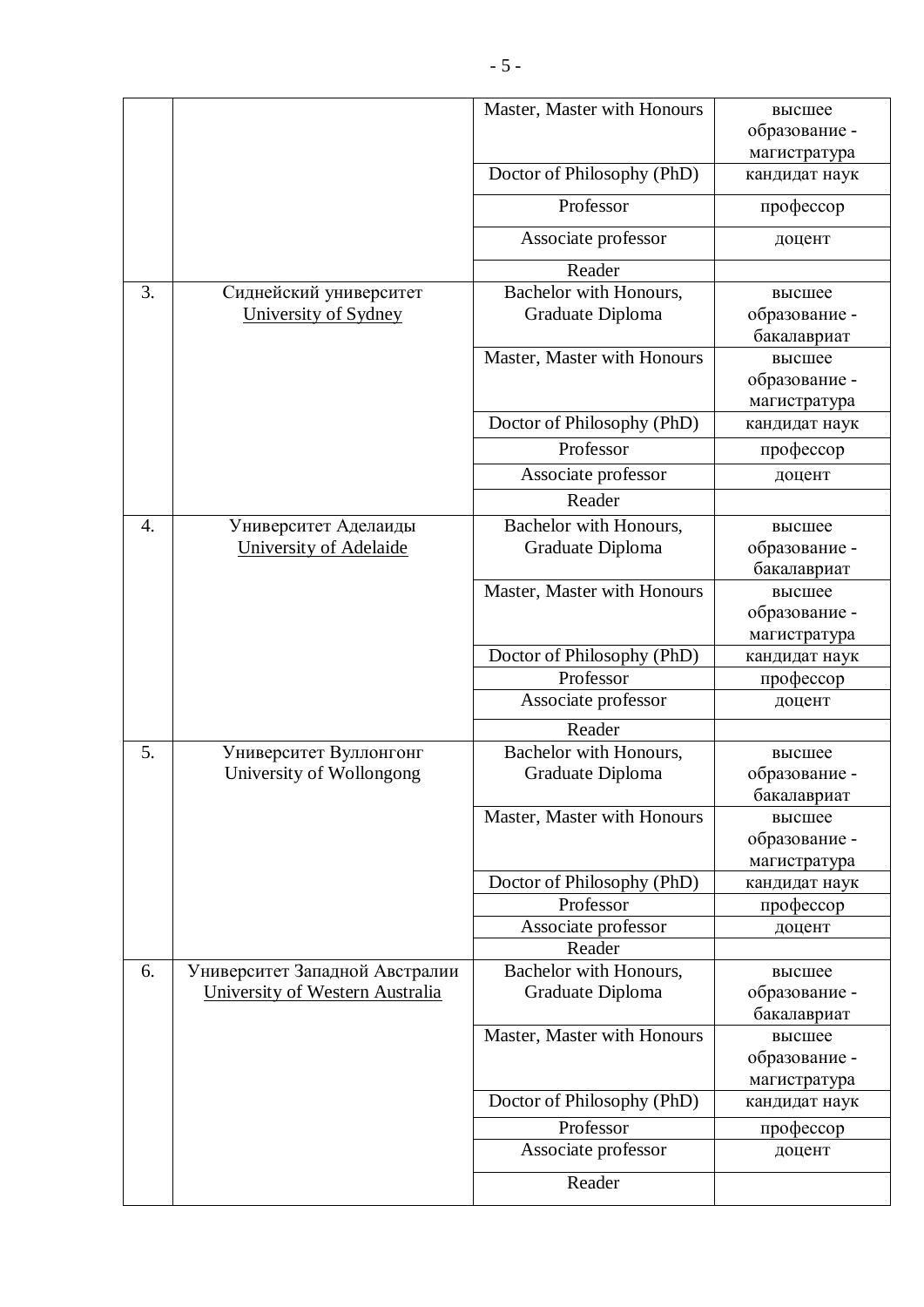| | | | |
|---|---|---|---|
| | | Master, Master with Honours | высшее образование - магистратура |
| | | Doctor of Philosophy (PhD) | кандидат наук |
| | | Professor | профессор |
| | | Associate professor | доцент |
| | | Reader | |
| 3. | Сиднейский университет University of Sydney | Bachelor with Honours, Graduate Diploma | высшее образование - бакалавриат |
| | | Master, Master with Honours | высшее образование - магистратура |
| | | Doctor of Philosophy (PhD) | кандидат наук |
| | | Professor | профессор |
| | | Associate professor | доцент |
| | | Reader | |
| 4. | Университет Аделаиды University of Adelaide | Bachelor with Honours, Graduate Diploma | высшее образование - бакалавриат |
| | | Master, Master with Honours | высшее образование - магистратура |
| | | Doctor of Philosophy (PhD) | кандидат наук |
| | | Professor | профессор |
| | | Associate professor | доцент |
| | | Reader | |
| 5. | Университет Вуллонгонг University of Wollongong | Bachelor with Honours, Graduate Diploma | высшее образование - бакалавриат |
| | | Master, Master with Honours | высшее образование - магистратура |
| | | Doctor of Philosophy (PhD) | кандидат наук |
| | | Professor | профессор |
| | | Associate professor | доцент |
| | | Reader | |
| 6. | Университет Западной Австралии University of Western Australia | Bachelor with Honours, Graduate Diploma | высшее образование - бакалавриат |
| | | Master, Master with Honours | высшее образование - магистратура |
| | | Doctor of Philosophy (PhD) | кандидат наук |
| | | Professor | профессор |
| | | Associate professor | доцент |
| | | Reader | |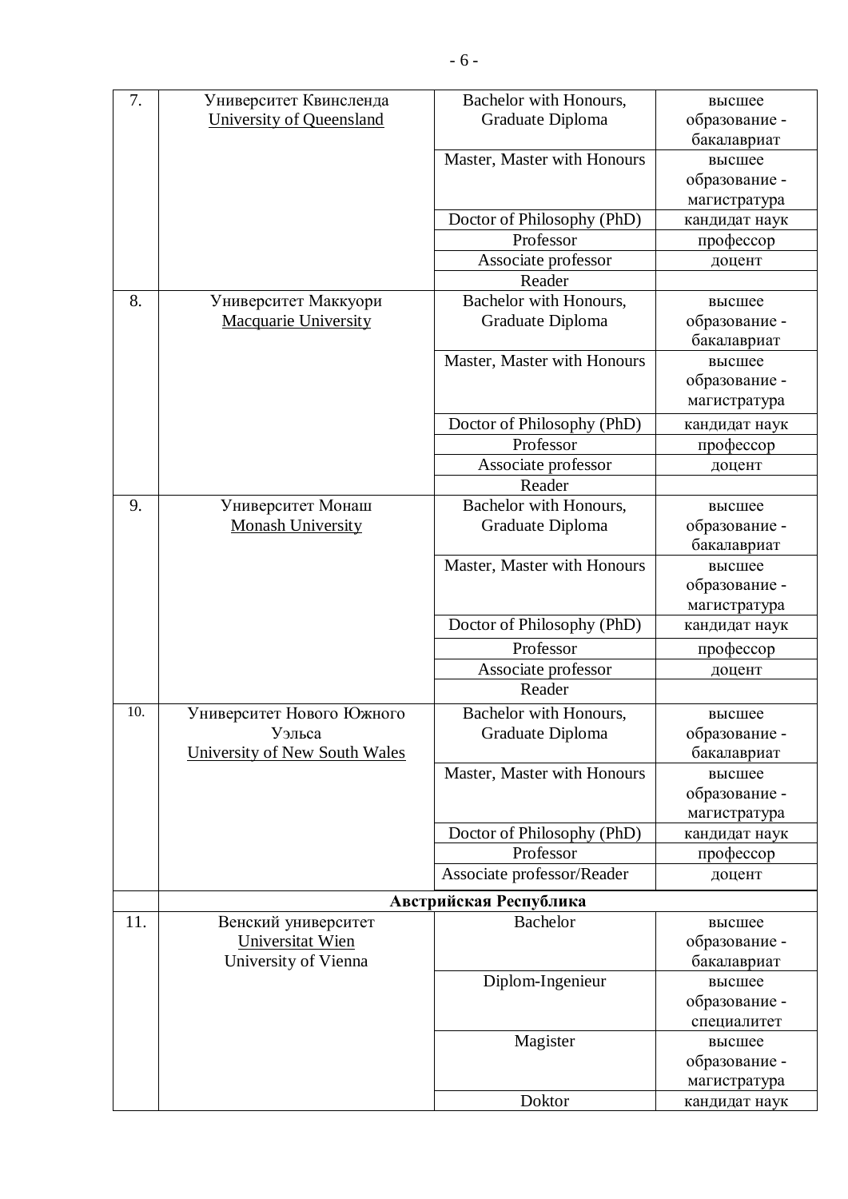| 7. | Университет Квинсленда<br>University of Queensland | Bachelor with Honours, Graduate Diploma | высшее образование - бакалавриат |
|---|---|---|---|
| | | Master, Master with Honours | высшее образование - магистратура |
| | | Doctor of Philosophy (PhD) | кандидат наук |
| | | Professor | профессор |
| | | Associate professor | доцент |
| | | Reader | |
| 8. | Университет Маккуори<br>Macquarie University | Bachelor with Honours, Graduate Diploma | высшее образование - бакалавриат |
| | | Master, Master with Honours | высшее образование - магистратура |
| | | Doctor of Philosophy (PhD) | кандидат наук |
| | | Professor | профессор |
| | | Associate professor | доцент |
| | | Reader | |
| 9. | Университет Монаш<br>Monash University | Bachelor with Honours, Graduate Diploma | высшее образование - бакалавриат |
| | | Master, Master with Honours | высшее образование - магистратура |
| | | Doctor of Philosophy (PhD) | кандидат наук |
| | | Professor | профессор |
| | | Associate professor | доцент |
| | | Reader | |
| 10. | Университет Нового Южного Уэльса<br>University of New South Wales | Bachelor with Honours, Graduate Diploma | высшее образование - бакалавриат |
| | | Master, Master with Honours | высшее образование - магистратура |
| | | Doctor of Philosophy (PhD) | кандидат наук |
| | | Professor | профессор |
| | | Associate professor/Reader | доцент |
| | **Австрийская Республика** | | |
| 11. | Венский университет<br>Universitat Wien<br>University of Vienna | Bachelor | высшее образование - бакалавриат |
| | | Diplom-Ingenieur | высшее образование - специалитет |
| | | Magister | высшее образование - магистратура |
| | | Doktor | кандидат наук |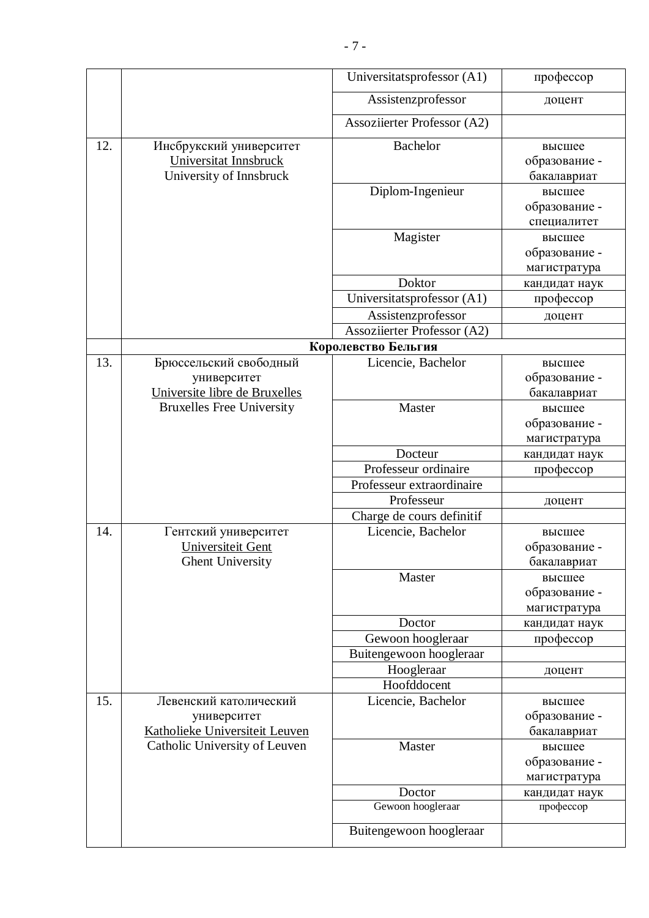| | | | |
|---|---|---|---|
| | | Universitatsprofessor (A1) | профессор |
| | | Assistenzprofessor | доцент |
| | | Assoziierter Professor (A2) | |
| 12. | Инсбрукский университет<br>Universitat Innsbruck<br>University of Innsbruck | Bachelor | высшее образование - бакалавриат |
| | | Diplom-Ingenieur | высшее образование - специалитет |
| | | Magister | высшее образование - магистратура |
| | | Doktor | кандидат наук |
| | | Universitatsprofessor (A1) | профессор |
| | | Assistenzprofessor | доцент |
| | | Assoziierter Professor (A2) | |
| | **Королевство Бельгия** | | |
| 13. | Брюссельский свободный университет<br>Universite libre de Bruxelles<br>Bruxelles Free University | Licencie, Bachelor | высшее образование - бакалавриат |
| | | Master | высшее образование - магистратура |
| | | Docteur | кандидат наук |
| | | Professeur ordinaire | профессор |
| | | Professeur extraordinaire | |
| | | Professeur | доцент |
| | | Charge de cours definitif | |
| 14. | Гентский университет<br>Universiteit Gent<br>Ghent University | Licencie, Bachelor | высшее образование - бакалавриат |
| | | Master | высшее образование - магистратура |
| | | Doctor | кандидат наук |
| | | Gewoon hoogleraar | профессор |
| | | Buitengewoon hoogleraar | |
| | | Hoogleraar | доцент |
| | | Hoofddocent | |
| 15. | Левенский католический университет<br>Katholieke Universiteit Leuven<br>Catholic University of Leuven | Licencie, Bachelor | высшее образование - бакалавриат |
| | | Master | высшее образование - магистратура |
| | | Doctor | кандидат наук |
| | | Gewoon hoogleraar | профессор |
| | | Buitengewoon hoogleraar | |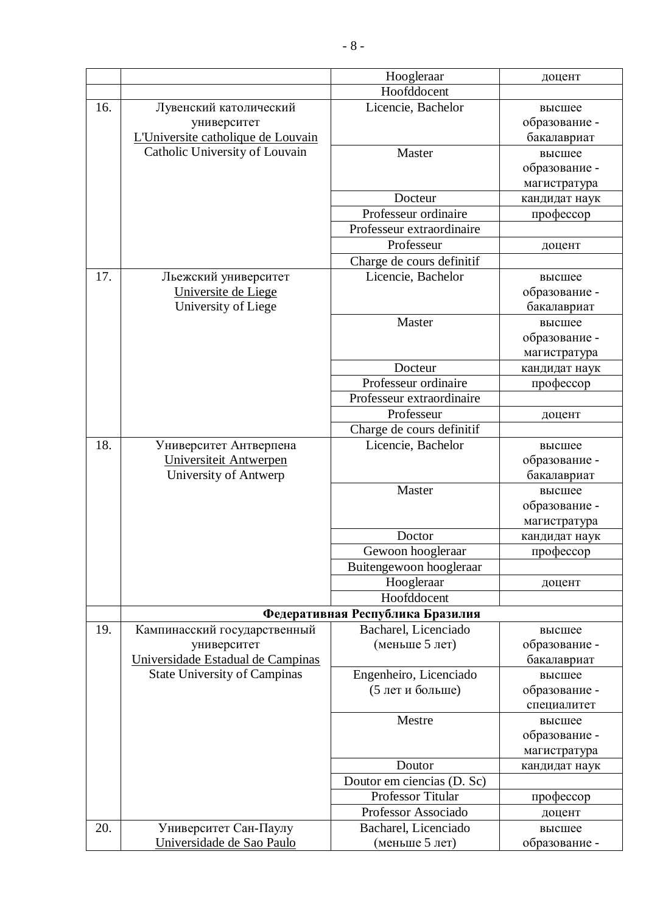| | | | |
|---|---|---|---|
| | | Hoogleraar | доцент |
| | | Hoofddocent | |
| 16. | Лувенский католический университет L'Universite catholique de Louvain Catholic University of Louvain | Licencie, Bachelor | высшее образование - бакалавриат |
| | | Master | высшее образование - магистратура |
| | | Docteur | кандидат наук |
| | | Professeur ordinaire | профессор |
| | | Professeur extraordinaire | |
| | | Professeur | доцент |
| | | Charge de cours definitif | |
| 17. | Льежский университет Universite de Liege University of Liege | Licencie, Bachelor | высшее образование - бакалавриат |
| | | Master | высшее образование - магистратура |
| | | Docteur | кандидат наук |
| | | Professeur ordinaire | профессор |
| | | Professeur extraordinaire | |
| | | Professeur | доцент |
| | | Charge de cours definitif | |
| 18. | Университет Антверпена Universiteit Antwerpen University of Antwerp | Licencie, Bachelor | высшее образование - бакалавриат |
| | | Master | высшее образование - магистратура |
| | | Doctor | кандидат наук |
| | | Gewoon hoogleraar | профессор |
| | | Buitengewoon hoogleraar | |
| | | Hoogleraar | доцент |
| | | Hoofddocent | |
| | **Федеративная Республика Бразилия** | | |
| 19. | Кампинасский государственный университет Universidade Estadual de Campinas State University of Campinas | Bacharel, Licenciado (меньше 5 лет) | высшее образование - бакалавриат |
| | | Engenheiro, Licenciado (5 лет и больше) | высшее образование - специалитет |
| | | Mestre | высшее образование - магистратура |
| | | Doutor | кандидат наук |
| | | Doutor em ciencias (D. Sc) | |
| | | Professor Titular | профессор |
| | | Professor Associado | доцент |
| 20. | Университет Сан-Паулу Universidade de Sao Paulo | Bacharel, Licenciado (меньше 5 лет) | высшее образование - |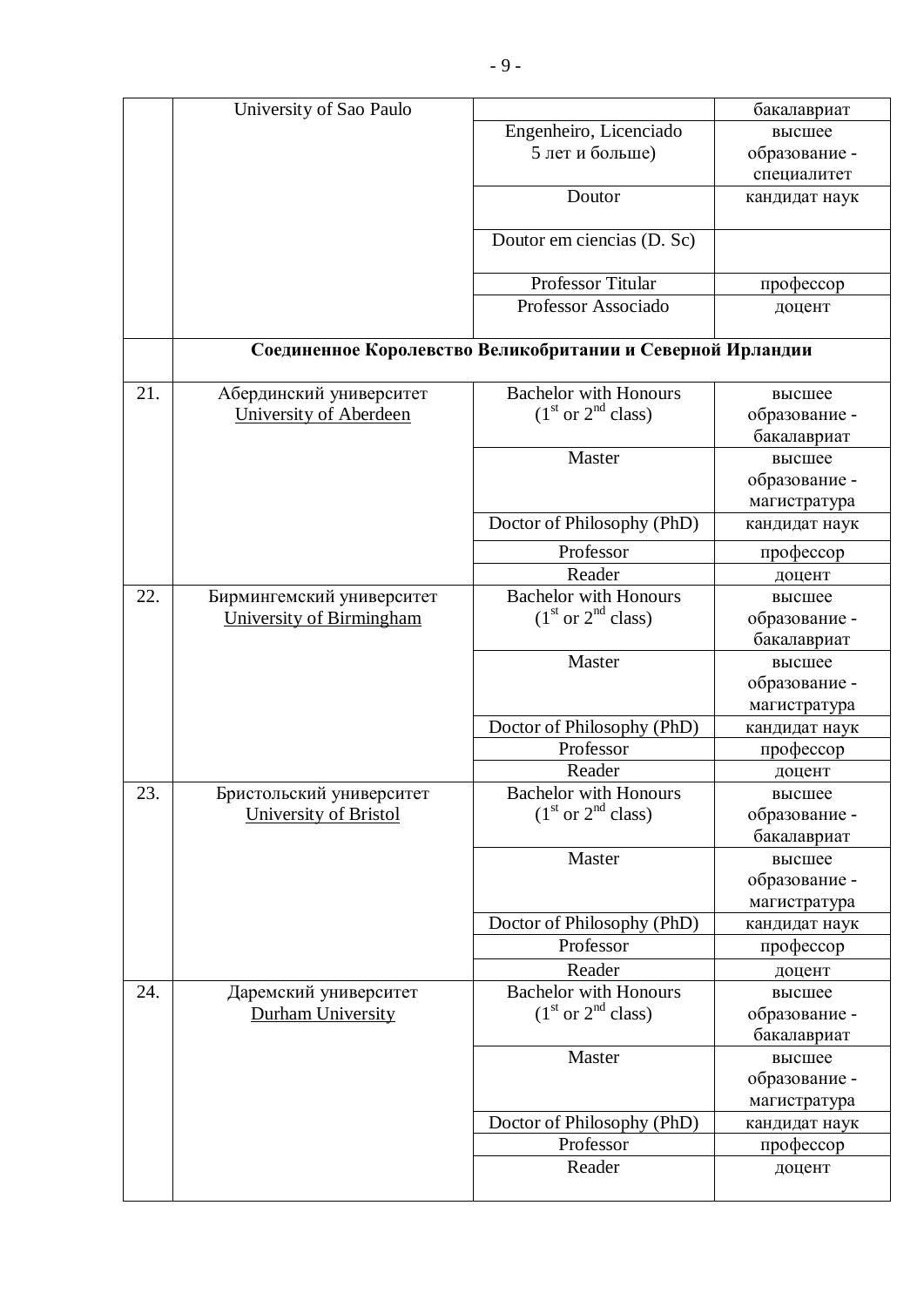| | | | |
|---|---|---|---|
| | University of Sao Paulo | | бакалавриат |
| | | Engenheiro, Licenciado 5 лет и больше) | высшее образование - специалитет |
| | | Doutor | кандидат наук |
| | | Doutor em ciencias (D. Sc) | |
| | | Professor Titular | профессор |
| | | Professor Associado | доцент |
| | **Соединенное Королевство Великобритании и Северной Ирландии** | | |
| 21. | Абердинский университет <u>University of Aberdeen</u> | Bachelor with Honours ($1^{st}$ or $2^{nd}$ class) | высшее образование - бакалавриат |
| | | Master | высшее образование - магистратура |
| | | Doctor of Philosophy (PhD) | кандидат наук |
| | | Professor | профессор |
| | | Reader | доцент |
| 22. | Бирмингемский университет <u>University of Birmingham</u> | Bachelor with Honours ($1^{st}$ or $2^{nd}$ class) | высшее образование - бакалавриат |
| | | Master | высшее образование - магистратура |
| | | Doctor of Philosophy (PhD) | кандидат наук |
| | | Professor | профессор |
| | | Reader | доцент |
| 23. | Бристольский университет <u>University of Bristol</u> | Bachelor with Honours ($1^{st}$ or $2^{nd}$ class) | высшее образование - бакалавриат |
| | | Master | высшее образование - магистратура |
| | | Doctor of Philosophy (PhD) | кандидат наук |
| | | Professor | профессор |
| | | Reader | доцент |
| 24. | Даремский университет <u>Durham University</u> | Bachelor with Honours ($1^{st}$ or $2^{nd}$ class) | высшее образование - бакалавриат |
| | | Master | высшее образование - магистратура |
| | | Doctor of Philosophy (PhD) | кандидат наук |
| | | Professor | профессор |
| | | Reader | доцент |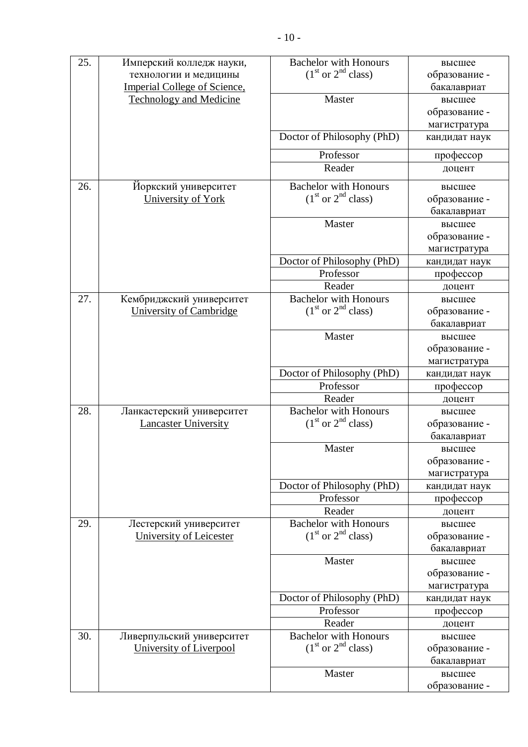| 25. | Имперский колледж науки, технологии и медицины Imperial College of Science, Technology and Medicine | Bachelor with Honours ($1^{st}$ or $2^{nd}$ class) | высшее образование - бакалавриат |
|---|---|---|---|
| | | Master | высшее образование - магистратура |
| | | Doctor of Philosophy (PhD) | кандидат наук |
| | | Professor | профессор |
| | | Reader | доцент |
| 26. | Йоркский университет University of York | Bachelor with Honours ($1^{st}$ or $2^{nd}$ class) | высшее образование - бакалавриат |
| | | Master | высшее образование - магистратура |
| | | Doctor of Philosophy (PhD) | кандидат наук |
| | | Professor | профессор |
| | | Reader | доцент |
| 27. | Кембриджский университет University of Cambridge | Bachelor with Honours ($1^{st}$ or $2^{nd}$ class) | высшее образование - бакалавриат |
| | | Master | высшее образование - магистратура |
| | | Doctor of Philosophy (PhD) | кандидат наук |
| | | Professor | профессор |
| | | Reader | доцент |
| 28. | Ланкастерский университет Lancaster University | Bachelor with Honours ($1^{st}$ or $2^{nd}$ class) | высшее образование - бакалавриат |
| | | Master | высшее образование - магистратура |
| | | Doctor of Philosophy (PhD) | кандидат наук |
| | | Professor | профессор |
| | | Reader | доцент |
| 29. | Лестерский университет University of Leicester | Bachelor with Honours ($1^{st}$ or $2^{nd}$ class) | высшее образование - бакалавриат |
| | | Master | высшее образование - магистратура |
| | | Doctor of Philosophy (PhD) | кандидат наук |
| | | Professor | профессор |
| | | Reader | доцент |
| 30. | Ливерпульский университет University of Liverpool | Bachelor with Honours ($1^{st}$ or $2^{nd}$ class) | высшее образование - бакалавриат |
| | | Master | высшее образование - |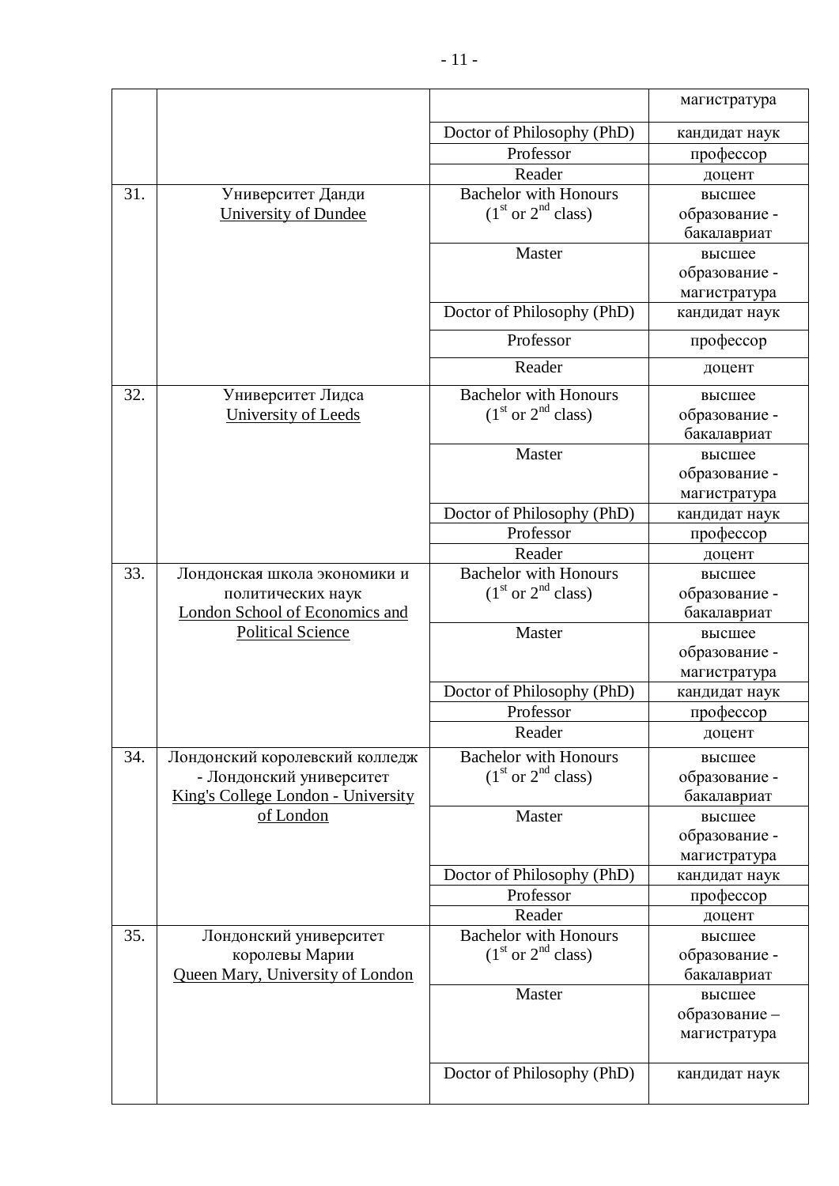| | | | |
|---|---|---|---|
| | | | магистратура |
| | | Doctor of Philosophy (PhD) | кандидат наук |
| | | Professor | профессор |
| | | Reader | доцент |
| 31. | Университет Данди<br>University of Dundee | Bachelor with Honours ($1^{st}$ or $2^{nd}$ class) | высшее образование - бакалавриат |
| | | Master | высшее образование - магистратура |
| | | Doctor of Philosophy (PhD) | кандидат наук |
| | | Professor | профессор |
| | | Reader | доцент |
| 32. | Университет Лидса<br>University of Leeds | Bachelor with Honours ($1^{st}$ or $2^{nd}$ class) | высшее образование - бакалавриат |
| | | Master | высшее образование - магистратура |
| | | Doctor of Philosophy (PhD) | кандидат наук |
| | | Professor | профессор |
| | | Reader | доцент |
| 33. | Лондонская школа экономики и политических наук<br>London School of Economics and Political Science | Bachelor with Honours ($1^{st}$ or $2^{nd}$ class) | высшее образование - бакалавриат |
| | | Master | высшее образование - магистратура |
| | | Doctor of Philosophy (PhD) | кандидат наук |
| | | Professor | профессор |
| | | Reader | доцент |
| 34. | Лондонский королевский колледж - Лондонский университет<br>King's College London - University of London | Bachelor with Honours ($1^{st}$ or $2^{nd}$ class) | высшее образование - бакалавриат |
| | | Master | высшее образование - магистратура |
| | | Doctor of Philosophy (PhD) | кандидат наук |
| | | Professor | профессор |
| | | Reader | доцент |
| 35. | Лондонский университет королевы Марии<br>Queen Mary, University of London | Bachelor with Honours ($1^{st}$ or $2^{nd}$ class) | высшее образование - бакалавриат |
| | | Master | высшее образование – магистратура |
| | | Doctor of Philosophy (PhD) | кандидат наук |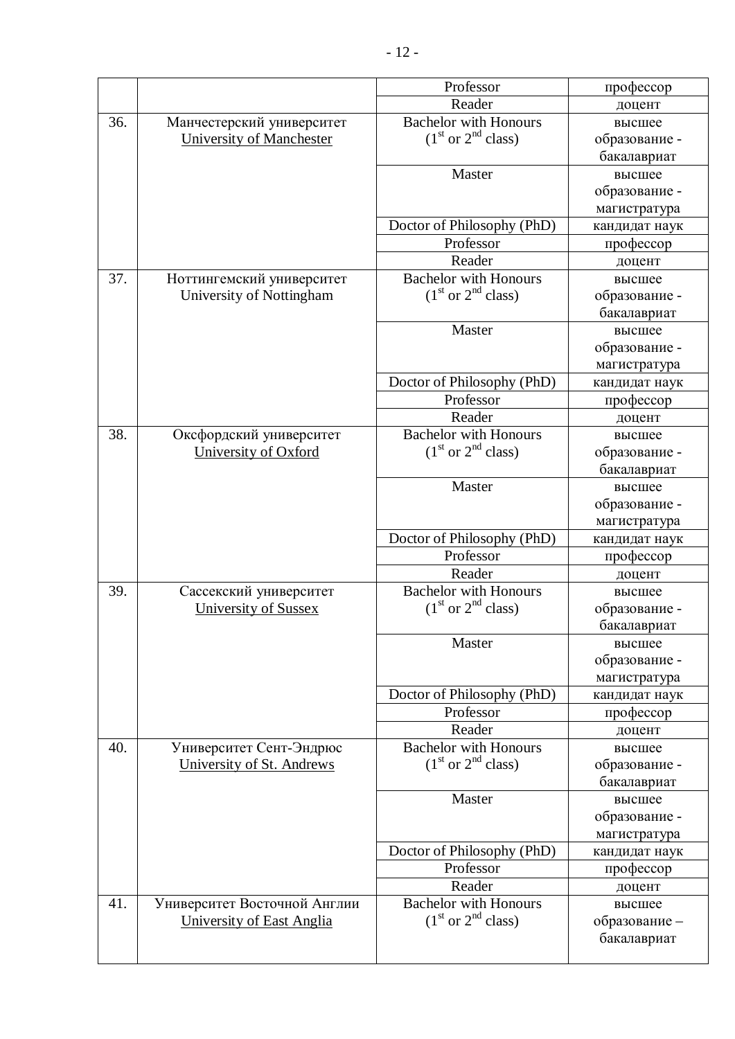| | | | |
|---|---|---|---|
| | | Professor | профессор |
| | | Reader | доцент |
| 36. | Манчестерский университет<br>University of Manchester | Bachelor with Honours ($1^{st}$ or $2^{nd}$ class) | высшее образование - бакалавриат |
| | | Master | высшее образование - магистратура |
| | | Doctor of Philosophy (PhD) | кандидат наук |
| | | Professor | профессор |
| | | Reader | доцент |
| 37. | Ноттингемский университет<br>University of Nottingham | Bachelor with Honours ($1^{st}$ or $2^{nd}$ class) | высшее образование - бакалавриат |
| | | Master | высшее образование - магистратура |
| | | Doctor of Philosophy (PhD) | кандидат наук |
| | | Professor | профессор |
| | | Reader | доцент |
| 38. | Оксфордский университет<br>University of Oxford | Bachelor with Honours ($1^{st}$ or $2^{nd}$ class) | высшее образование - бакалавриат |
| | | Master | высшее образование - магистратура |
| | | Doctor of Philosophy (PhD) | кандидат наук |
| | | Professor | профессор |
| | | Reader | доцент |
| 39. | Сассекский университет<br>University of Sussex | Bachelor with Honours ($1^{st}$ or $2^{nd}$ class) | высшее образование - бакалавриат |
| | | Master | высшее образование - магистратура |
| | | Doctor of Philosophy (PhD) | кандидат наук |
| | | Professor | профессор |
| | | Reader | доцент |
| 40. | Университет Сент-Эндрюс<br>University of St. Andrews | Bachelor with Honours ($1^{st}$ or $2^{nd}$ class) | высшее образование - бакалавриат |
| | | Master | высшее образование - магистратура |
| | | Doctor of Philosophy (PhD) | кандидат наук |
| | | Professor | профессор |
| | | Reader | доцент |
| 41. | Университет Восточной Англии<br>University of East Anglia | Bachelor with Honours ($1^{st}$ or $2^{nd}$ class) | высшее образование – бакалавриат |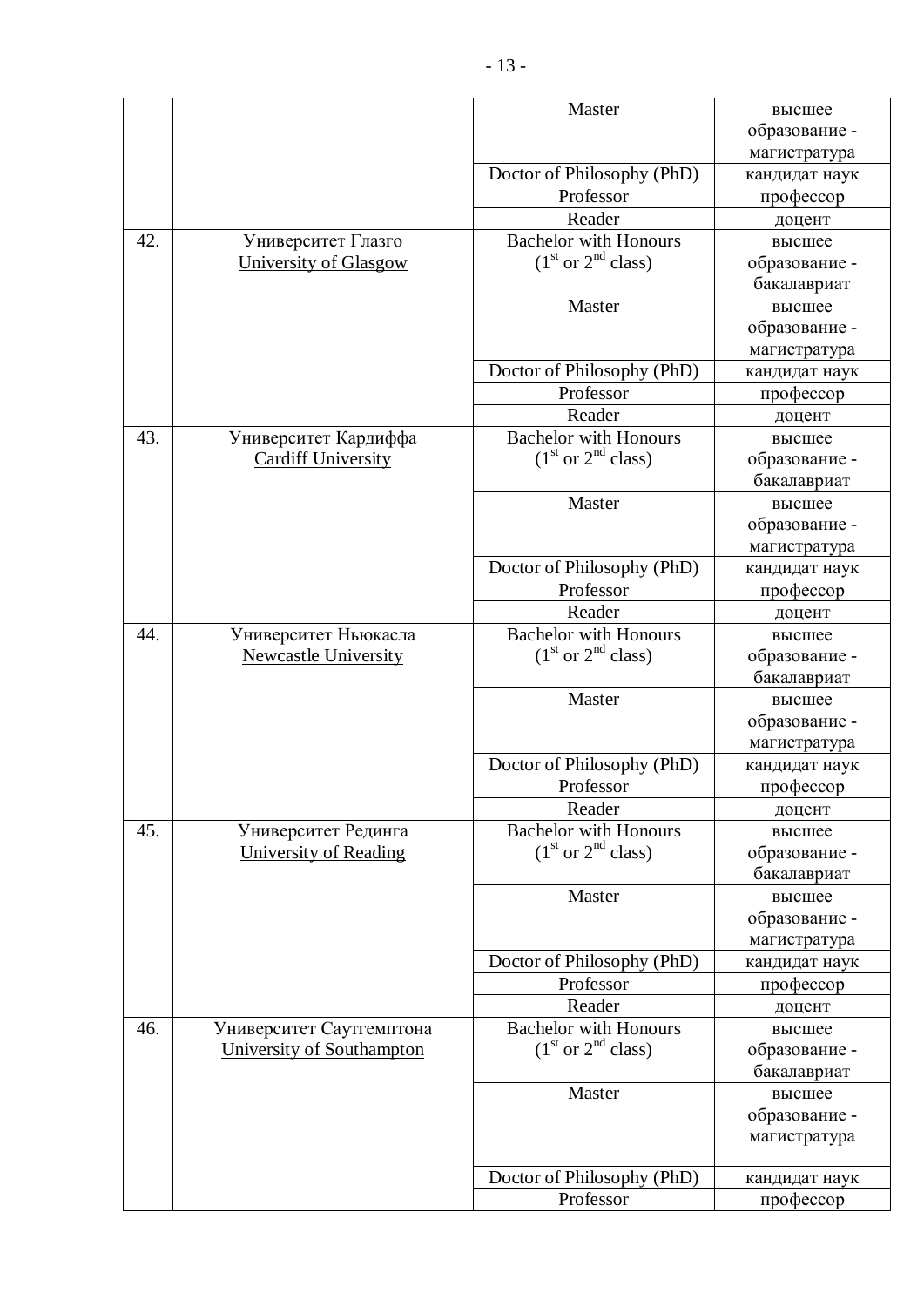|  |  |  |  |
|---|---|---|---|
|  |  | Master | высшее образование - магистратура |
|  |  | Doctor of Philosophy (PhD) | кандидат наук |
|  |  | Professor | профессор |
|  |  | Reader | доцент |
| 42. | Университет Глазго University of Glasgow | Bachelor with Honours ($1^{st}$ or $2^{nd}$ class) | высшее образование - бакалавриат |
|  |  | Master | высшее образование - магистратура |
|  |  | Doctor of Philosophy (PhD) | кандидат наук |
|  |  | Professor | профессор |
|  |  | Reader | доцент |
| 43. | Университет Кардиффа Cardiff University | Bachelor with Honours ($1^{st}$ or $2^{nd}$ class) | высшее образование - бакалавриат |
|  |  | Master | высшее образование - магистратура |
|  |  | Doctor of Philosophy (PhD) | кандидат наук |
|  |  | Professor | профессор |
|  |  | Reader | доцент |
| 44. | Университет Ньюкасла Newcastle University | Bachelor with Honours ($1^{st}$ or $2^{nd}$ class) | высшее образование - бакалавриат |
|  |  | Master | высшее образование - магистратура |
|  |  | Doctor of Philosophy (PhD) | кандидат наук |
|  |  | Professor | профессор |
|  |  | Reader | доцент |
| 45. | Университет Рединга University of Reading | Bachelor with Honours ($1^{st}$ or $2^{nd}$ class) | высшее образование - бакалавриат |
|  |  | Master | высшее образование - магистратура |
|  |  | Doctor of Philosophy (PhD) | кандидат наук |
|  |  | Professor | профессор |
|  |  | Reader | доцент |
| 46. | Университет Саутгемптона University of Southampton | Bachelor with Honours ($1^{st}$ or $2^{nd}$ class) | высшее образование - бакалавриат |
|  |  | Master | высшее образование - магистратура |
|  |  | Doctor of Philosophy (PhD) | кандидат наук |
|  |  | Professor | профессор |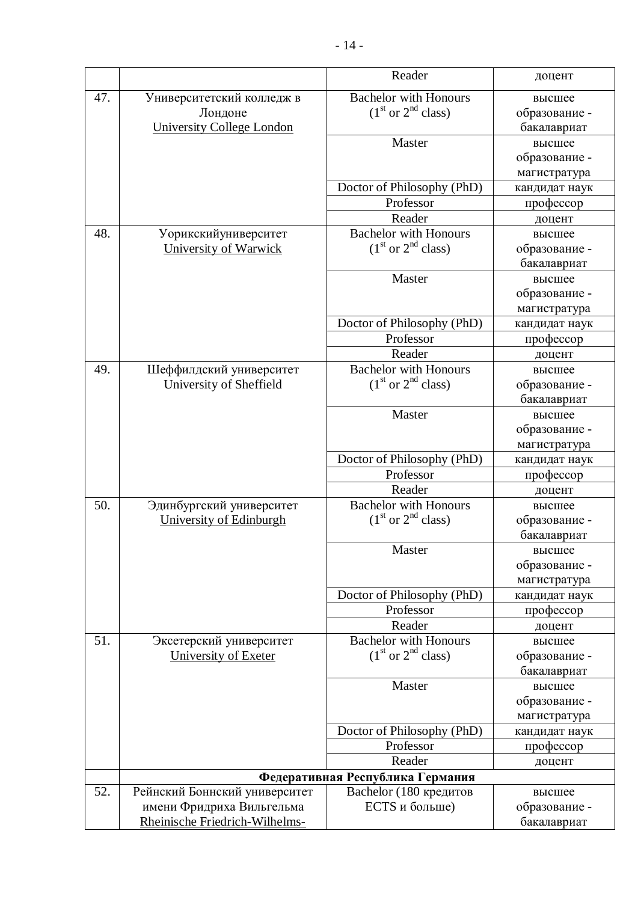| | | Reader | доцент |
|---|---|---|---|
| 47. | Университетский колледж в Лондоне University College London | Bachelor with Honours ($1^{st}$ or $2^{nd}$ class) | высшее образование - бакалавриат |
| | | Master | высшее образование - магистратура |
| | | Doctor of Philosophy (PhD) | кандидат наук |
| | | Professor | профессор |
| | | Reader | доцент |
| 48. | Уорикскийуниверситет University of Warwick | Bachelor with Honours ($1^{st}$ or $2^{nd}$ class) | высшее образование - бакалавриат |
| | | Master | высшее образование - магистратура |
| | | Doctor of Philosophy (PhD) | кандидат наук |
| | | Professor | профессор |
| | | Reader | доцент |
| 49. | Шеффилдский университет University of Sheffield | Bachelor with Honours ($1^{st}$ or $2^{nd}$ class) | высшее образование - бакалавриат |
| | | Master | высшее образование - магистратура |
| | | Doctor of Philosophy (PhD) | кандидат наук |
| | | Professor | профессор |
| | | Reader | доцент |
| 50. | Эдинбургский университет University of Edinburgh | Bachelor with Honours ($1^{st}$ or $2^{nd}$ class) | высшее образование - бакалавриат |
| | | Master | высшее образование - магистратура |
| | | Doctor of Philosophy (PhD) | кандидат наук |
| | | Professor | профессор |
| | | Reader | доцент |
| 51. | Эксетерский университет University of Exeter | Bachelor with Honours ($1^{st}$ or $2^{nd}$ class) | высшее образование - бакалавриат |
| | | Master | высшее образование - магистратура |
| | | Doctor of Philosophy (PhD) | кандидат наук |
| | | Professor | профессор |
| | | Reader | доцент |
| | **Федеративная Республика Германия** | | |
| 52. | Рейнский Боннский университет имени Фридриха Вильгельма Rheinische Friedrich-Wilhelms- | Bachelor (180 кредитов ECTS и больше) | высшее образование - бакалавриат |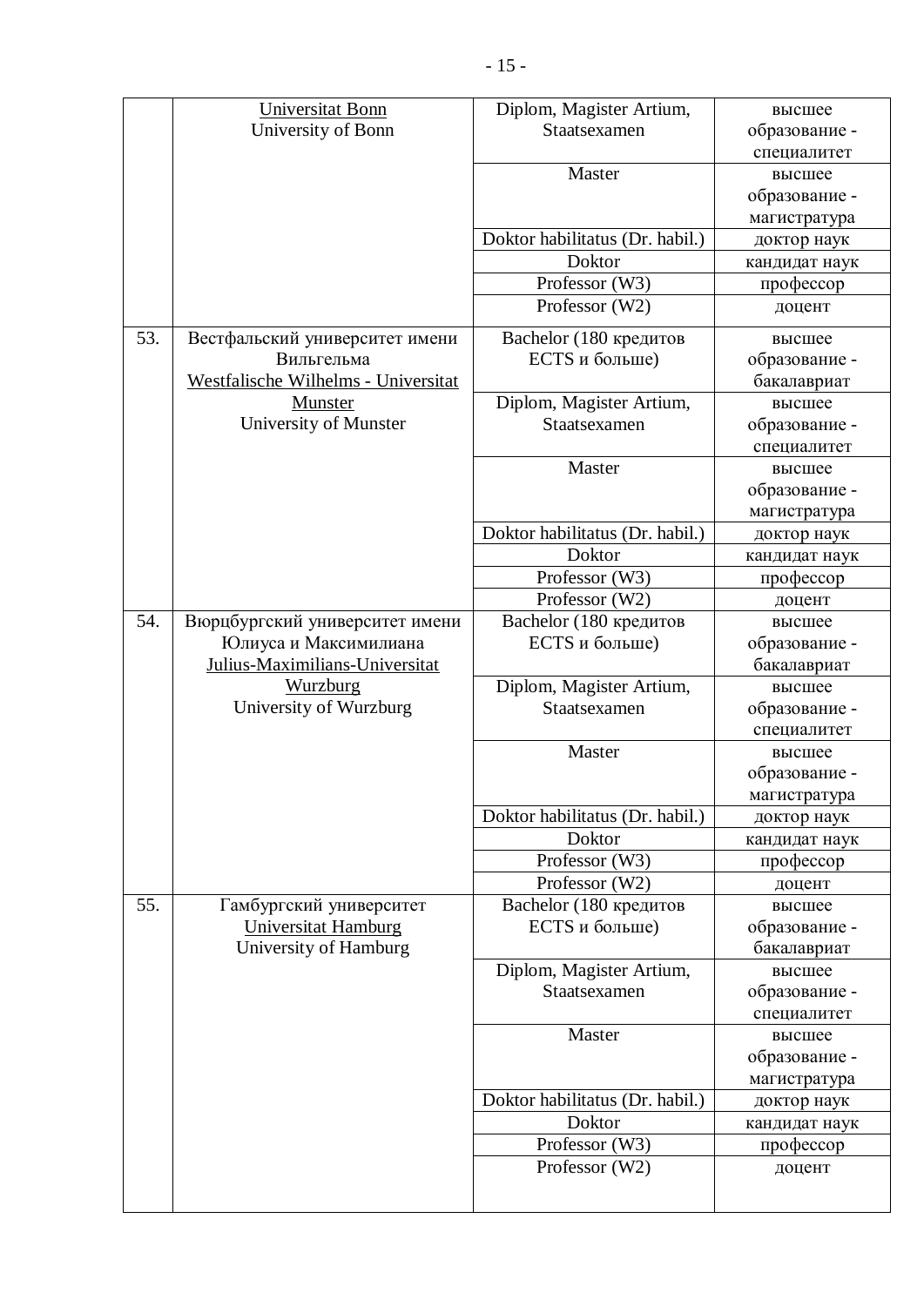| | | | |
|---|---|---|---|
| | Universitat Bonn<br>University of Bonn | Diplom, Magister Artium, Staatsexamen | высшее образование - специалитет |
| | | Master | высшее образование - магистратура |
| | | Doktor habilitatus (Dr. habil.) | доктор наук |
| | | Doktor | кандидат наук |
| | | Professor (W3) | профессор |
| | | Professor (W2) | доцент |
| 53. | Вестфальский университет имени Вильгельма<br>Westfalische Wilhelms - Universitat Munster<br>University of Munster | Bachelor (180 кредитов ECTS и больше) | высшее образование - бакалавриат |
| | | Diplom, Magister Artium, Staatsexamen | высшее образование - специалитет |
| | | Master | высшее образование - магистратура |
| | | Doktor habilitatus (Dr. habil.) | доктор наук |
| | | Doktor | кандидат наук |
| | | Professor (W3) | профессор |
| | | Professor (W2) | доцент |
| 54. | Вюрцбургский университет имени Юлиуса и Максимилиана<br>Julius-Maximilians-Universitat Wurzburg<br>University of Wurzburg | Bachelor (180 кредитов ECTS и больше) | высшее образование - бакалавриат |
| | | Diplom, Magister Artium, Staatsexamen | высшее образование - специалитет |
| | | Master | высшее образование - магистратура |
| | | Doktor habilitatus (Dr. habil.) | доктор наук |
| | | Doktor | кандидат наук |
| | | Professor (W3) | профессор |
| | | Professor (W2) | доцент |
| 55. | Гамбургский университет<br>Universitat Hamburg<br>University of Hamburg | Bachelor (180 кредитов ECTS и больше) | высшее образование - бакалавриат |
| | | Diplom, Magister Artium, Staatsexamen | высшее образование - специалитет |
| | | Master | высшее образование - магистратура |
| | | Doktor habilitatus (Dr. habil.) | доктор наук |
| | | Doktor | кандидат наук |
| | | Professor (W3) | профессор |
| | | Professor (W2) | доцент |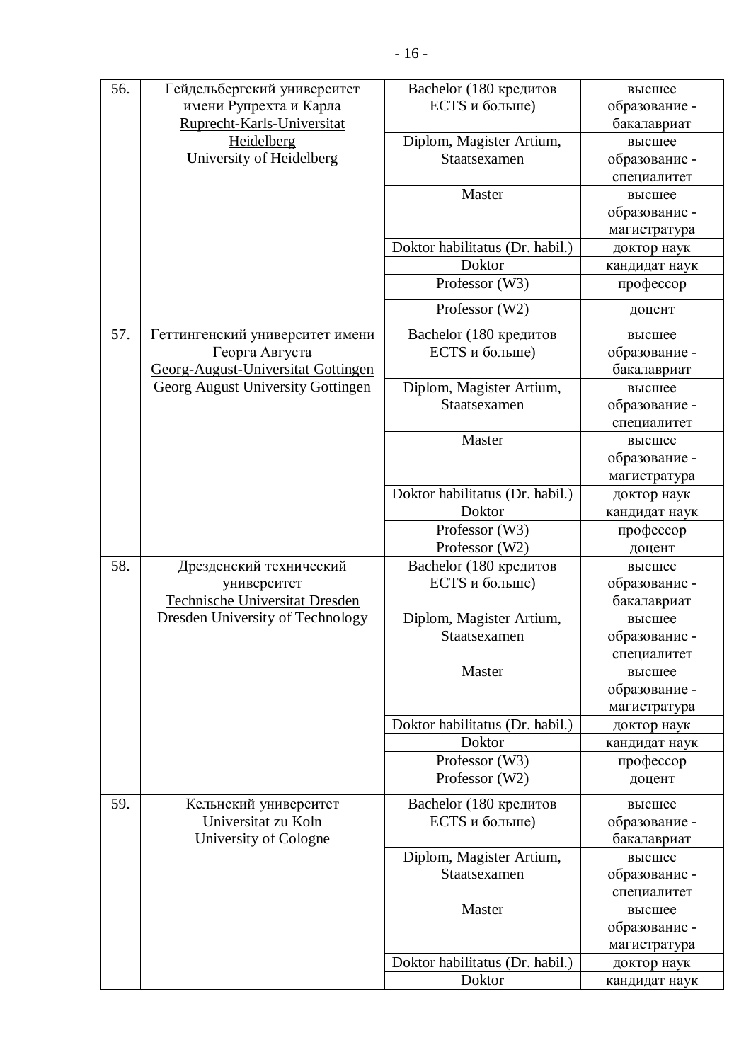| 56. | Гейдельбергский университет имени Рупрехта и Карла Ruprecht-Karls-Universitat Heidelberg University of Heidelberg | Bachelor (180 кредитов ECTS и больше) | высшее образование - бакалавриат |
|---|---|---|---|
| | | Diplom, Magister Artium, Staatsexamen | высшее образование - специалитет |
| | | Master | высшее образование - магистратура |
| | | Doktor habilitatus (Dr. habil.) | доктор наук |
| | | Doktor | кандидат наук |
| | | Professor (W3) | профессор |
| | | Professor (W2) | доцент |
| 57. | Геттингенский университет имени Георга Августа Georg-August-Universitat Gottingen Georg August University Gottingen | Bachelor (180 кредитов ECTS и больше) | высшее образование - бакалавриат |
| | | Diplom, Magister Artium, Staatsexamen | высшее образование - специалитет |
| | | Master | высшее образование - магистратура |
| | | Doktor habilitatus (Dr. habil.) | доктор наук |
| | | Doktor | кандидат наук |
| | | Professor (W3) | профессор |
| | | Professor (W2) | доцент |
| 58. | Дрезденский технический университет Technische Universitat Dresden Dresden University of Technology | Bachelor (180 кредитов ECTS и больше) | высшее образование - бакалавриат |
| | | Diplom, Magister Artium, Staatsexamen | высшее образование - специалитет |
| | | Master | высшее образование - магистратура |
| | | Doktor habilitatus (Dr. habil.) | доктор наук |
| | | Doktor | кандидат наук |
| | | Professor (W3) | профессор |
| | | Professor (W2) | доцент |
| 59. | Кельнский университет Universitat zu Koln University of Cologne | Bachelor (180 кредитов ECTS и больше) | высшее образование - бакалавриат |
| | | Diplom, Magister Artium, Staatsexamen | высшее образование - специалитет |
| | | Master | высшее образование - магистратура |
| | | Doktor habilitatus (Dr. habil.) | доктор наук |
| | | Doktor | кандидат наук |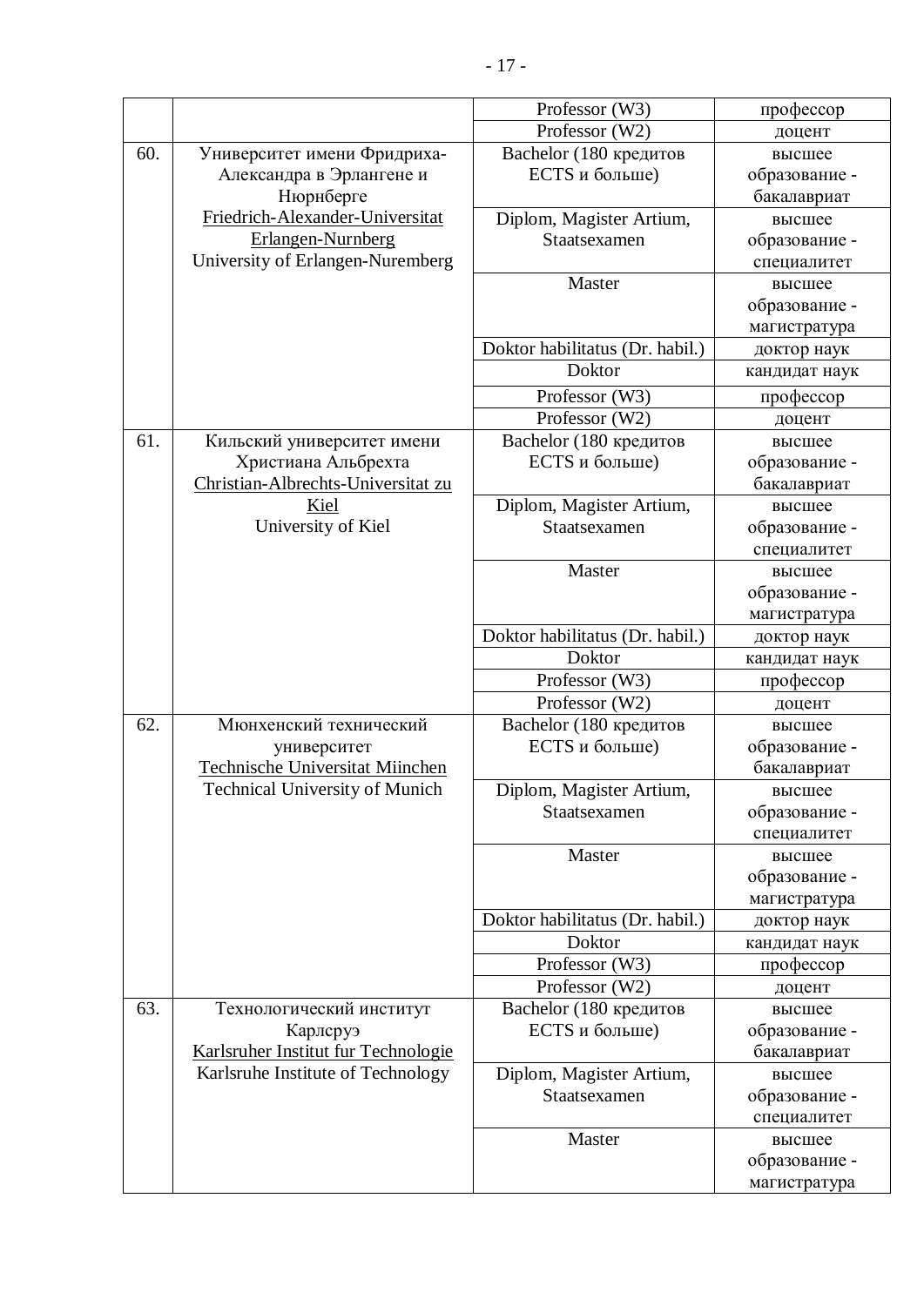| | | Professor (W3) | профессор |
|---|---|---|---|
| | | Professor (W2) | доцент |
| 60. | Университет имени Фридриха-Александра в Эрлангене и Нюрнберге<br>Friedrich-Alexander-Universitat Erlangen-Nurnberg<br>University of Erlangen-Nuremberg | Bachelor (180 кредитов ECTS и больше) | высшее образование - бакалавриат |
| | | Diplom, Magister Artium, Staatsexamen | высшее образование - специалитет |
| | | Master | высшее образование - магистратура |
| | | Doktor habilitatus (Dr. habil.) | доктор наук |
| | | Doktor | кандидат наук |
| | | Professor (W3) | профессор |
| | | Professor (W2) | доцент |
| 61. | Кильский университет имени Христиана Альбрехта<br>Christian-Albrechts-Universitat zu Kiel<br>University of Kiel | Bachelor (180 кредитов ECTS и больше) | высшее образование - бакалавриат |
| | | Diplom, Magister Artium, Staatsexamen | высшее образование - специалитет |
| | | Master | высшее образование - магистратура |
| | | Doktor habilitatus (Dr. habil.) | доктор наук |
| | | Doktor | кандидат наук |
| | | Professor (W3) | профессор |
| | | Professor (W2) | доцент |
| 62. | Мюнхенский технический университет<br>Technische Universitat Miinchen<br>Technical University of Munich | Bachelor (180 кредитов ECTS и больше) | высшее образование - бакалавриат |
| | | Diplom, Magister Artium, Staatsexamen | высшее образование - специалитет |
| | | Master | высшее образование - магистратура |
| | | Doktor habilitatus (Dr. habil.) | доктор наук |
| | | Doktor | кандидат наук |
| | | Professor (W3) | профессор |
| | | Professor (W2) | доцент |
| 63. | Технологический институт Карлсруэ<br>Karlsruher Institut fur Technologie<br>Karlsruhe Institute of Technology | Bachelor (180 кредитов ECTS и больше) | высшее образование - бакалавриат |
| | | Diplom, Magister Artium, Staatsexamen | высшее образование - специалитет |
| | | Master | высшее образование - магистратура |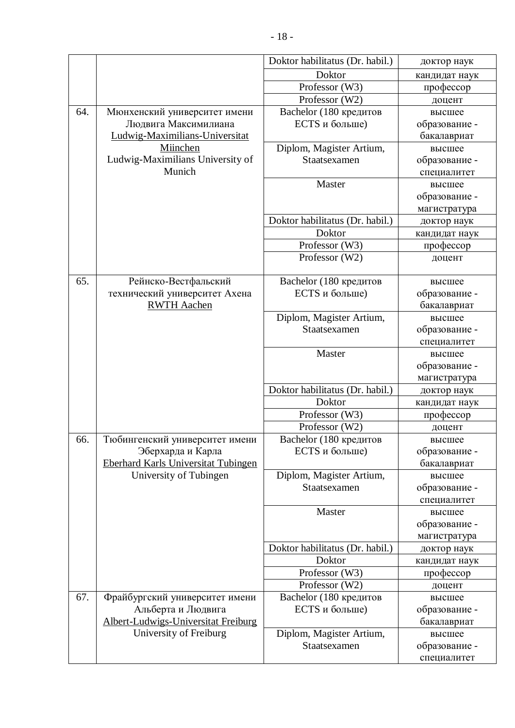| | | | |
|---|---|---|---|
| | | Doktor habilitatus (Dr. habil.) | доктор наук |
| | | Doktor | кандидат наук |
| | | Professor (W3) | профессор |
| | | Professor (W2) | доцент |
| 64. | Мюнхенский университет имени Людвига Максимилиана Ludwig-Maximilians-Universitat Miinchen Ludwig-Maximilians University of Munich | Bachelor (180 кредитов ECTS и больше) | высшее образование - бакалавриат |
| | | Diplom, Magister Artium, Staatsexamen | высшее образование - специалитет |
| | | Master | высшее образование - магистратура |
| | | Doktor habilitatus (Dr. habil.) | доктор наук |
| | | Doktor | кандидат наук |
| | | Professor (W3) | профессор |
| | | Professor (W2) | доцент |
| 65. | Рейнско-Вестфальский технический университет Ахена RWTH Aachen | Bachelor (180 кредитов ECTS и больше) | высшее образование - бакалавриат |
| | | Diplom, Magister Artium, Staatsexamen | высшее образование - специалитет |
| | | Master | высшее образование - магистратура |
| | | Doktor habilitatus (Dr. habil.) | доктор наук |
| | | Doktor | кандидат наук |
| | | Professor (W3) | профессор |
| | | Professor (W2) | доцент |
| 66. | Тюбингенский университет имени Эберхарда и Карла Eberhard Karls Universitat Tubingen University of Tubingen | Bachelor (180 кредитов ECTS и больше) | высшее образование - бакалавриат |
| | | Diplom, Magister Artium, Staatsexamen | высшее образование - специалитет |
| | | Master | высшее образование - магистратура |
| | | Doktor habilitatus (Dr. habil.) | доктор наук |
| | | Doktor | кандидат наук |
| | | Professor (W3) | профессор |
| | | Professor (W2) | доцент |
| 67. | Фрайбургский университет имени Альберта и Людвига Albert-Ludwigs-Universitat Freiburg University of Freiburg | Bachelor (180 кредитов ECTS и больше) | высшее образование - бакалавриат |
| | | Diplom, Magister Artium, Staatsexamen | высшее образование - специалитет |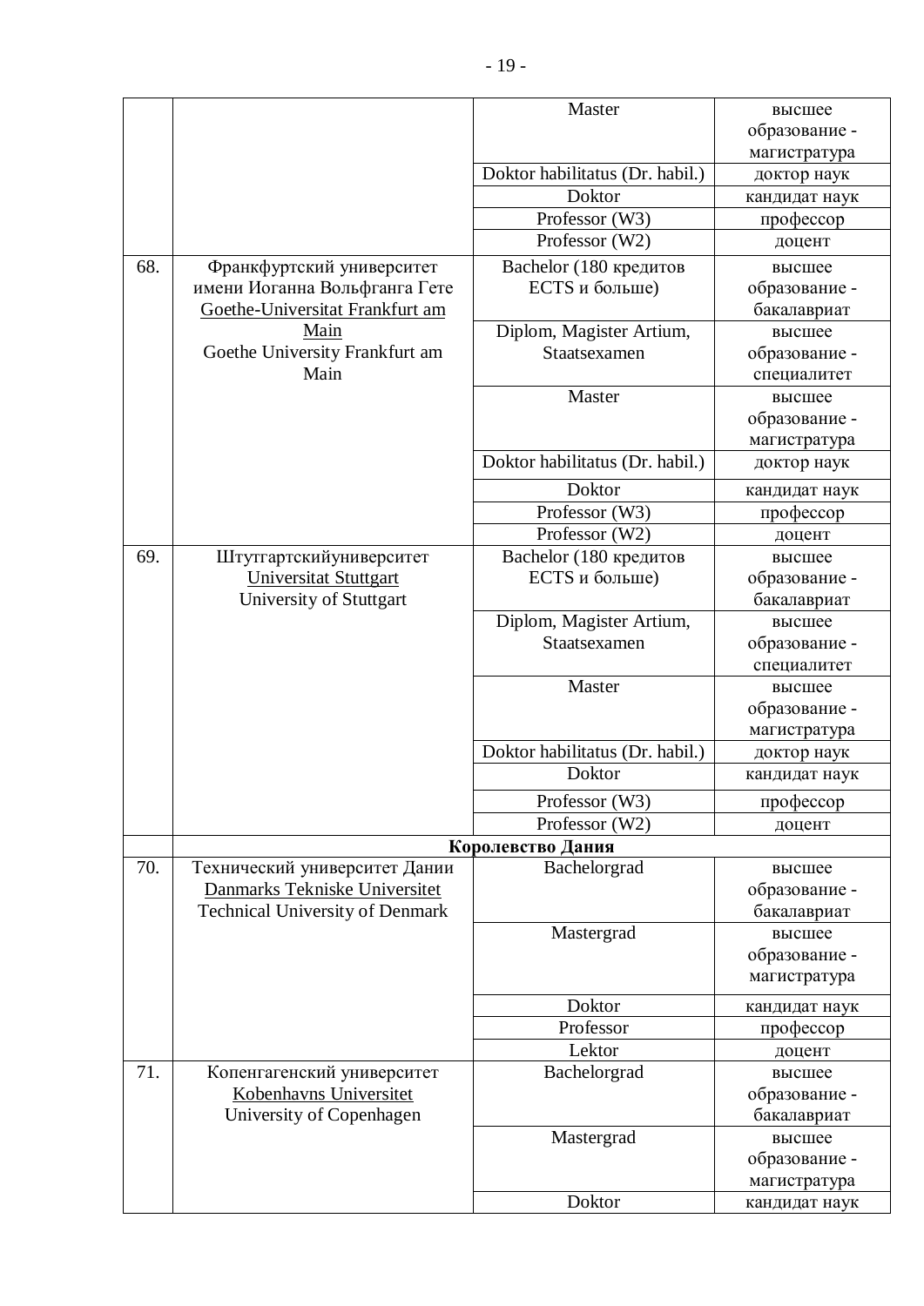| | | | |
|---|---|---|---|
| | | Master | высшее образование - магистратура |
| | | Doktor habilitatus (Dr. habil.) | доктор наук |
| | | Doktor | кандидат наук |
| | | Professor (W3) | профессор |
| | | Professor (W2) | доцент |
| 68. | Франкфуртский университет имени Иоганна Вольфганга Гете Goethe-Universitat Frankfurt am Main Goethe University Frankfurt am Main | Bachelor (180 кредитов ECTS и больше) | высшее образование - бакалавриат |
| | | Diplom, Magister Artium, Staatsexamen | высшее образование - специалитет |
| | | Master | высшее образование - магистратура |
| | | Doktor habilitatus (Dr. habil.) | доктор наук |
| | | Doktor | кандидат наук |
| | | Professor (W3) | профессор |
| | | Professor (W2) | доцент |
| 69. | Штутгартскийуниверситет Universitat Stuttgart University of Stuttgart | Bachelor (180 кредитов ECTS и больше) | высшее образование - бакалавриат |
| | | Diplom, Magister Artium, Staatsexamen | высшее образование - специалитет |
| | | Master | высшее образование - магистратура |
| | | Doktor habilitatus (Dr. habil.) | доктор наук |
| | | Doktor | кандидат наук |
| | | Professor (W3) | профессор |
| | | Professor (W2) | доцент |
| | **Королевство Дания** | | |
| 70. | Технический университет Дании Danmarks Tekniske Universitet Technical University of Denmark | Bachelorgrad | высшее образование - бакалавриат |
| | | Mastergrad | высшее образование - магистратура |
| | | Doktor | кандидат наук |
| | | Professor | профессор |
| | | Lektor | доцент |
| 71. | Копенгагенский университет Kobenhavns Universitet University of Copenhagen | Bachelorgrad | высшее образование - бакалавриат |
| | | Mastergrad | высшее образование - магистратура |
| | | Doktor | кандидат наук |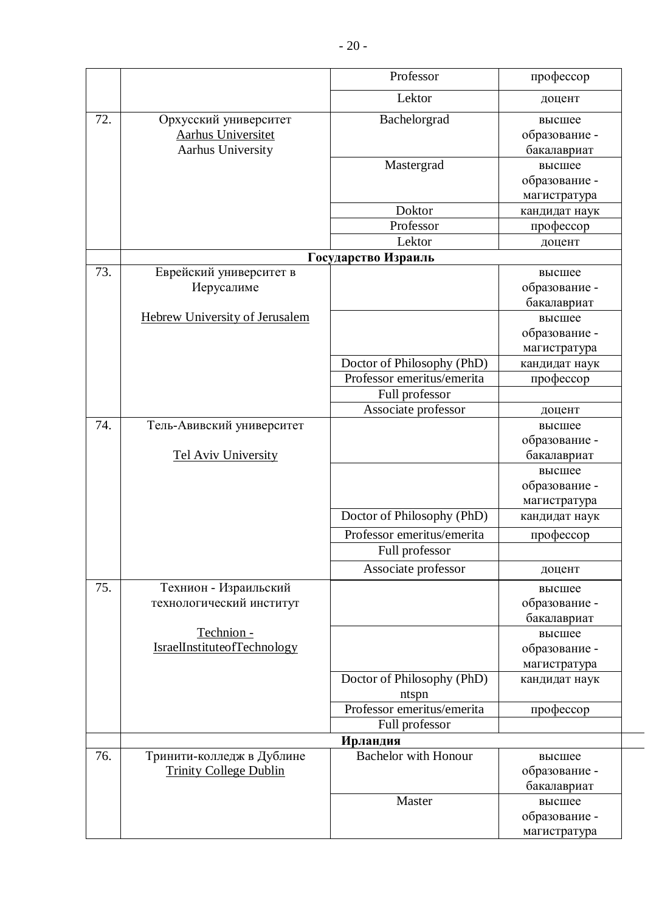| | | | |
|---|---|---|---|
| | | Professor | профессор |
| | | Lektor | доцент |
| 72. | Орхусский университет<br>Aarhus Universitet<br>Aarhus University | Bachelorgrad | высшее образование - бакалавриат |
| | | Mastergrad | высшее образование - магистратура |
| | | Doktor | кандидат наук |
| | | Professor | профессор |
| | | Lektor | доцент |
| | **Государство Израиль** | | |
| 73. | Еврейский университет в Иерусалиме<br><br>Hebrew University of Jerusalem | | высшее образование - бакалавриат |
| | | | высшее образование - магистратура |
| | | Doctor of Philosophy (PhD) | кандидат наук |
| | | Professor emeritus/emerita | профессор |
| | | Full professor | |
| | | Associate professor | доцент |
| 74. | Тель-Авивский университет<br><br>Tel Aviv University | | высшее образование - бакалавриат |
| | | | высшее образование - магистратура |
| | | Doctor of Philosophy (PhD) | кандидат наук |
| | | Professor emeritus/emerita | профессор |
| | | Full professor | |
| | | Associate professor | доцент |
| 75. | Технион - Израильский технологический институт<br><br>Technion - IsraelInstituteofTechnology | | высшее образование - бакалавриат |
| | | | высшее образование - магистратура |
| | | Doctor of Philosophy (PhD) ntspn | кандидат наук |
| | | Professor emeritus/emerita | профессор |
| | | Full professor | |
| | **Ирландия** | | |
| 76. | Тринити-колледж в Дублине<br>Trinity College Dublin | Bachelor with Honour | высшее образование - бакалавриат |
| | | Master | высшее образование - магистратура |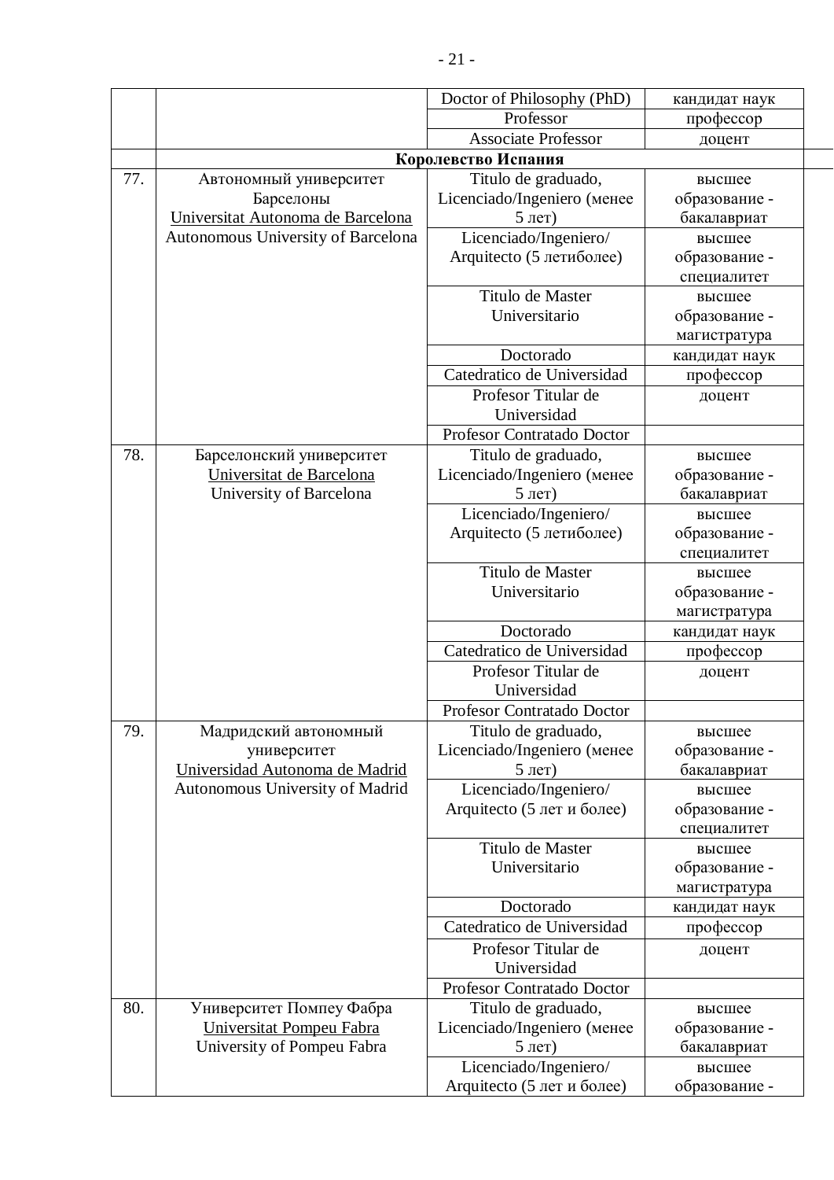| | | | |
|---|---|---|---|
| | | Doctor of Philosophy (PhD) | кандидат наук |
| | | Professor | профессор |
| | | Associate Professor | доцент |
| | **Королевство Испания** | | |
| 77. | Автономный университет Барселоны<br>Universitat Autonoma de Barcelona<br>Autonomous University of Barcelona | Titulo de graduado, Licenciado/Ingeniero (менее 5 лет) | высшее образование - бакалавриат |
| | | Licenciado/Ingeniero/ Arquitecto (5 летиболее) | высшее образование - специалитет |
| | | Titulo de Master Universitario | высшее образование - магистратура |
| | | Doctorado | кандидат наук |
| | | Catedratico de Universidad | профессор |
| | | Profesor Titular de Universidad | доцент |
| | | Profesor Contratado Doctor | |
| 78. | Барселонский университет<br>Universitat de Barcelona<br>University of Barcelona | Titulo de graduado, Licenciado/Ingeniero (менее 5 лет) | высшее образование - бакалавриат |
| | | Licenciado/Ingeniero/ Arquitecto (5 летиболее) | высшее образование - специалитет |
| | | Titulo de Master Universitario | высшее образование - магистратура |
| | | Doctorado | кандидат наук |
| | | Catedratico de Universidad | профессор |
| | | Profesor Titular de Universidad | доцент |
| | | Profesor Contratado Doctor | |
| 79. | Мадридский автономный университет<br>Universidad Autonoma de Madrid<br>Autonomous University of Madrid | Titulo de graduado, Licenciado/Ingeniero (менее 5 лет) | высшее образование - бакалавриат |
| | | Licenciado/Ingeniero/ Arquitecto (5 лет и более) | высшее образование - специалитет |
| | | Titulo de Master Universitario | высшее образование - магистратура |
| | | Doctorado | кандидат наук |
| | | Catedratico de Universidad | профессор |
| | | Profesor Titular de Universidad | доцент |
| | | Profesor Contratado Doctor | |
| 80. | Университет Помпеу Фабра<br>Universitat Pompeu Fabra<br>University of Pompeu Fabra | Titulo de graduado, Licenciado/Ingeniero (менее 5 лет) | высшее образование - бакалавриат |
| | | Licenciado/Ingeniero/ Arquitecto (5 лет и более) | высшее образование - |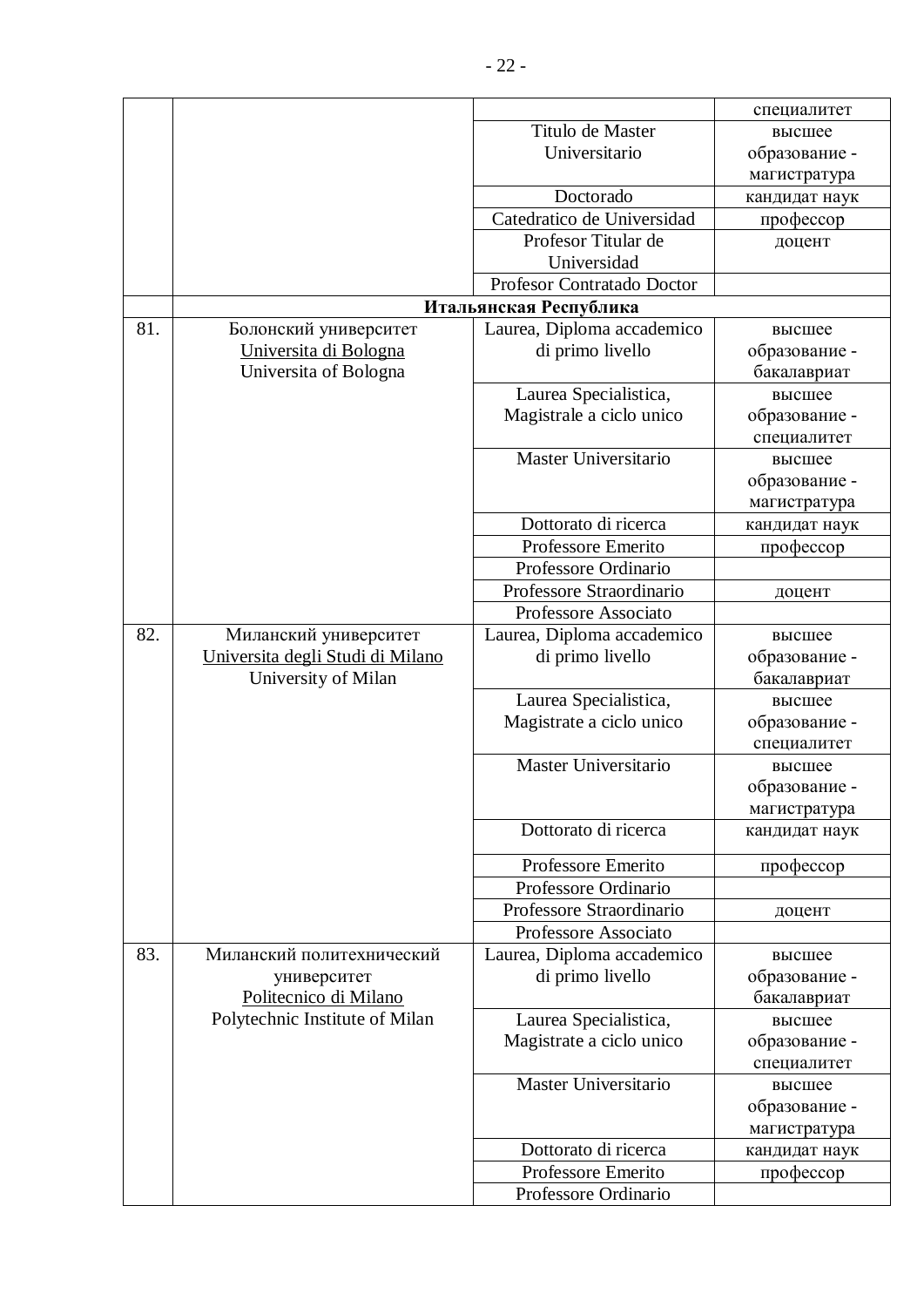| | | | специалитет |
|---|---|---|---|
| | | Titulo de Master Universitario | высшее образование - магистратура |
| | | Doctorado | кандидат наук |
| | | Catedratico de Universidad | профессор |
| | | Profesor Titular de Universidad | доцент |
| | | Profesor Contratado Doctor | |
| | **Итальянская Республика** | | |
| 81. | Болонский университет <u>Universita di Bologna</u> Universita of Bologna | Laurea, Diploma accademico di primo livello | высшее образование - бакалавриат |
| | | Laurea Specialistica, Magistrale a ciclo unico | высшее образование - специалитет |
| | | Master Universitario | высшее образование - магистратура |
| | | Dottorato di ricerca | кандидат наук |
| | | Professore Emerito | профессор |
| | | Professore Ordinario | |
| | | Professore Straordinario | доцент |
| | | Professore Associato | |
| 82. | Миланский университет <u>Universita degli Studi di Milano</u> University of Milan | Laurea, Diploma accademico di primo livello | высшее образование - бакалавриат |
| | | Laurea Specialistica, Magistrate a ciclo unico | высшее образование - специалитет |
| | | Master Universitario | высшее образование - магистратура |
| | | Dottorato di ricerca | кандидат наук |
| | | Professore Emerito | профессор |
| | | Professore Ordinario | |
| | | Professore Straordinario | доцент |
| | | Professore Associato | |
| 83. | Миланский политехнический университет <u>Politecnico di Milano</u> Polytechnic Institute of Milan | Laurea, Diploma accademico di primo livello | высшее образование - бакалавриат |
| | | Laurea Specialistica, Magistrate a ciclo unico | высшее образование - специалитет |
| | | Master Universitario | высшее образование - магистратура |
| | | Dottorato di ricerca | кандидат наук |
| | | Professore Emerito | профессор |
| | | Professore Ordinario | |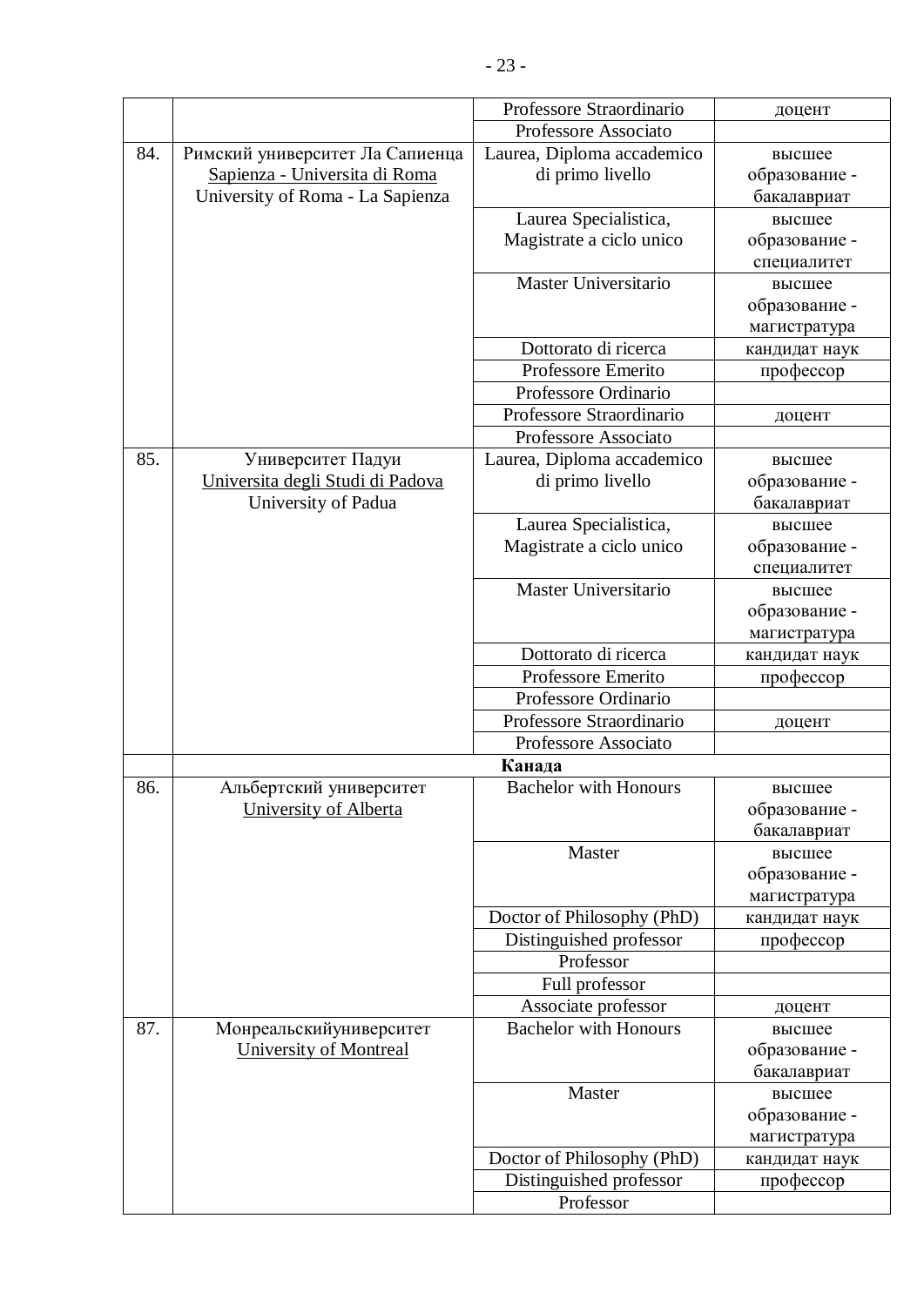| | | | |
|---|---|---|---|
| | | Professore Straordinario | доцент |
| | | Professore Associato | |
| 84. | Римский университет Ла Сапиенца Sapienza - Universita di Roma University of Roma - La Sapienza | Laurea, Diploma accademico di primo livello | высшее образование - бакалавриат |
| | | Laurea Specialistica, Magistrate a ciclo unico | высшее образование - специалитет |
| | | Master Universitario | высшее образование - магистратура |
| | | Dottorato di ricerca | кандидат наук |
| | | Professore Emerito | профессор |
| | | Professore Ordinario | |
| | | Professore Straordinario | доцент |
| | | Professore Associato | |
| 85. | Университет Падуи Universita degli Studi di Padova University of Padua | Laurea, Diploma accademico di primo livello | высшее образование - бакалавриат |
| | | Laurea Specialistica, Magistrate a ciclo unico | высшее образование - специалитет |
| | | Master Universitario | высшее образование - магистратура |
| | | Dottorato di ricerca | кандидат наук |
| | | Professore Emerito | профессор |
| | | Professore Ordinario | |
| | | Professore Straordinario | доцент |
| | | Professore Associato | |
| | **Канада** | | |
| 86. | Альбертский университет University of Alberta | Bachelor with Honours | высшее образование - бакалавриат |
| | | Master | высшее образование - магистратура |
| | | Doctor of Philosophy (PhD) | кандидат наук |
| | | Distinguished professor | профессор |
| | | Professor | |
| | | Full professor | |
| | | Associate professor | доцент |
| 87. | Монреальскийуниверситет University of Montreal | Bachelor with Honours | высшее образование - бакалавриат |
| | | Master | высшее образование - магистратура |
| | | Doctor of Philosophy (PhD) | кандидат наук |
| | | Distinguished professor | профессор |
| | | Professor | |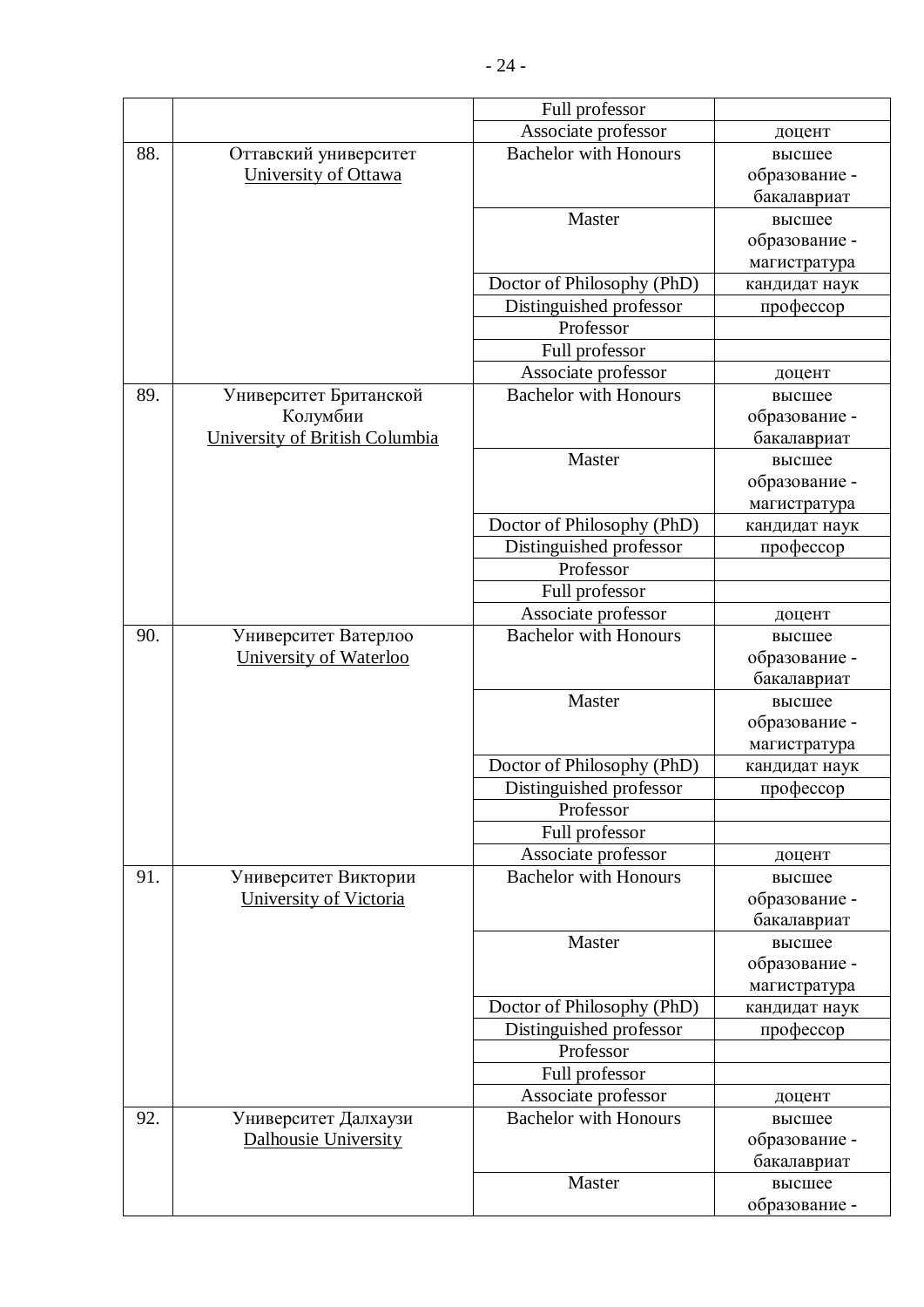| | | | |
|---|---|---|---|
| | | Full professor | |
| | | Associate professor | доцент |
| 88. | Оттавский университет University of Ottawa | Bachelor with Honours | высшее образование - бакалавриат |
| | | Master | высшее образование - магистратура |
| | | Doctor of Philosophy (PhD) | кандидат наук |
| | | Distinguished professor | профессор |
| | | Professor | |
| | | Full professor | |
| | | Associate professor | доцент |
| 89. | Университет Британской Колумбии University of British Columbia | Bachelor with Honours | высшее образование - бакалавриат |
| | | Master | высшее образование - магистратура |
| | | Doctor of Philosophy (PhD) | кандидат наук |
| | | Distinguished professor | профессор |
| | | Professor | |
| | | Full professor | |
| | | Associate professor | доцент |
| 90. | Университет Ватерлоо University of Waterloo | Bachelor with Honours | высшее образование - бакалавриат |
| | | Master | высшее образование - магистратура |
| | | Doctor of Philosophy (PhD) | кандидат наук |
| | | Distinguished professor | профессор |
| | | Professor | |
| | | Full professor | |
| | | Associate professor | доцент |
| 91. | Университет Виктории University of Victoria | Bachelor with Honours | высшее образование - бакалавриат |
| | | Master | высшее образование - магистратура |
| | | Doctor of Philosophy (PhD) | кандидат наук |
| | | Distinguished professor | профессор |
| | | Professor | |
| | | Full professor | |
| | | Associate professor | доцент |
| 92. | Университет Далхаузи Dalhousie University | Bachelor with Honours | высшее образование - бакалавриат |
| | | Master | высшее образование - |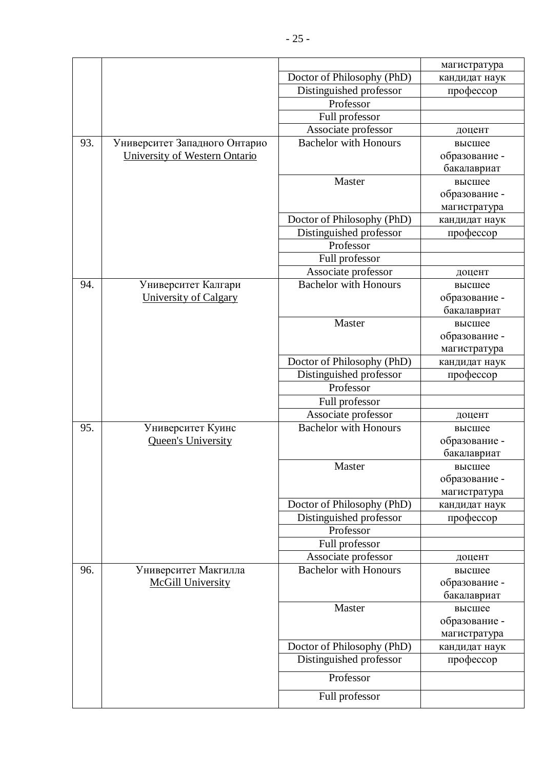| | | | |
|---|---|---|---|
| | | | магистратура |
| | | Doctor of Philosophy (PhD) | кандидат наук |
| | | Distinguished professor | профессор |
| | | Professor | |
| | | Full professor | |
| | | Associate professor | доцент |
| 93. | Университет Западного Онтарио University of Western Ontario | Bachelor with Honours | высшее образование - бакалавриат |
| | | Master | высшее образование - магистратура |
| | | Doctor of Philosophy (PhD) | кандидат наук |
| | | Distinguished professor | профессор |
| | | Professor | |
| | | Full professor | |
| | | Associate professor | доцент |
| 94. | Университет Калгари University of Calgary | Bachelor with Honours | высшее образование - бакалавриат |
| | | Master | высшее образование - магистратура |
| | | Doctor of Philosophy (PhD) | кандидат наук |
| | | Distinguished professor | профессор |
| | | Professor | |
| | | Full professor | |
| | | Associate professor | доцент |
| 95. | Университет Куинс Queen's University | Bachelor with Honours | высшее образование - бакалавриат |
| | | Master | высшее образование - магистратура |
| | | Doctor of Philosophy (PhD) | кандидат наук |
| | | Distinguished professor | профессор |
| | | Professor | |
| | | Full professor | |
| | | Associate professor | доцент |
| 96. | Университет Макгилла McGill University | Bachelor with Honours | высшее образование - бакалавриат |
| | | Master | высшее образование - магистратура |
| | | Doctor of Philosophy (PhD) | кандидат наук |
| | | Distinguished professor | профессор |
| | | Professor | |
| | | Full professor | |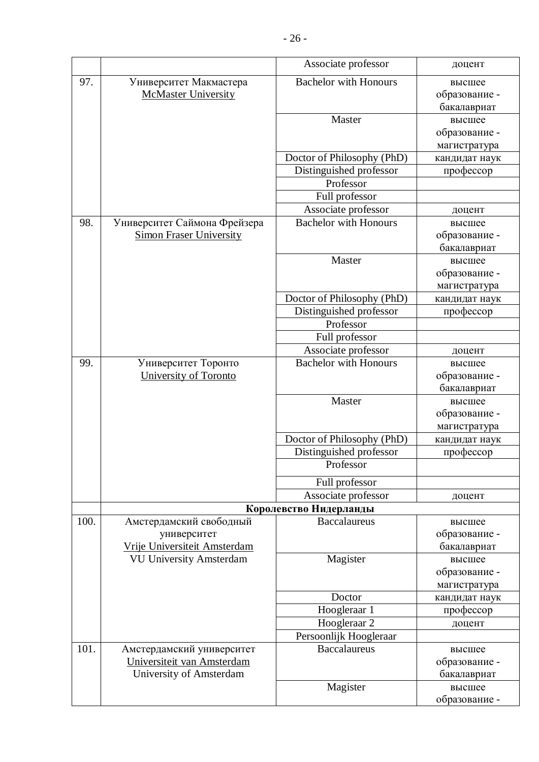|  |  | Associate professor | доцент |
|---|---|---|---|
| 97. | Университет Макмастера<br>McMaster University | Bachelor with Honours | высшее образование - бакалавриат |
|  |  | Master | высшее образование - магистратура |
|  |  | Doctor of Philosophy (PhD) | кандидат наук |
|  |  | Distinguished professor | профессор |
|  |  | Professor |  |
|  |  | Full professor |  |
|  |  | Associate professor | доцент |
| 98. | Университет Саймона Фрейзера<br>Simon Fraser University | Bachelor with Honours | высшее образование - бакалавриат |
|  |  | Master | высшее образование - магистратура |
|  |  | Doctor of Philosophy (PhD) | кандидат наук |
|  |  | Distinguished professor | профессор |
|  |  | Professor |  |
|  |  | Full professor |  |
|  |  | Associate professor | доцент |
| 99. | Университет Торонто<br>University of Toronto | Bachelor with Honours | высшее образование - бакалавриат |
|  |  | Master | высшее образование - магистратура |
|  |  | Doctor of Philosophy (PhD) | кандидат наук |
|  |  | Distinguished professor | профессор |
|  |  | Professor |  |
|  |  | Full professor |  |
|  |  | Associate professor | доцент |
|  | **Королевство Нидерланды** |  |  |
| 100. | Амстердамский свободный университет<br>Vrije Universiteit Amsterdam<br>VU University Amsterdam | Baccalaureus | высшее образование - бакалавриат |
|  |  | Magister | высшее образование - магистратура |
|  |  | Doctor | кандидат наук |
|  |  | Hoogleraar 1 | профессор |
|  |  | Hoogleraar 2 | доцент |
|  |  | Persoonlijk Hoogleraar |  |
| 101. | Амстердамский университет<br>Universiteit van Amsterdam<br>University of Amsterdam | Baccalaureus | высшее образование - бакалавриат |
|  |  | Magister | высшее образование - |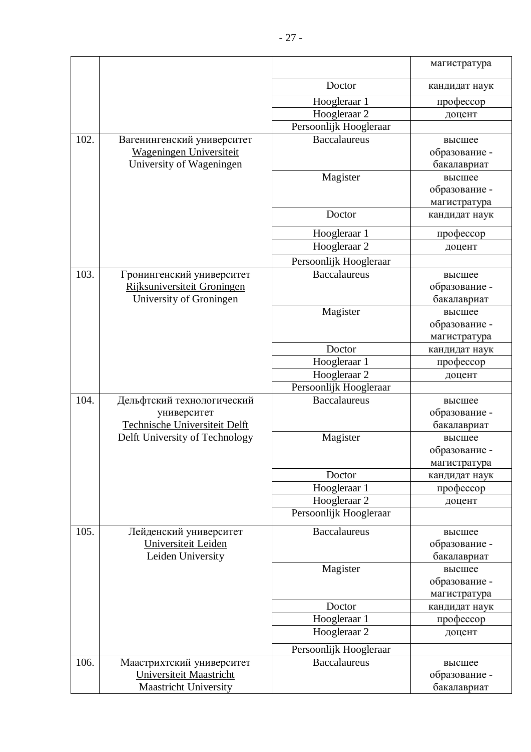| | | | |
|---|---|---|---|
| | | | магистратура |
| | | Doctor | кандидат наук |
| | | Hoogleraar 1 | профессор |
| | | Hoogleraar 2 | доцент |
| | | Persoonlijk Hoogleraar | |
| 102. | Вагенингенский университет Wageningen Universiteit University of Wageningen | Baccalaureus | высшее образование - бакалавриат |
| | | Magister | высшее образование - магистратура |
| | | Doctor | кандидат наук |
| | | Hoogleraar 1 | профессор |
| | | Hoogleraar 2 | доцент |
| | | Persoonlijk Hoogleraar | |
| 103. | Гронингенский университет Rijksuniversiteit Groningen University of Groningen | Baccalaureus | высшее образование - бакалавриат |
| | | Magister | высшее образование - магистратура |
| | | Doctor | кандидат наук |
| | | Hoogleraar 1 | профессор |
| | | Hoogleraar 2 | доцент |
| | | Persoonlijk Hoogleraar | |
| 104. | Дельфтский технологический университет Technische Universiteit Delft Delft University of Technology | Baccalaureus | высшее образование - бакалавриат |
| | | Magister | высшее образование - магистратура |
| | | Doctor | кандидат наук |
| | | Hoogleraar 1 | профессор |
| | | Hoogleraar 2 | доцент |
| | | Persoonlijk Hoogleraar | |
| 105. | Лейденский университет Universiteit Leiden Leiden University | Baccalaureus | высшее образование - бакалавриат |
| | | Magister | высшее образование - магистратура |
| | | Doctor | кандидат наук |
| | | Hoogleraar 1 | профессор |
| | | Hoogleraar 2 | доцент |
| | | Persoonlijk Hoogleraar | |
| 106. | Маастрихтский университет Universiteit Maastricht Maastricht University | Baccalaureus | высшее образование - бакалавриат |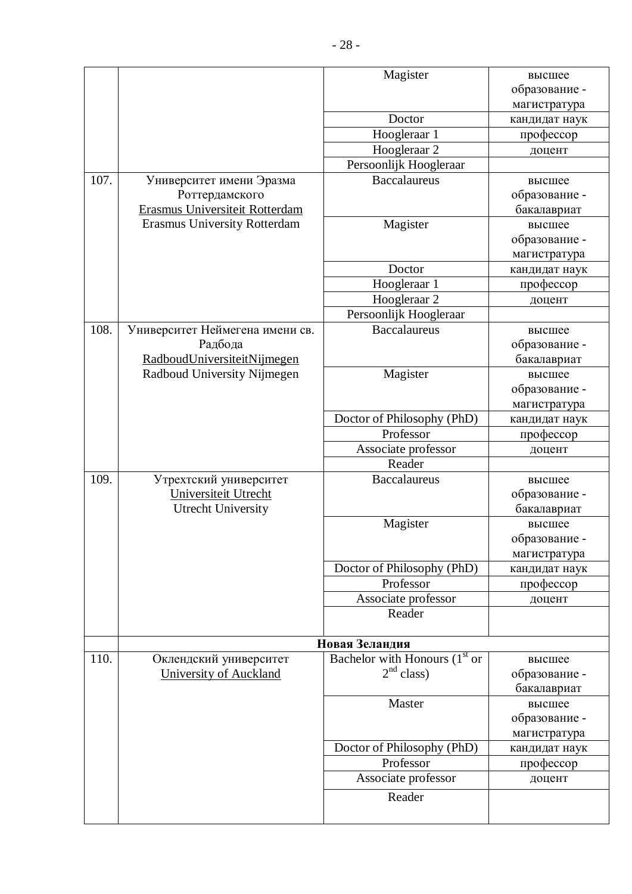| | | | |
|---|---|---|---|
| | | Magister | высшее образование - магистратура |
| | | Doctor | кандидат наук |
| | | Hoogleraar 1 | профессор |
| | | Hoogleraar 2 | доцент |
| | | Persoonlijk Hoogleraar | |
| 107. | Университет имени Эразма Роттердамского<br>Erasmus Universiteit Rotterdam<br>Erasmus University Rotterdam | Baccalaureus | высшее образование - бакалавриат |
| | | Magister | высшее образование - магистратура |
| | | Doctor | кандидат наук |
| | | Hoogleraar 1 | профессор |
| | | Hoogleraar 2 | доцент |
| | | Persoonlijk Hoogleraar | |
| 108. | Университет Неймегена имени св. Радбода<br>RadboudUniversiteitNijmegen<br>Radboud University Nijmegen | Baccalaureus | высшее образование - бакалавриат |
| | | Magister | высшее образование - магистратура |
| | | Doctor of Philosophy (PhD) | кандидат наук |
| | | Professor | профессор |
| | | Associate professor | доцент |
| | | Reader | |
| 109. | Утрехтский университет<br>Universiteit Utrecht<br>Utrecht University | Baccalaureus | высшее образование - бакалавриат |
| | | Magister | высшее образование - магистратура |
| | | Doctor of Philosophy (PhD) | кандидат наук |
| | | Professor | профессор |
| | | Associate professor | доцент |
| | | Reader | |
| | **Новая Зеландия** | | |
| 110. | Оклендский университет<br>University of Auckland | Bachelor with Honours (1st or 2nd class) | высшее образование - бакалавриат |
| | | Master | высшее образование - магистратура |
| | | Doctor of Philosophy (PhD) | кандидат наук |
| | | Professor | профессор |
| | | Associate professor | доцент |
| | | Reader | |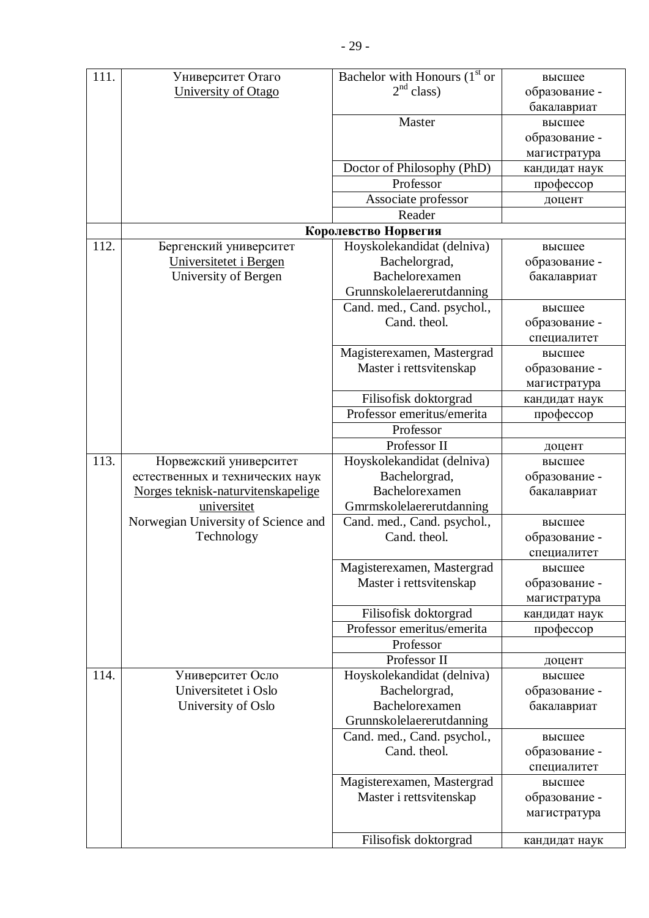| | | | |
|---|---|---|---|
| 111. | Университет Отаго<br>University of Otago | Bachelor with Honours ($1^{st}$ or $2^{nd}$ class) | высшее образование - бакалавриат |
| | | Master | высшее образование - магистратура |
| | | Doctor of Philosophy (PhD) | кандидат наук |
| | | Professor | профессор |
| | | Associate professor | доцент |
| | | Reader | |
| | **Королевство Норвегия** | | |
| 112. | Бергенский университет<br>Universitetet i Bergen<br>University of Bergen | Hoyskolekandidat (delniva) Bachelorgrad, Bachelorexamen Grunnskolelaererutdanning | высшее образование - бакалавриат |
| | | Cand. med., Cand. psychol., Cand. theol. | высшее образование - специалитет |
| | | Magisterexamen, Mastergrad Master i rettsvitenskap | высшее образование - магистратура |
| | | Filisofisk doktorgrad | кандидат наук |
| | | Professor emeritus/emerita | профессор |
| | | Professor | |
| | | Professor II | доцент |
| 113. | Норвежский университет естественных и технических наук<br>Norges teknisk-naturvitenskapelige universitet<br>Norwegian University of Science and Technology | Hoyskolekandidat (delniva) Bachelorgrad, Bachelorexamen Gmrmskolelaererutdanning | высшее образование - бакалавриат |
| | | Cand. med., Cand. psychol., Cand. theol. | высшее образование - специалитет |
| | | Magisterexamen, Mastergrad Master i rettsvitenskap | высшее образование - магистратура |
| | | Filisofisk doktorgrad | кандидат наук |
| | | Professor emeritus/emerita | профессор |
| | | Professor | |
| | | Professor II | доцент |
| 114. | Университет Осло<br>Universitetet i Oslo<br>University of Oslo | Hoyskolekandidat (delniva) Bachelorgrad, Bachelorexamen Grunnskolelaererutdanning | высшее образование - бакалавриат |
| | | Cand. med., Cand. psychol., Cand. theol. | высшее образование - специалитет |
| | | Magisterexamen, Mastergrad Master i rettsvitenskap | высшее образование - магистратура |
| | | Filisofisk doktorgrad | кандидат наук |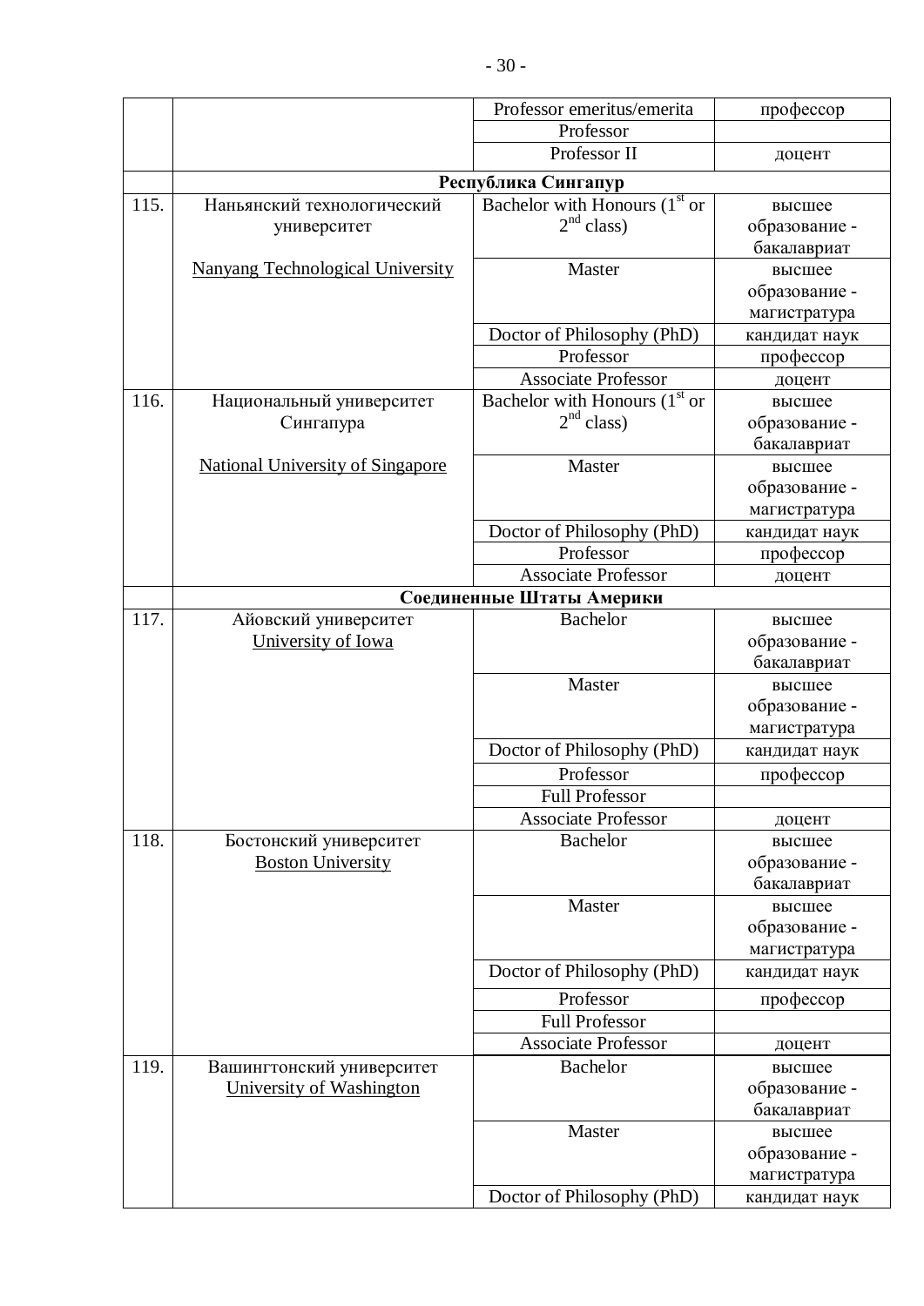| | | | |
|---|---|---|---|
| | | Professor emeritus/emerita | профессор |
| | | Professor | |
| | | Professor II | доцент |
| | **Республика Сингапур** | | |
| 115. | Наньянский технологический университет<br><br>Nanyang Technological University | Bachelor with Honours (1st or 2nd class) | высшее образование - бакалавриат |
| | | Master | высшее образование - магистратура |
| | | Doctor of Philosophy (PhD) | кандидат наук |
| | | Professor | профессор |
| | | Associate Professor | доцент |
| 116. | Национальный университет Сингапура<br><br>National University of Singapore | Bachelor with Honours (1st or 2nd class) | высшее образование - бакалавриат |
| | | Master | высшее образование - магистратура |
| | | Doctor of Philosophy (PhD) | кандидат наук |
| | | Professor | профессор |
| | | Associate Professor | доцент |
| | **Соединенные Штаты Америки** | | |
| 117. | Айовский университет<br>University of Iowa | Bachelor | высшее образование - бакалавриат |
| | | Master | высшее образование - магистратура |
| | | Doctor of Philosophy (PhD) | кандидат наук |
| | | Professor | профессор |
| | | Full Professor | |
| | | Associate Professor | доцент |
| 118. | Бостонский университет<br>Boston University | Bachelor | высшее образование - бакалавриат |
| | | Master | высшее образование - магистратура |
| | | Doctor of Philosophy (PhD) | кандидат наук |
| | | Professor | профессор |
| | | Full Professor | |
| | | Associate Professor | доцент |
| 119. | Вашингтонский университет<br>University of Washington | Bachelor | высшее образование - бакалавриат |
| | | Master | высшее образование - магистратура |
| | | Doctor of Philosophy (PhD) | кандидат наук |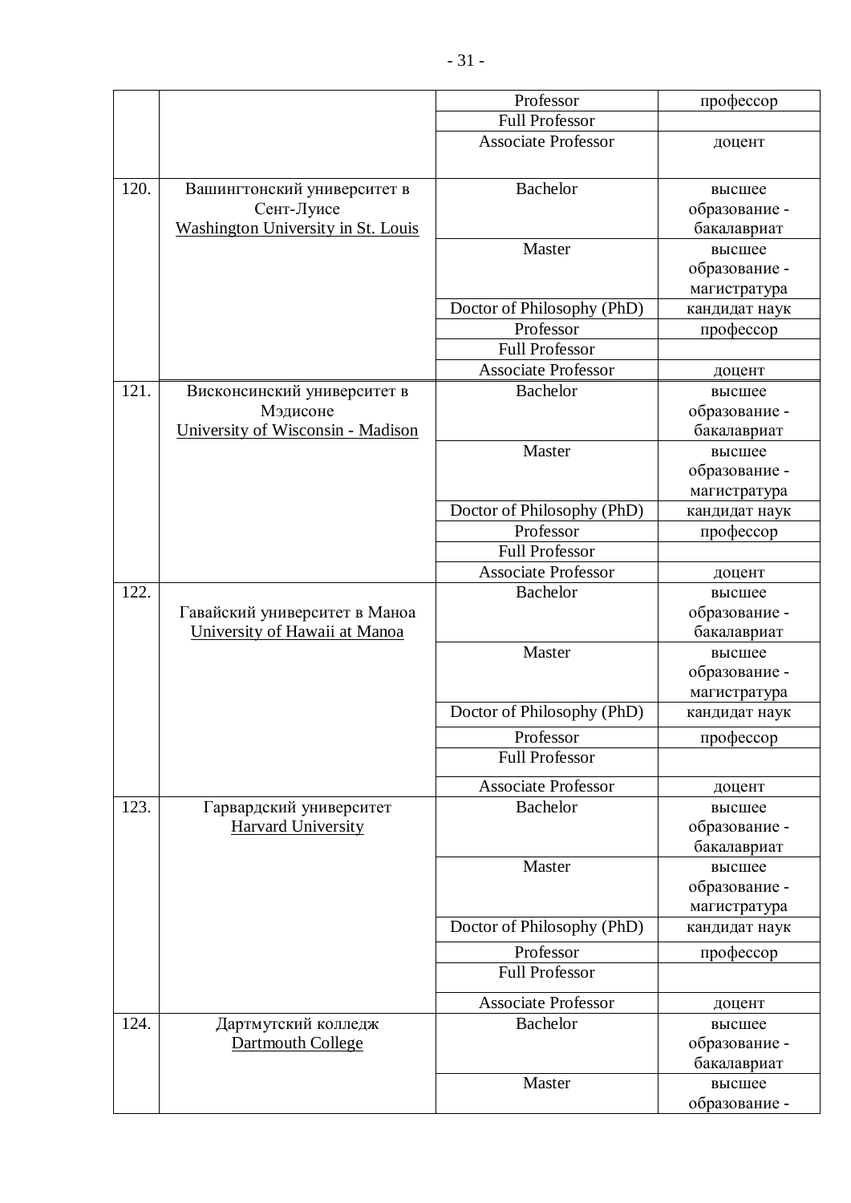| | | | |
|---|---|---|---|
| | | Professor | профессор |
| | | Full Professor | |
| | | Associate Professor | доцент |
| 120. | Вашингтонский университет в Сент-Луисе Washington University in St. Louis | Bachelor | высшее образование - бакалавриат |
| | | Master | высшее образование - магистратура |
| | | Doctor of Philosophy (PhD) | кандидат наук |
| | | Professor | профессор |
| | | Full Professor | |
| | | Associate Professor | доцент |
| 121. | Висконсинский университет в Мэдисоне University of Wisconsin - Madison | Bachelor | высшее образование - бакалавриат |
| | | Master | высшее образование - магистратура |
| | | Doctor of Philosophy (PhD) | кандидат наук |
| | | Professor | профессор |
| | | Full Professor | |
| | | Associate Professor | доцент |
| 122. | Гавайский университет в Маноа University of Hawaii at Manoa | Bachelor | высшее образование - бакалавриат |
| | | Master | высшее образование - магистратура |
| | | Doctor of Philosophy (PhD) | кандидат наук |
| | | Professor | профессор |
| | | Full Professor | |
| | | Associate Professor | доцент |
| 123. | Гарвардский университет Harvard University | Bachelor | высшее образование - бакалавриат |
| | | Master | высшее образование - магистратура |
| | | Doctor of Philosophy (PhD) | кандидат наук |
| | | Professor | профессор |
| | | Full Professor | |
| | | Associate Professor | доцент |
| 124. | Дартмутский колледж Dartmouth College | Bachelor | высшее образование - бакалавриат |
| | | Master | высшее образование - |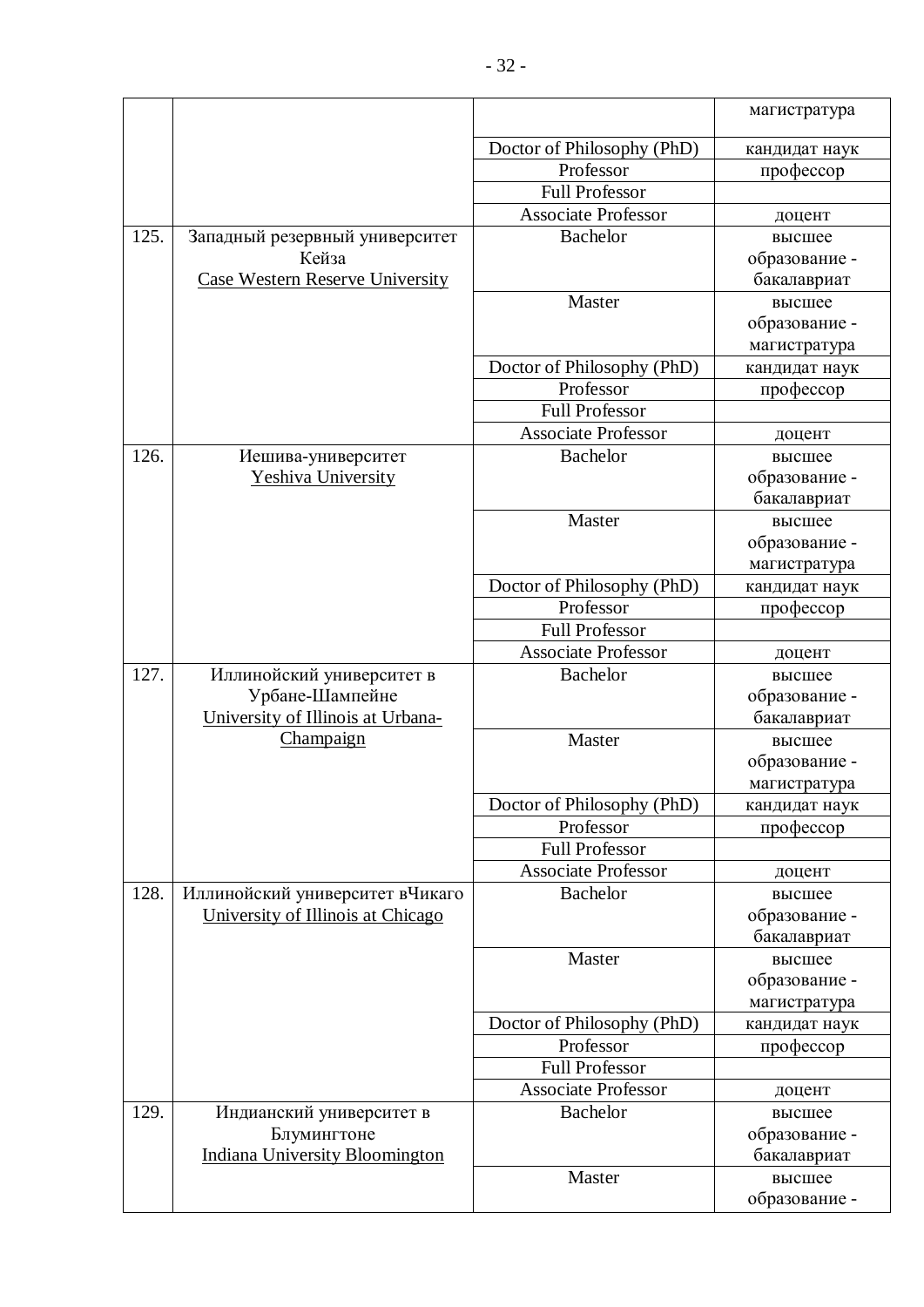| | | | магистратура |
|---|---|---|---|
| | | Doctor of Philosophy (PhD) | кандидат наук |
| | | Professor | профессор |
| | | Full Professor | |
| | | Associate Professor | доцент |
| 125. | Западный резервный университет Кейза Case Western Reserve University | Bachelor | высшее образование - бакалавриат |
| | | Master | высшее образование - магистратура |
| | | Doctor of Philosophy (PhD) | кандидат наук |
| | | Professor | профессор |
| | | Full Professor | |
| | | Associate Professor | доцент |
| 126. | Иешива-университет Yeshiva University | Bachelor | высшее образование - бакалавриат |
| | | Master | высшее образование - магистратура |
| | | Doctor of Philosophy (PhD) | кандидат наук |
| | | Professor | профессор |
| | | Full Professor | |
| | | Associate Professor | доцент |
| 127. | Иллинойский университет в Урбане-Шампейне University of Illinois at Urbana-Champaign | Bachelor | высшее образование - бакалавриат |
| | | Master | высшее образование - магистратура |
| | | Doctor of Philosophy (PhD) | кандидат наук |
| | | Professor | профессор |
| | | Full Professor | |
| | | Associate Professor | доцент |
| 128. | Иллинойский университет вЧикаго University of Illinois at Chicago | Bachelor | высшее образование - бакалавриат |
| | | Master | высшее образование - магистратура |
| | | Doctor of Philosophy (PhD) | кандидат наук |
| | | Professor | профессор |
| | | Full Professor | |
| | | Associate Professor | доцент |
| 129. | Индианский университет в Блумингтоне Indiana University Bloomington | Bachelor | высшее образование - бакалавриат |
| | | Master | высшее образование - |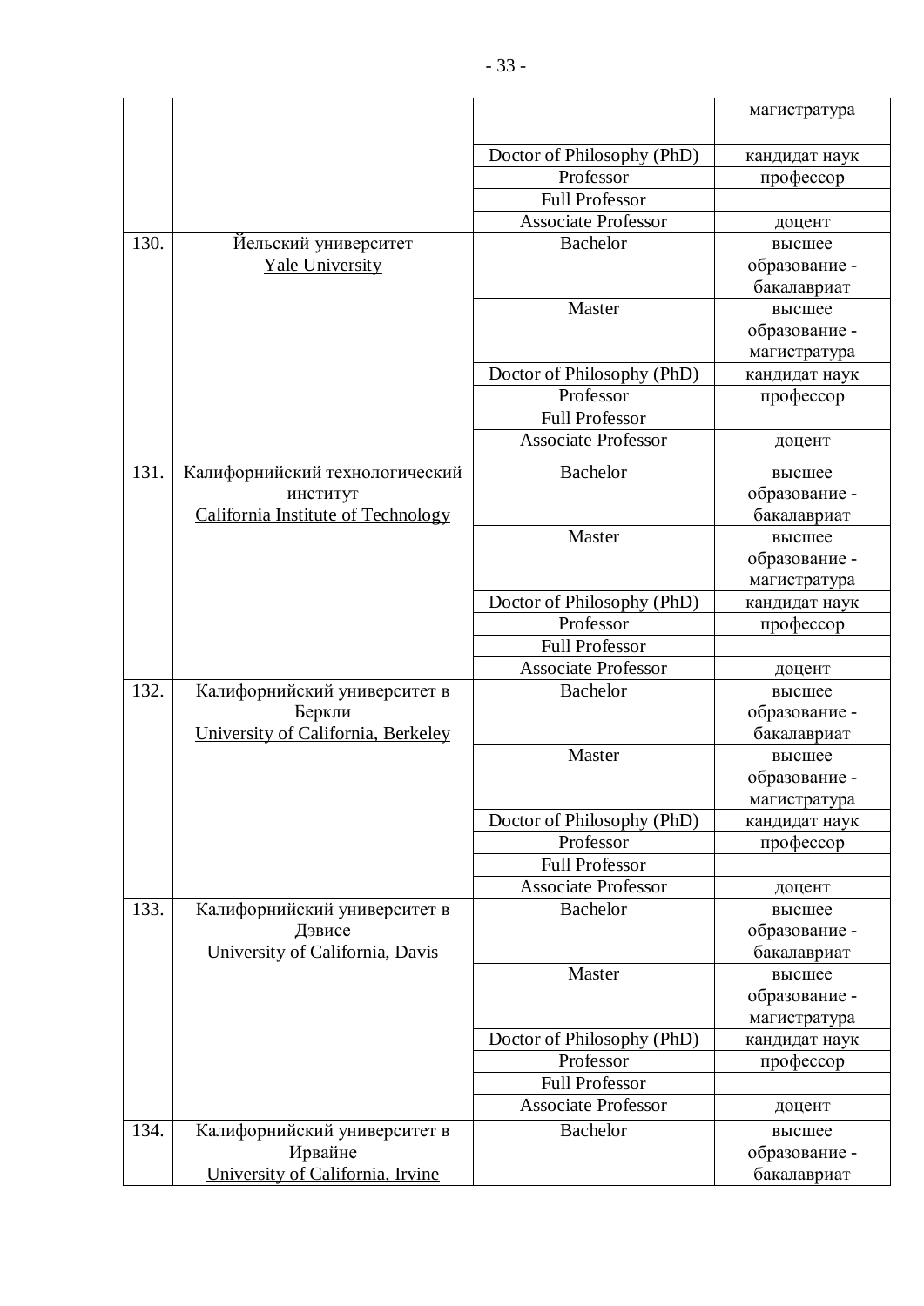| | | | |
|---|---|---|---|
| | | | магистратура |
| | | Doctor of Philosophy (PhD) | кандидат наук |
| | | Professor | профессор |
| | | Full Professor | |
| | | Associate Professor | доцент |
| 130. | Йельский университет Yale University | Bachelor | высшее образование - бакалавриат |
| | | Master | высшее образование - магистратура |
| | | Doctor of Philosophy (PhD) | кандидат наук |
| | | Professor | профессор |
| | | Full Professor | |
| | | Associate Professor | доцент |
| 131. | Калифорнийский технологический институт California Institute of Technology | Bachelor | высшее образование - бакалавриат |
| | | Master | высшее образование - магистратура |
| | | Doctor of Philosophy (PhD) | кандидат наук |
| | | Professor | профессор |
| | | Full Professor | |
| | | Associate Professor | доцент |
| 132. | Калифорнийский университет в Беркли University of California, Berkeley | Bachelor | высшее образование - бакалавриат |
| | | Master | высшее образование - магистратура |
| | | Doctor of Philosophy (PhD) | кандидат наук |
| | | Professor | профессор |
| | | Full Professor | |
| | | Associate Professor | доцент |
| 133. | Калифорнийский университет в Дэвисе University of California, Davis | Bachelor | высшее образование - бакалавриат |
| | | Master | высшее образование - магистратура |
| | | Doctor of Philosophy (PhD) | кандидат наук |
| | | Professor | профессор |
| | | Full Professor | |
| | | Associate Professor | доцент |
| 134. | Калифорнийский университет в Ирвайне University of California, Irvine | Bachelor | высшее образование - бакалавриат |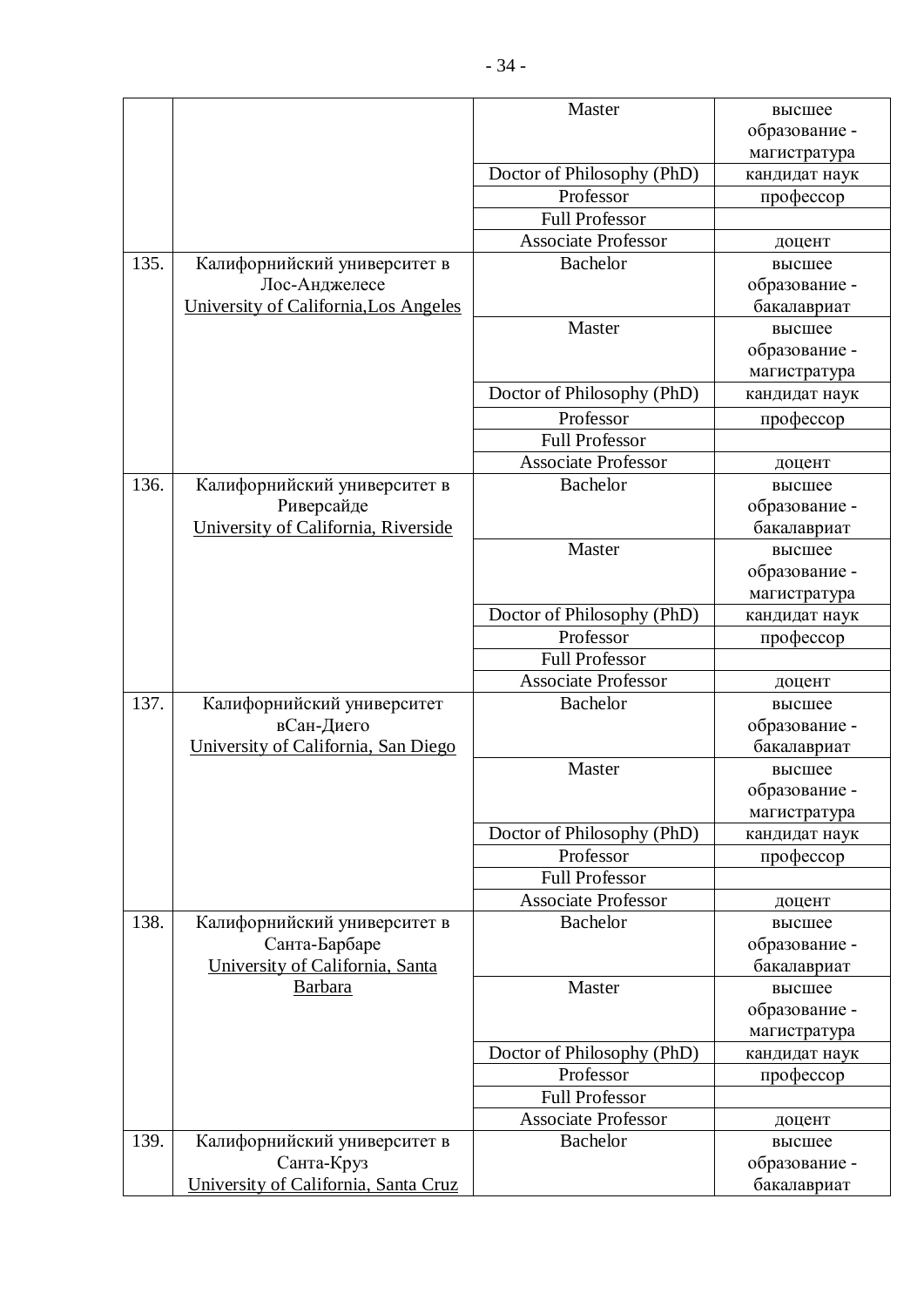| | | Master | высшее образование - магистратура |
|---|---|---|---|
| | | Doctor of Philosophy (PhD) | кандидат наук |
| | | Professor | профессор |
| | | Full Professor | |
| | | Associate Professor | доцент |
| 135. | Калифорнийский университет в Лос-Анджелесе University of California,Los Angeles | Bachelor | высшее образование - бакалавриат |
| | | Master | высшее образование - магистратура |
| | | Doctor of Philosophy (PhD) | кандидат наук |
| | | Professor | профессор |
| | | Full Professor | |
| | | Associate Professor | доцент |
| 136. | Калифорнийский университет в Риверсайде University of California, Riverside | Bachelor | высшее образование - бакалавриат |
| | | Master | высшее образование - магистратура |
| | | Doctor of Philosophy (PhD) | кандидат наук |
| | | Professor | профессор |
| | | Full Professor | |
| | | Associate Professor | доцент |
| 137. | Калифорнийский университет вСан-Диего University of California, San Diego | Bachelor | высшее образование - бакалавриат |
| | | Master | высшее образование - магистратура |
| | | Doctor of Philosophy (PhD) | кандидат наук |
| | | Professor | профессор |
| | | Full Professor | |
| | | Associate Professor | доцент |
| 138. | Калифорнийский университет в Санта-Барбаре University of California, Santa Barbara | Bachelor | высшее образование - бакалавриат |
| | | Master | высшее образование - магистратура |
| | | Doctor of Philosophy (PhD) | кандидат наук |
| | | Professor | профессор |
| | | Full Professor | |
| | | Associate Professor | доцент |
| 139. | Калифорнийский университет в Санта-Круз University of California, Santa Cruz | Bachelor | высшее образование - бакалавриат |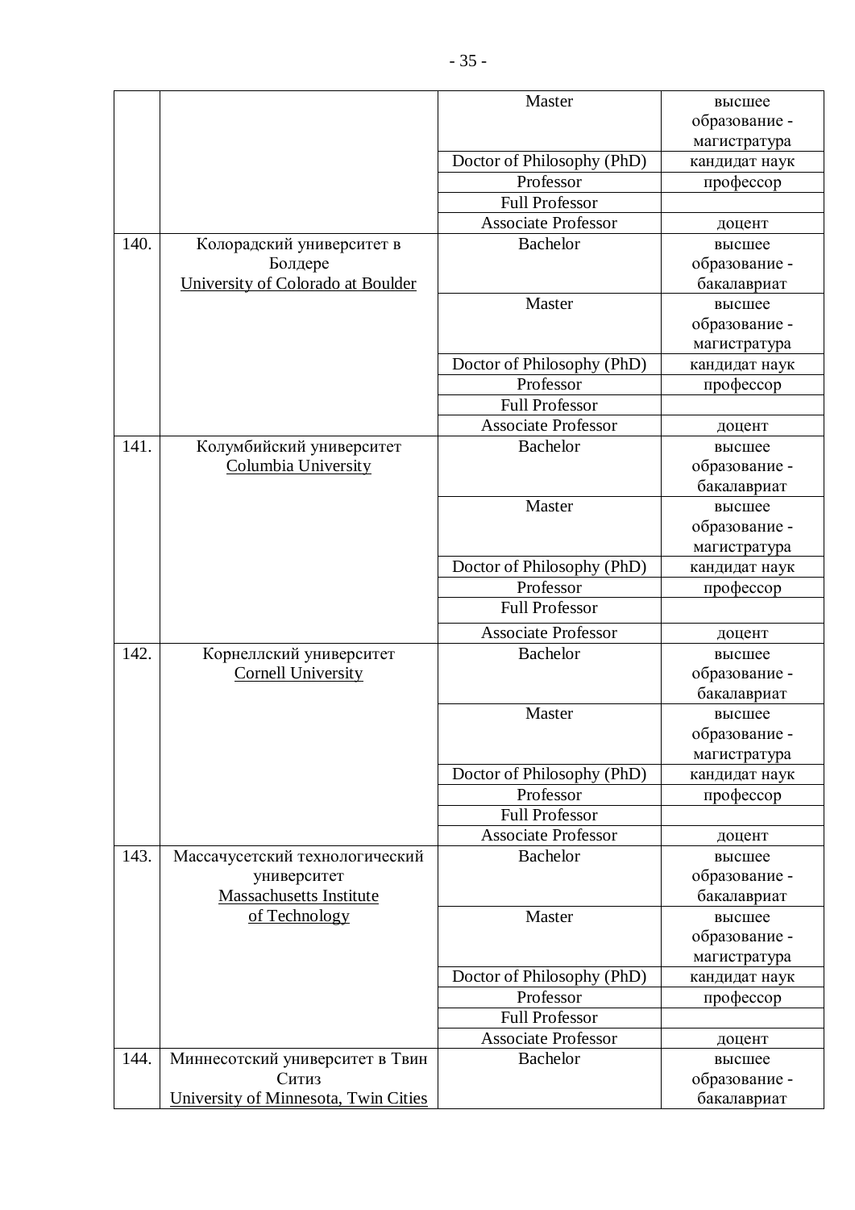| | | Master | высшее образование - магистратура |
|---|---|---|---|
| | | Doctor of Philosophy (PhD) | кандидат наук |
| | | Professor | профессор |
| | | Full Professor | |
| | | Associate Professor | доцент |
| 140. | Колорадский университет в Болдере<br>University of Colorado at Boulder | Bachelor | высшее образование - бакалавриат |
| | | Master | высшее образование - магистратура |
| | | Doctor of Philosophy (PhD) | кандидат наук |
| | | Professor | профессор |
| | | Full Professor | |
| | | Associate Professor | доцент |
| 141. | Колумбийский университет<br>Columbia University | Bachelor | высшее образование - бакалавриат |
| | | Master | высшее образование - магистратура |
| | | Doctor of Philosophy (PhD) | кандидат наук |
| | | Professor | профессор |
| | | Full Professor | |
| | | Associate Professor | доцент |
| 142. | Корнеллский университет<br>Cornell University | Bachelor | высшее образование - бакалавриат |
| | | Master | высшее образование - магистратура |
| | | Doctor of Philosophy (PhD) | кандидат наук |
| | | Professor | профессор |
| | | Full Professor | |
| | | Associate Professor | доцент |
| 143. | Массачусетский технологический университет<br>Massachusetts Institute of Technology | Bachelor | высшее образование - бакалавриат |
| | | Master | высшее образование - магистратура |
| | | Doctor of Philosophy (PhD) | кандидат наук |
| | | Professor | профессор |
| | | Full Professor | |
| | | Associate Professor | доцент |
| 144. | Миннесотский университет в Твин Ситиз<br>University of Minnesota, Twin Cities | Bachelor | высшее образование - бакалавриат |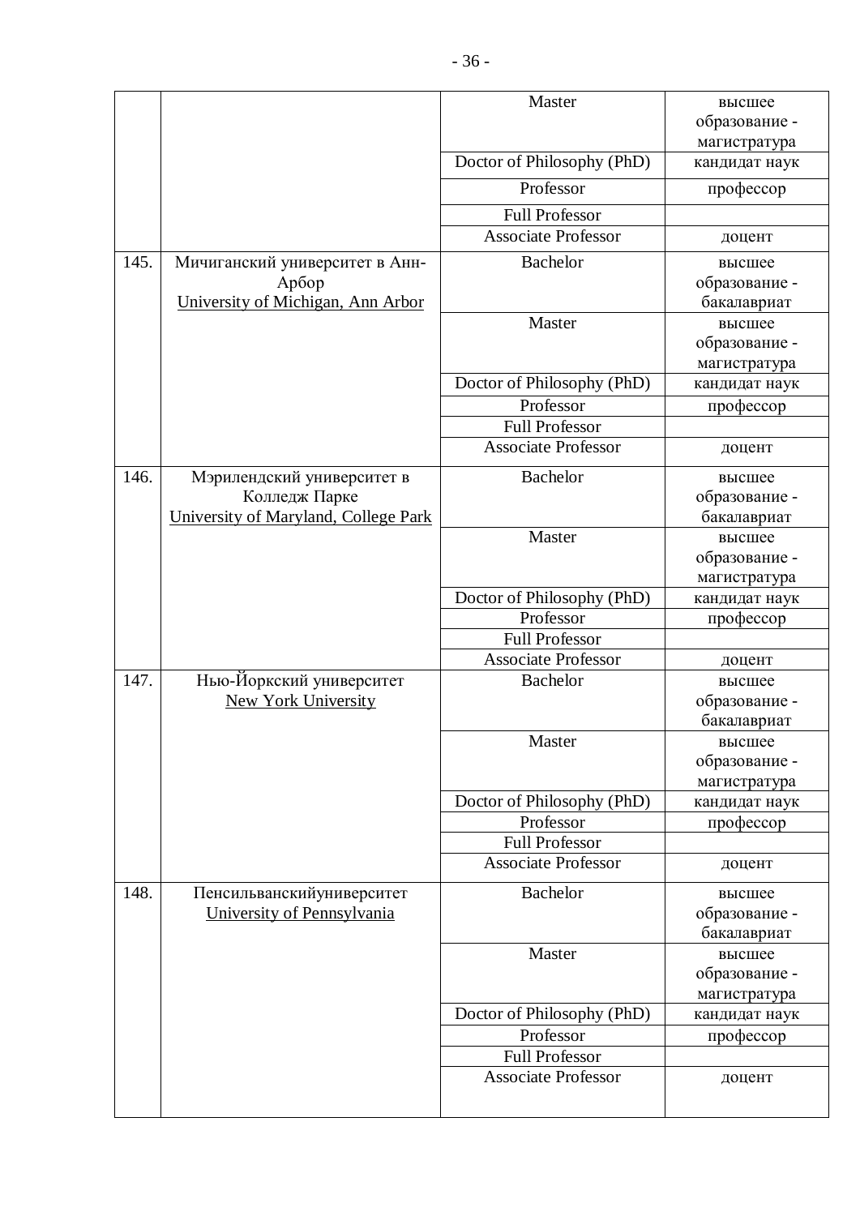| | | Master | высшее образование - магистратура |
|---|---|---|---|
| | | Doctor of Philosophy (PhD) | кандидат наук |
| | | Professor | профессор |
| | | Full Professor | |
| | | Associate Professor | доцент |
| 145. | Мичиганский университет в Анн-Арбор University of Michigan, Ann Arbor | Bachelor | высшее образование - бакалавриат |
| | | Master | высшее образование - магистратура |
| | | Doctor of Philosophy (PhD) | кандидат наук |
| | | Professor | профессор |
| | | Full Professor | |
| | | Associate Professor | доцент |
| 146. | Мэрилендский университет в Колледж Парке University of Maryland, College Park | Bachelor | высшее образование - бакалавриат |
| | | Master | высшее образование - магистратура |
| | | Doctor of Philosophy (PhD) | кандидат наук |
| | | Professor | профессор |
| | | Full Professor | |
| | | Associate Professor | доцент |
| 147. | Нью-Йоркский университет New York University | Bachelor | высшее образование - бакалавриат |
| | | Master | высшее образование - магистратура |
| | | Doctor of Philosophy (PhD) | кандидат наук |
| | | Professor | профессор |
| | | Full Professor | |
| | | Associate Professor | доцент |
| 148. | Пенсильванскийуниверситет University of Pennsylvania | Bachelor | высшее образование - бакалавриат |
| | | Master | высшее образование - магистратура |
| | | Doctor of Philosophy (PhD) | кандидат наук |
| | | Professor | профессор |
| | | Full Professor | |
| | | Associate Professor | доцент |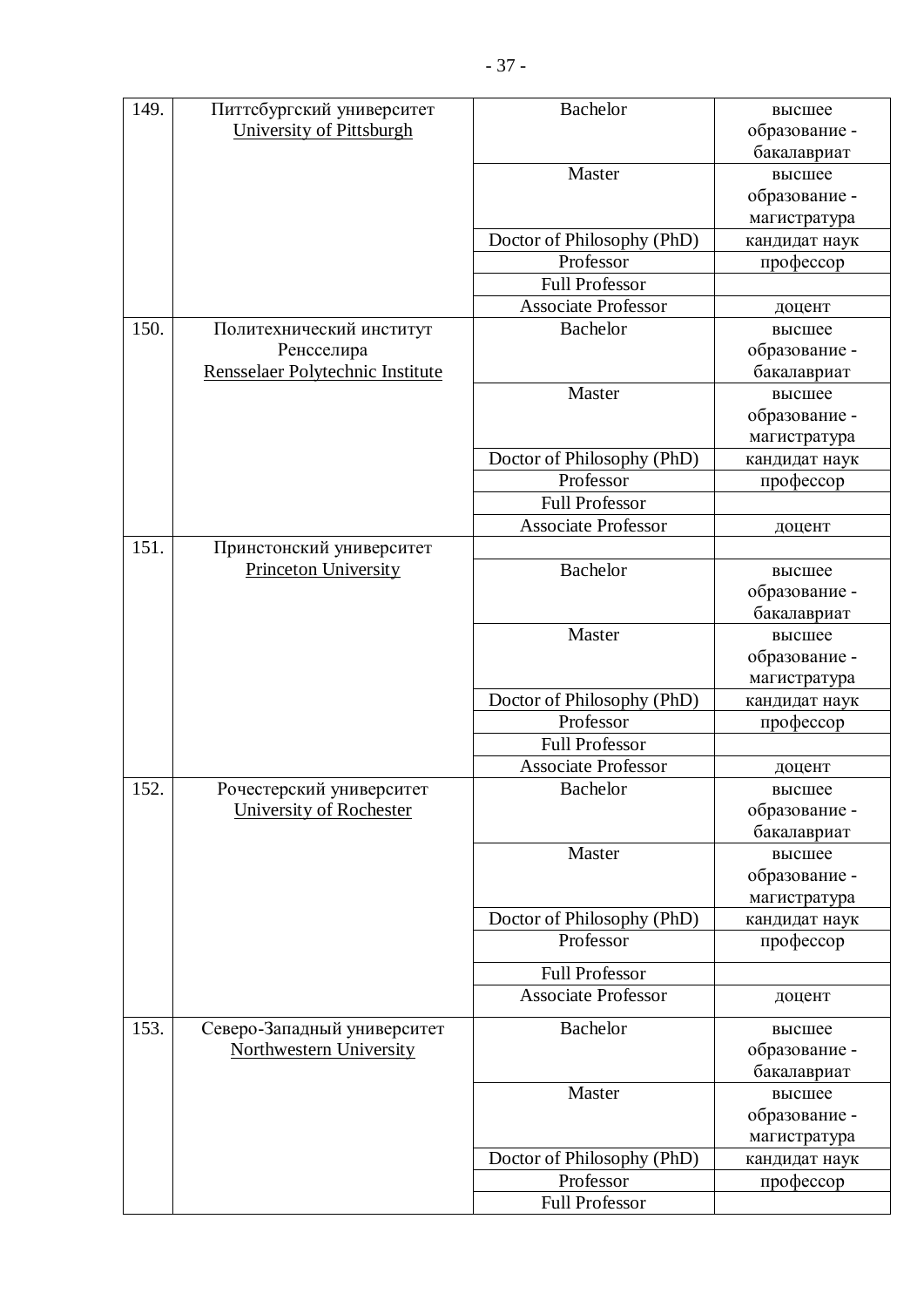| 149. | Питтсбургский университет University of Pittsburgh | Bachelor | высшее образование - бакалавриат |
|---|---|---|---|
| | | Master | высшее образование - магистратура |
| | | Doctor of Philosophy (PhD) | кандидат наук |
| | | Professor | профессор |
| | | Full Professor | |
| | | Associate Professor | доцент |
| 150. | Политехнический институт Ренсселира Rensselaer Polytechnic Institute | Bachelor | высшее образование - бакалавриат |
| | | Master | высшее образование - магистратура |
| | | Doctor of Philosophy (PhD) | кандидат наук |
| | | Professor | профессор |
| | | Full Professor | |
| | | Associate Professor | доцент |
| 151. | Принстонский университет Princeton University | | |
| | | Bachelor | высшее образование - бакалавриат |
| | | Master | высшее образование - магистратура |
| | | Doctor of Philosophy (PhD) | кандидат наук |
| | | Professor | профессор |
| | | Full Professor | |
| | | Associate Professor | доцент |
| 152. | Рочестерский университет University of Rochester | Bachelor | высшее образование - бакалавриат |
| | | Master | высшее образование - магистратура |
| | | Doctor of Philosophy (PhD) | кандидат наук |
| | | Professor | профессор |
| | | Full Professor | |
| | | Associate Professor | доцент |
| 153. | Северо-Западный университет Northwestern University | Bachelor | высшее образование - бакалавриат |
| | | Master | высшее образование - магистратура |
| | | Doctor of Philosophy (PhD) | кандидат наук |
| | | Professor | профессор |
| | | Full Professor | |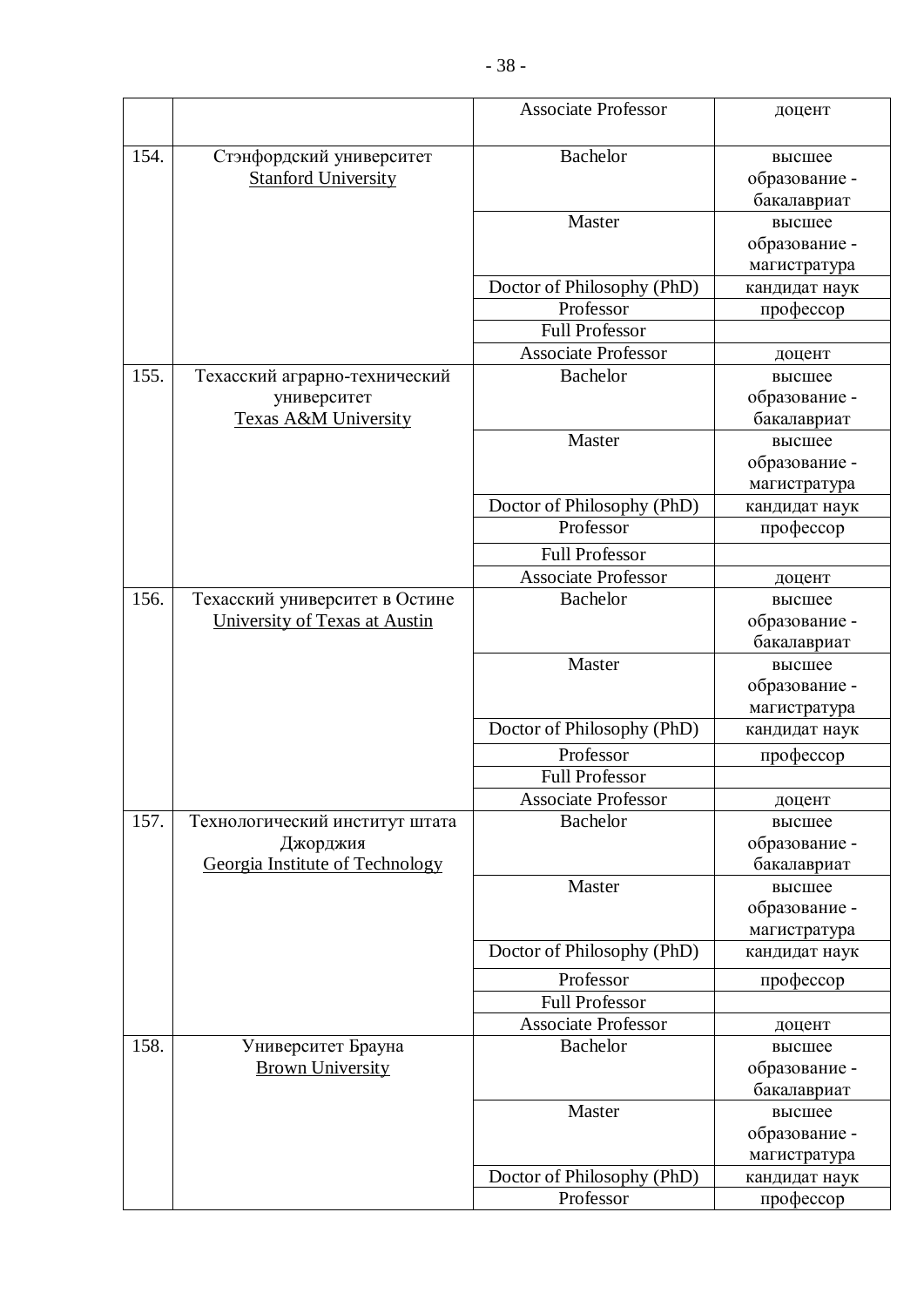| | | Associate Professor | доцент |
|---|---|---|---|
| 154. | Стэнфордский университет Stanford University | Bachelor | высшее образование - бакалавриат |
| | | Master | высшее образование - магистратура |
| | | Doctor of Philosophy (PhD) | кандидат наук |
| | | Professor | профессор |
| | | Full Professor | |
| | | Associate Professor | доцент |
| 155. | Техасский аграрно-технический университет Texas A&M University | Bachelor | высшее образование - бакалавриат |
| | | Master | высшее образование - магистратура |
| | | Doctor of Philosophy (PhD) | кандидат наук |
| | | Professor | профессор |
| | | Full Professor | |
| | | Associate Professor | доцент |
| 156. | Техасский университет в Остине University of Texas at Austin | Bachelor | высшее образование - бакалавриат |
| | | Master | высшее образование - магистратура |
| | | Doctor of Philosophy (PhD) | кандидат наук |
| | | Professor | профессор |
| | | Full Professor | |
| | | Associate Professor | доцент |
| 157. | Технологический институт штата Джорджия Georgia Institute of Technology | Bachelor | высшее образование - бакалавриат |
| | | Master | высшее образование - магистратура |
| | | Doctor of Philosophy (PhD) | кандидат наук |
| | | Professor | профессор |
| | | Full Professor | |
| | | Associate Professor | доцент |
| 158. | Университет Брауна Brown University | Bachelor | высшее образование - бакалавриат |
| | | Master | высшее образование - магистратура |
| | | Doctor of Philosophy (PhD) | кандидат наук |
| | | Professor | профессор |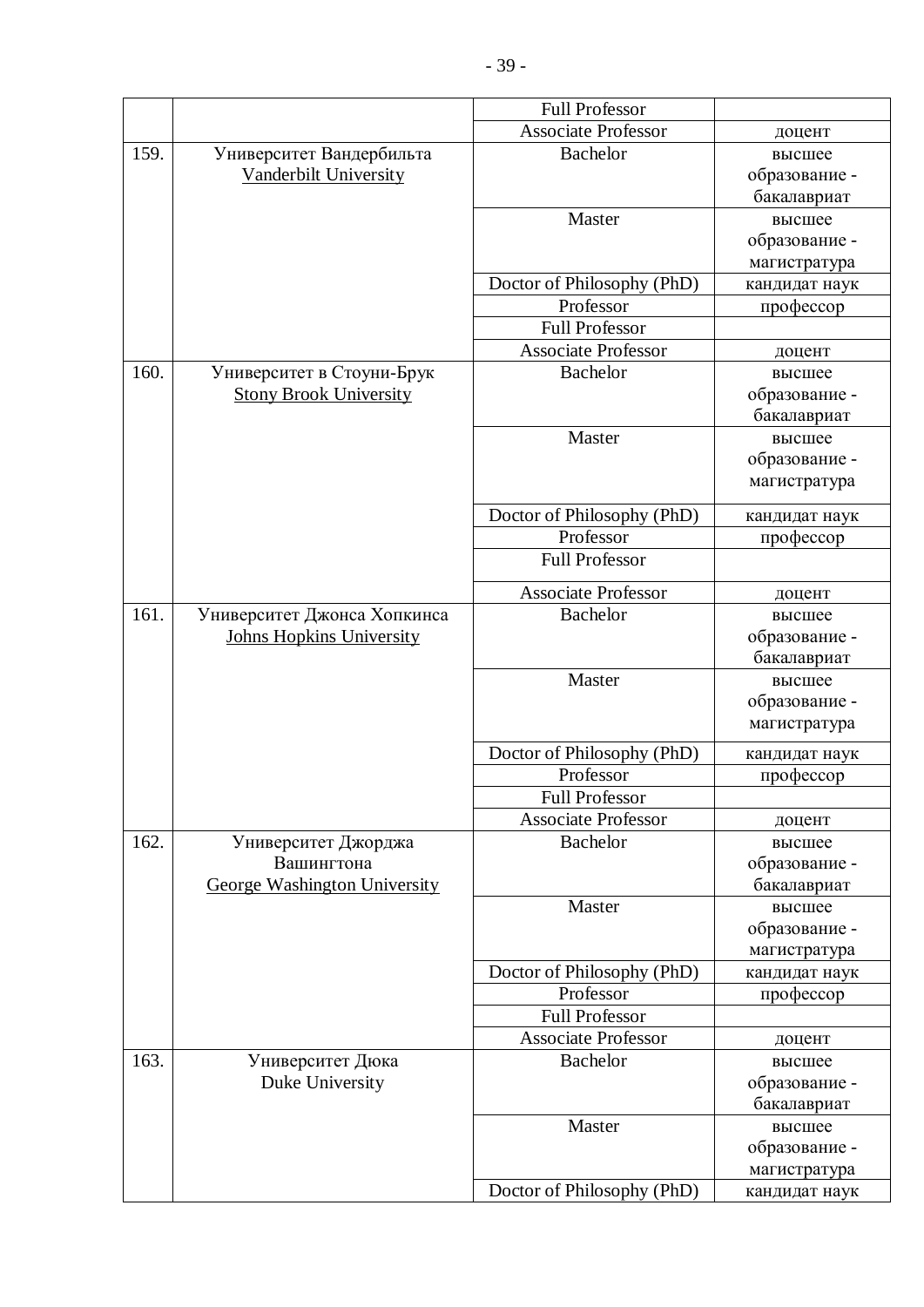| | | | |
|---|---|---|---|
| | | Full Professor | |
| | | Associate Professor | доцент |
| 159. | Университет Вандербильта<br>Vanderbilt University | Bachelor | высшее образование - бакалавриат |
| | | Master | высшее образование - магистратура |
| | | Doctor of Philosophy (PhD) | кандидат наук |
| | | Professor | профессор |
| | | Full Professor | |
| | | Associate Professor | доцент |
| 160. | Университет в Стоуни-Брук<br>Stony Brook University | Bachelor | высшее образование - бакалавриат |
| | | Master | высшее образование - магистратура |
| | | Doctor of Philosophy (PhD) | кандидат наук |
| | | Professor | профессор |
| | | Full Professor | |
| | | Associate Professor | доцент |
| 161. | Университет Джонса Хопкинса<br>Johns Hopkins University | Bachelor | высшее образование - бакалавриат |
| | | Master | высшее образование - магистратура |
| | | Doctor of Philosophy (PhD) | кандидат наук |
| | | Professor | профессор |
| | | Full Professor | |
| | | Associate Professor | доцент |
| 162. | Университет Джорджа Вашингтона<br>George Washington University | Bachelor | высшее образование - бакалавриат |
| | | Master | высшее образование - магистратура |
| | | Doctor of Philosophy (PhD) | кандидат наук |
| | | Professor | профессор |
| | | Full Professor | |
| | | Associate Professor | доцент |
| 163. | Университет Дюка<br>Duke University | Bachelor | высшее образование - бакалавриат |
| | | Master | высшее образование - магистратура |
| | | Doctor of Philosophy (PhD) | кандидат наук |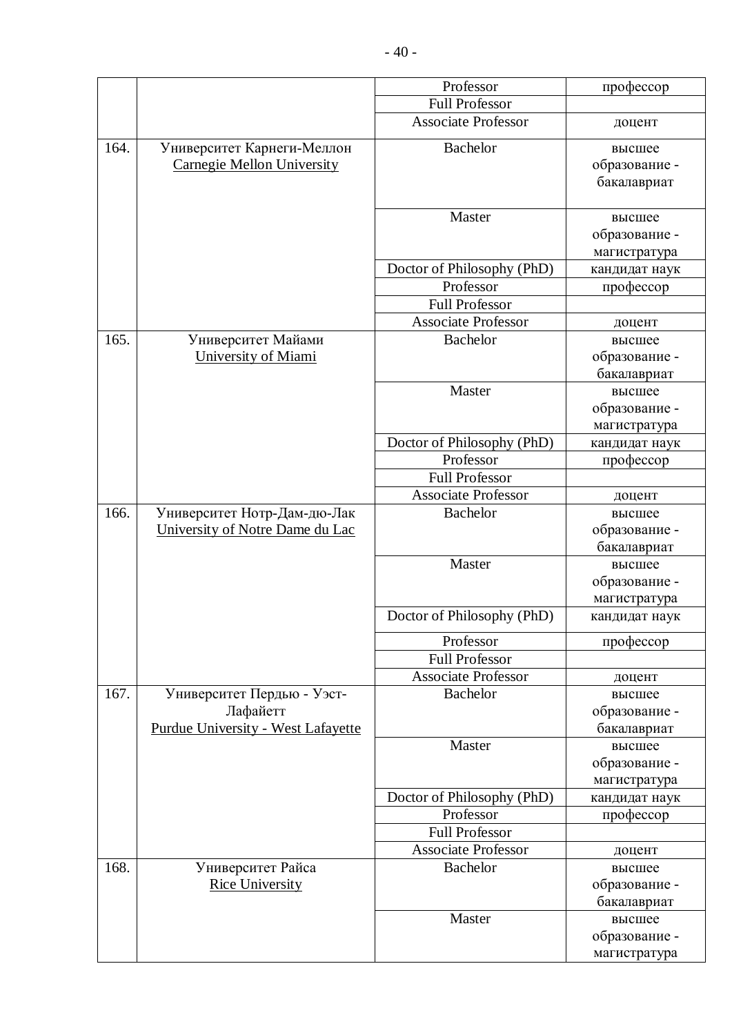| | | | |
|---|---|---|---|
| | | Professor | профессор |
| | | Full Professor | |
| | | Associate Professor | доцент |
| 164. | Университет Карнеги-Меллон<br>Carnegie Mellon University | Bachelor | высшее образование - бакалавриат |
| | | Master | высшее образование - магистратура |
| | | Doctor of Philosophy (PhD) | кандидат наук |
| | | Professor | профессор |
| | | Full Professor | |
| | | Associate Professor | доцент |
| 165. | Университет Майами<br>University of Miami | Bachelor | высшее образование - бакалавриат |
| | | Master | высшее образование - магистратура |
| | | Doctor of Philosophy (PhD) | кандидат наук |
| | | Professor | профессор |
| | | Full Professor | |
| | | Associate Professor | доцент |
| 166. | Университет Нотр-Дам-дю-Лак<br>University of Notre Dame du Lac | Bachelor | высшее образование - бакалавриат |
| | | Master | высшее образование - магистратура |
| | | Doctor of Philosophy (PhD) | кандидат наук |
| | | Professor | профессор |
| | | Full Professor | |
| | | Associate Professor | доцент |
| 167. | Университет Пердью - Уэст-Лафайетт<br>Purdue University - West Lafayette | Bachelor | высшее образование - бакалавриат |
| | | Master | высшее образование - магистратура |
| | | Doctor of Philosophy (PhD) | кандидат наук |
| | | Professor | профессор |
| | | Full Professor | |
| | | Associate Professor | доцент |
| 168. | Университет Райса<br>Rice University | Bachelor | высшее образование - бакалавриат |
| | | Master | высшее образование - магистратура |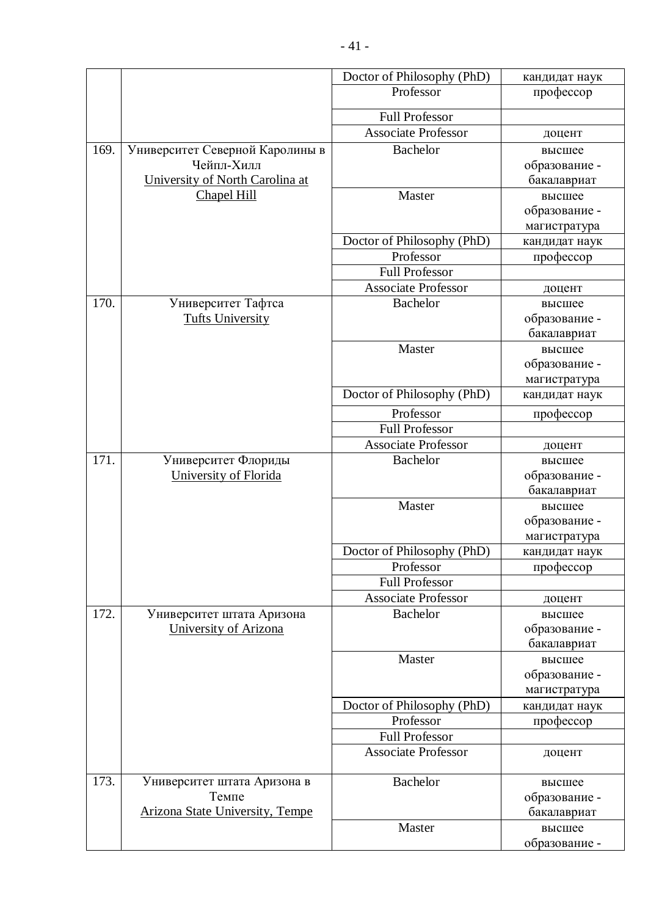| | | Doctor of Philosophy (PhD) | кандидат наук |
|---|---|---|---|
| | | Professor | профессор |
| | | Full Professor | |
| | | Associate Professor | доцент |
| 169. | Университет Северной Каролины в Чейпл-Хилл University of North Carolina at Chapel Hill | Bachelor | высшее образование - бакалавриат |
| | | Master | высшее образование - магистратура |
| | | Doctor of Philosophy (PhD) | кандидат наук |
| | | Professor | профессор |
| | | Full Professor | |
| | | Associate Professor | доцент |
| 170. | Университет Тафтса Tufts University | Bachelor | высшее образование - бакалавриат |
| | | Master | высшее образование - магистратура |
| | | Doctor of Philosophy (PhD) | кандидат наук |
| | | Professor | профессор |
| | | Full Professor | |
| | | Associate Professor | доцент |
| 171. | Университет Флориды University of Florida | Bachelor | высшее образование - бакалавриат |
| | | Master | высшее образование - магистратура |
| | | Doctor of Philosophy (PhD) | кандидат наук |
| | | Professor | профессор |
| | | Full Professor | |
| | | Associate Professor | доцент |
| 172. | Университет штата Аризона University of Arizona | Bachelor | высшее образование - бакалавриат |
| | | Master | высшее образование - магистратура |
| | | Doctor of Philosophy (PhD) | кандидат наук |
| | | Professor | профессор |
| | | Full Professor | |
| | | Associate Professor | доцент |
| 173. | Университет штата Аризона в Темпе Arizona State University, Tempe | Bachelor | высшее образование - бакалавриат |
| | | Master | высшее образование - |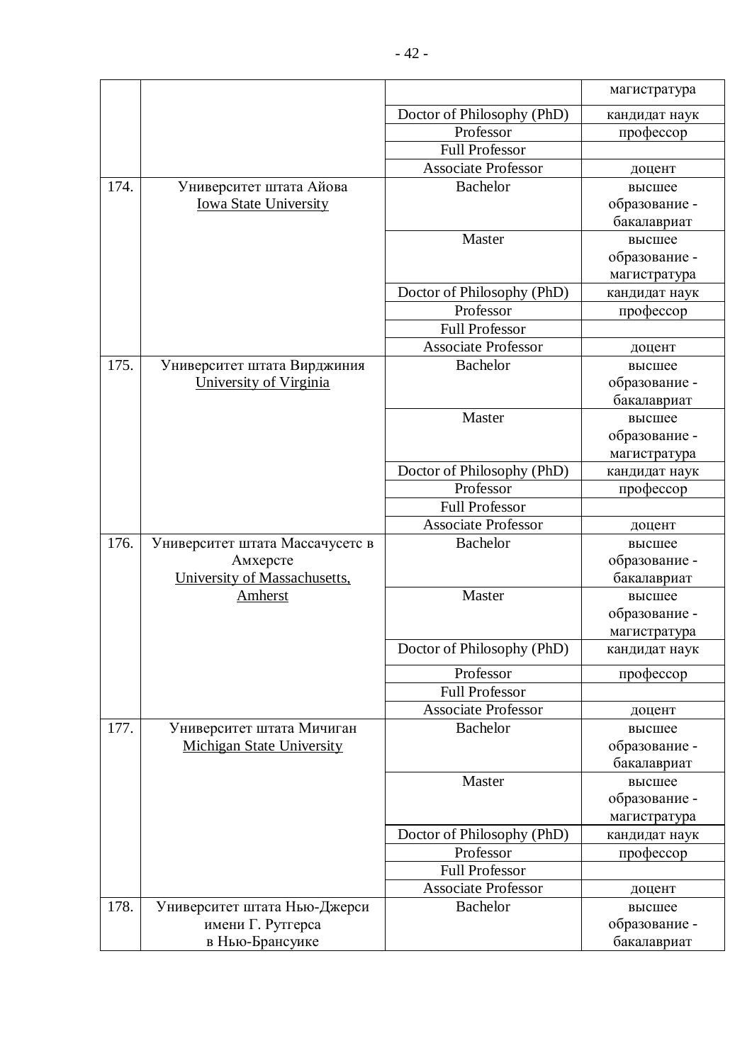| | | | |
|---|---|---|---|
| | | | магистратура |
| | | Doctor of Philosophy (PhD) | кандидат наук |
| | | Professor | профессор |
| | | Full Professor | |
| | | Associate Professor | доцент |
| 174. | Университет штата Айова<br>Iowa State University | Bachelor | высшее образование - бакалавриат |
| | | Master | высшее образование - магистратура |
| | | Doctor of Philosophy (PhD) | кандидат наук |
| | | Professor | профессор |
| | | Full Professor | |
| | | Associate Professor | доцент |
| 175. | Университет штата Вирджиния<br>University of Virginia | Bachelor | высшее образование - бакалавриат |
| | | Master | высшее образование - магистратура |
| | | Doctor of Philosophy (PhD) | кандидат наук |
| | | Professor | профессор |
| | | Full Professor | |
| | | Associate Professor | доцент |
| 176. | Университет штата Массачусетс в Амхерсте<br>University of Massachusetts, Amherst | Bachelor | высшее образование - бакалавриат |
| | | Master | высшее образование - магистратура |
| | | Doctor of Philosophy (PhD) | кандидат наук |
| | | Professor | профессор |
| | | Full Professor | |
| | | Associate Professor | доцент |
| 177. | Университет штата Мичиган<br>Michigan State University | Bachelor | высшее образование - бакалавриат |
| | | Master | высшее образование - магистратура |
| | | Doctor of Philosophy (PhD) | кандидат наук |
| | | Professor | профессор |
| | | Full Professor | |
| | | Associate Professor | доцент |
| 178. | Университет штата Нью-Джерси имени Г. Рутгерса в Нью-Брансуике | Bachelor | высшее образование - бакалавриат |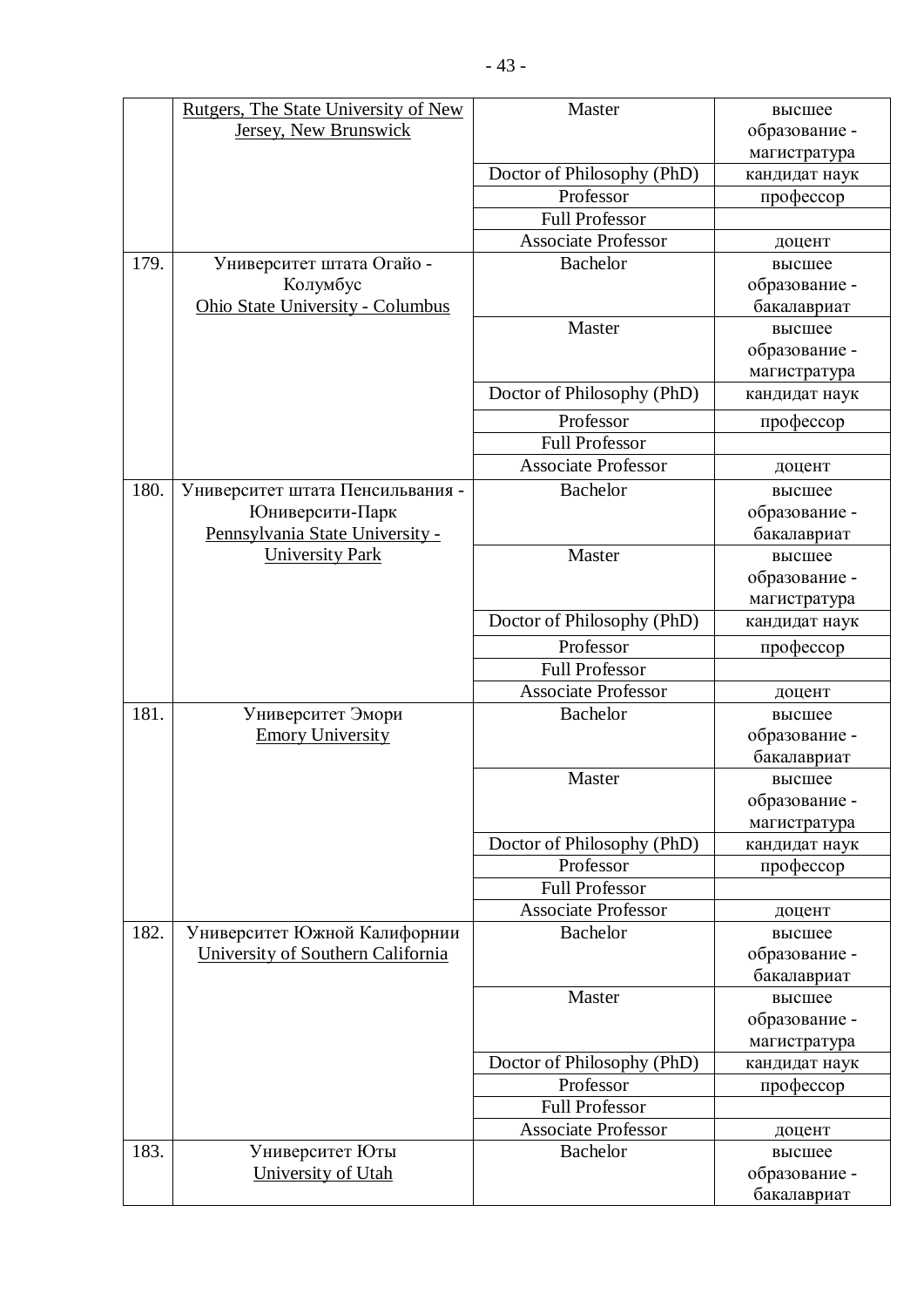|  |  |  |  |
|---|---|---|---|
|  | Rutgers, The State University of New Jersey, New Brunswick | Master | высшее образование - магистратура |
|  |  | Doctor of Philosophy (PhD) | кандидат наук |
|  |  | Professor | профессор |
|  |  | Full Professor |  |
|  |  | Associate Professor | доцент |
| 179. | Университет штата Огайо - Колумбус Ohio State University - Columbus | Bachelor | высшее образование - бакалавриат |
|  |  | Master | высшее образование - магистратура |
|  |  | Doctor of Philosophy (PhD) | кандидат наук |
|  |  | Professor | профессор |
|  |  | Full Professor |  |
|  |  | Associate Professor | доцент |
| 180. | Университет штата Пенсильвания - Юниверсити-Парк Pennsylvania State University - University Park | Bachelor | высшее образование - бакалавриат |
|  |  | Master | высшее образование - магистратура |
|  |  | Doctor of Philosophy (PhD) | кандидат наук |
|  |  | Professor | профессор |
|  |  | Full Professor |  |
|  |  | Associate Professor | доцент |
| 181. | Университет Эмори Emory University | Bachelor | высшее образование - бакалавриат |
|  |  | Master | высшее образование - магистратура |
|  |  | Doctor of Philosophy (PhD) | кандидат наук |
|  |  | Professor | профессор |
|  |  | Full Professor |  |
|  |  | Associate Professor | доцент |
| 182. | Университет Южной Калифорнии University of Southern California | Bachelor | высшее образование - бакалавриат |
|  |  | Master | высшее образование - магистратура |
|  |  | Doctor of Philosophy (PhD) | кандидат наук |
|  |  | Professor | профессор |
|  |  | Full Professor |  |
|  |  | Associate Professor | доцент |
| 183. | Университет Юты University of Utah | Bachelor | высшее образование - бакалавриат |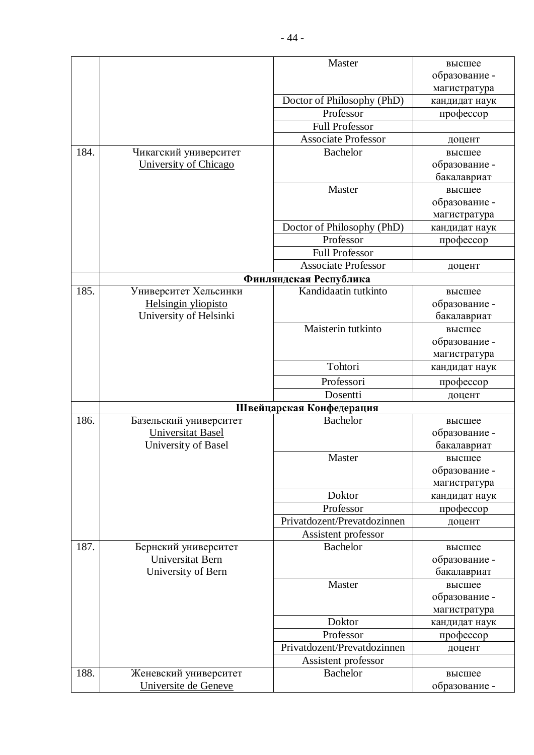| | | Master | высшее образование - магистратура |
|---|---|---|---|
| | | Doctor of Philosophy (PhD) | кандидат наук |
| | | Professor | профессор |
| | | Full Professor | |
| | | Associate Professor | доцент |
| 184. | Чикагский университет University of Chicago | Bachelor | высшее образование - бакалавриат |
| | | Master | высшее образование - магистратура |
| | | Doctor of Philosophy (PhD) | кандидат наук |
| | | Professor | профессор |
| | | Full Professor | |
| | | Associate Professor | доцент |
| | **Финляндская Республика** | | |
| 185. | Университет Хельсинки Helsingin yliopisto University of Helsinki | Kandidaatin tutkinto | высшее образование - бакалавриат |
| | | Maisterin tutkinto | высшее образование - магистратура |
| | | Tohtori | кандидат наук |
| | | Professori | профессор |
| | | Dosentti | доцент |
| | **Швейцарская Конфедерация** | | |
| 186. | Базельский университет Universitat Basel University of Basel | Bachelor | высшее образование - бакалавриат |
| | | Master | высшее образование - магистратура |
| | | Doktor | кандидат наук |
| | | Professor | профессор |
| | | Privatdozent/Prevatdozinnen | доцент |
| | | Assistent professor | |
| 187. | Бернский университет Universitat Bern University of Bern | Bachelor | высшее образование - бакалавриат |
| | | Master | высшее образование - магистратура |
| | | Doktor | кандидат наук |
| | | Professor | профессор |
| | | Privatdozent/Prevatdozinnen | доцент |
| | | Assistent professor | |
| 188. | Женевский университет Universite de Geneve | Bachelor | высшее образование - |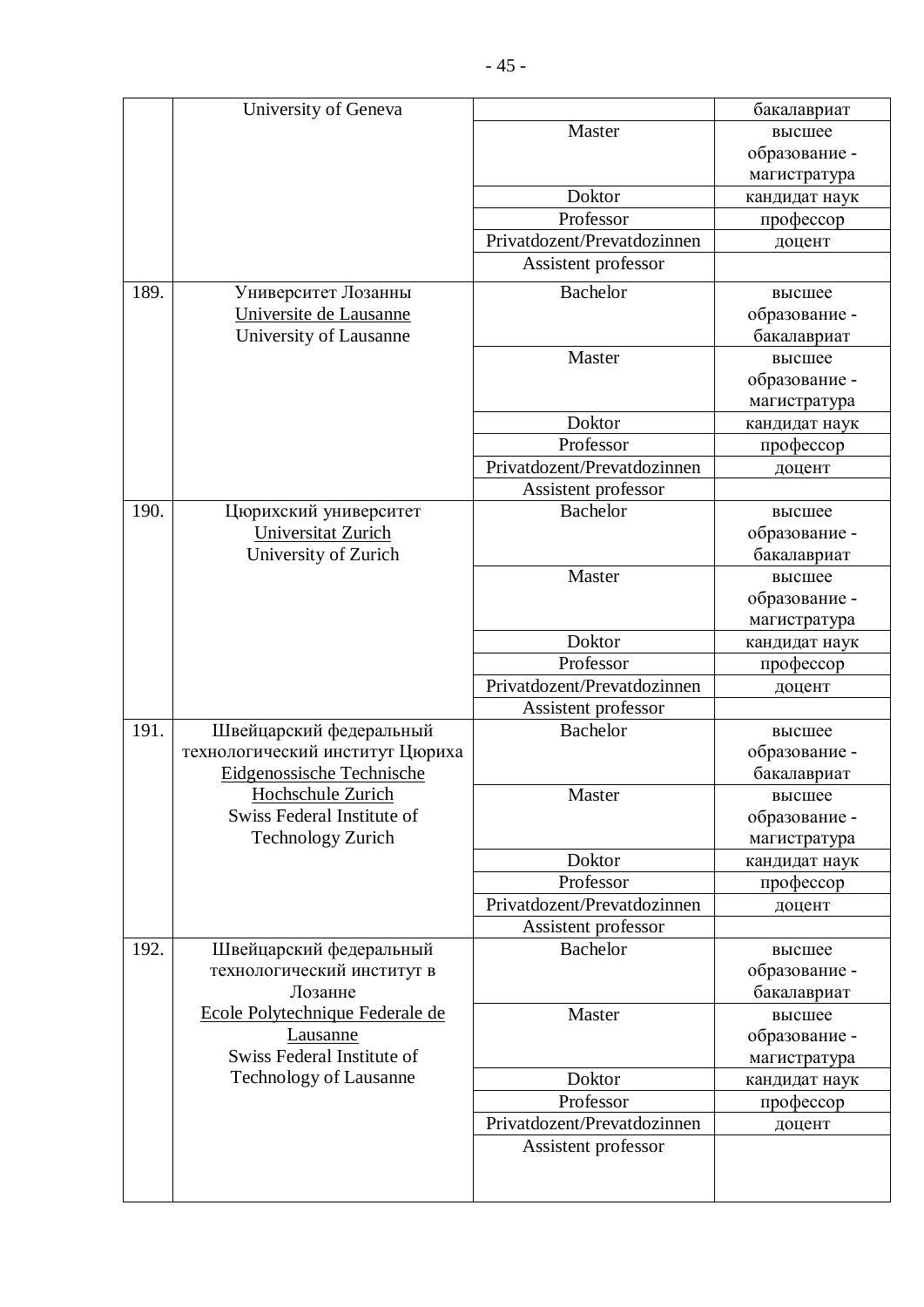| | | | |
|---|---|---|---|
| | University of Geneva | | бакалавриат |
| | | Master | высшее образование - магистратура |
| | | Doktor | кандидат наук |
| | | Professor | профессор |
| | | Privatdozent/Prevatdozinnen | доцент |
| | | Assistent professor | |
| 189. | Университет Лозанны<br>Universite de Lausanne<br>University of Lausanne | Bachelor | высшее образование - бакалавриат |
| | | Master | высшее образование - магистратура |
| | | Doktor | кандидат наук |
| | | Professor | профессор |
| | | Privatdozent/Prevatdozinnen | доцент |
| | | Assistent professor | |
| 190. | Цюрихский университет<br>Universitat Zurich<br>University of Zurich | Bachelor | высшее образование - бакалавриат |
| | | Master | высшее образование - магистратура |
| | | Doktor | кандидат наук |
| | | Professor | профессор |
| | | Privatdozent/Prevatdozinnen | доцент |
| | | Assistent professor | |
| 191. | Швейцарский федеральный технологический институт Цюриха<br>Eidgenossische Technische Hochschule Zurich<br>Swiss Federal Institute of Technology Zurich | Bachelor | высшее образование - бакалавриат |
| | | Master | высшее образование - магистратура |
| | | Doktor | кандидат наук |
| | | Professor | профессор |
| | | Privatdozent/Prevatdozinnen | доцент |
| | | Assistent professor | |
| 192. | Швейцарский федеральный технологический институт в Лозанне<br>Ecole Polytechnique Federale de Lausanne<br>Swiss Federal Institute of Technology of Lausanne | Bachelor | высшее образование - бакалавриат |
| | | Master | высшее образование - магистратура |
| | | Doktor | кандидат наук |
| | | Professor | профессор |
| | | Privatdozent/Prevatdozinnen | доцент |
| | | Assistent professor | |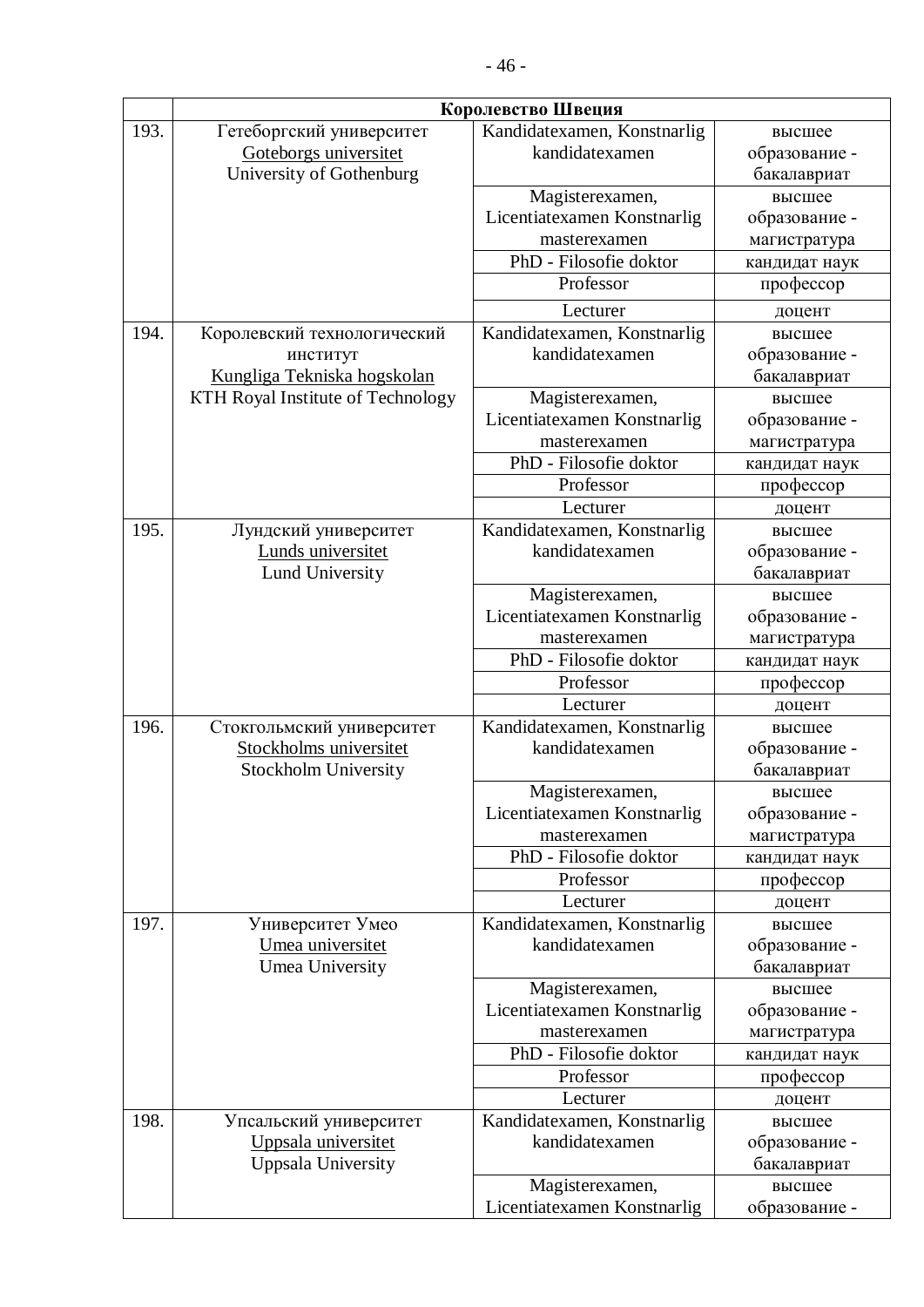| | Королевство Швеция | | |
|---|---|---|---|
| 193. | Гетеборгский университет Goteborgs universitet University of Gothenburg | Kandidatexamen, Konstnarlig kandidatexamen | высшее образование - бакалавриат |
| | | Magisterexamen, Licentiatexamen Konstnarlig masterexamen | высшее образование - магистратура |
| | | PhD - Filosofie doktor | кандидат наук |
| | | Professor | профессор |
| | | Lecturer | доцент |
| 194. | Королевский технологический институт Kungliga Tekniska hogskolan KTH Royal Institute of Technology | Kandidatexamen, Konstnarlig kandidatexamen | высшее образование - бакалавриат |
| | | Magisterexamen, Licentiatexamen Konstnarlig masterexamen | высшее образование - магистратура |
| | | PhD - Filosofie doktor | кандидат наук |
| | | Professor | профессор |
| | | Lecturer | доцент |
| 195. | Лундский университет Lunds universitet Lund University | Kandidatexamen, Konstnarlig kandidatexamen | высшее образование - бакалавриат |
| | | Magisterexamen, Licentiatexamen Konstnarlig masterexamen | высшее образование - магистратура |
| | | PhD - Filosofie doktor | кандидат наук |
| | | Professor | профессор |
| | | Lecturer | доцент |
| 196. | Стокгольмский университет Stockholms universitet Stockholm University | Kandidatexamen, Konstnarlig kandidatexamen | высшее образование - бакалавриат |
| | | Magisterexamen, Licentiatexamen Konstnarlig masterexamen | высшее образование - магистратура |
| | | PhD - Filosofie doktor | кандидат наук |
| | | Professor | профессор |
| | | Lecturer | доцент |
| 197. | Университет Умео Umea universitet Umea University | Kandidatexamen, Konstnarlig kandidatexamen | высшее образование - бакалавриат |
| | | Magisterexamen, Licentiatexamen Konstnarlig masterexamen | высшее образование - магистратура |
| | | PhD - Filosofie doktor | кандидат наук |
| | | Professor | профессор |
| | | Lecturer | доцент |
| 198. | Упсальский университет Uppsala universitet Uppsala University | Kandidatexamen, Konstnarlig kandidatexamen | высшее образование - бакалавриат |
| | | Magisterexamen, Licentiatexamen Konstnarlig | высшее образование - |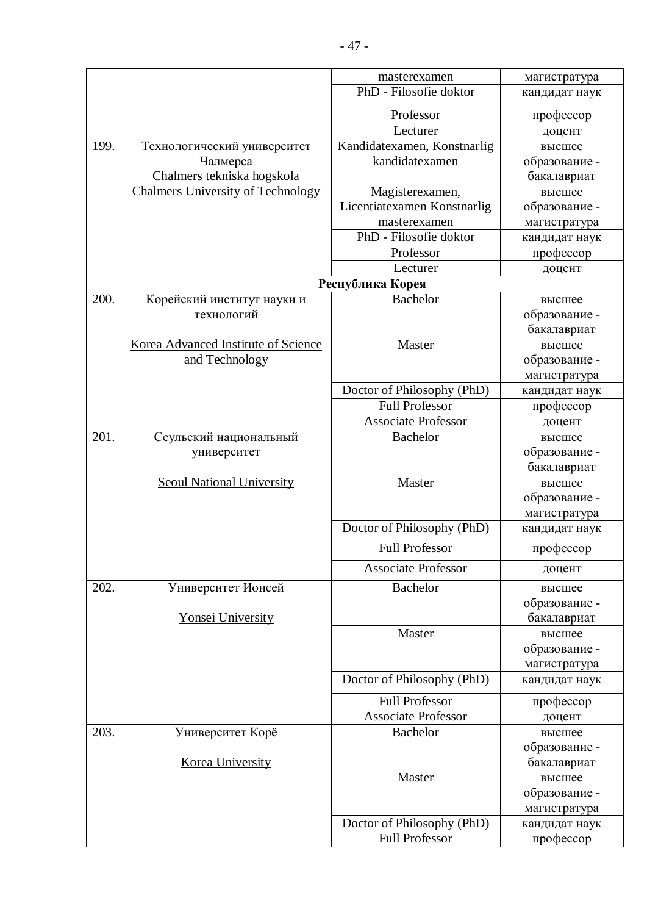| | | | |
|---|---|---|---|
| | | masterexamen | магистратура |
| | | PhD - Filosofie doktor | кандидат наук |
| | | Professor | профессор |
| | | Lecturer | доцент |
| 199. | Технологический университет Чалмерса<br>Chalmers tekniska hogskola<br>Chalmers University of Technology | Kandidatexamen, Konstnarlig kandidatexamen | высшее образование - бакалавриат |
| | | Magisterexamen, Licentiatexamen Konstnarlig masterexamen | высшее образование - магистратура |
| | | PhD - Filosofie doktor | кандидат наук |
| | | Professor | профессор |
| | | Lecturer | доцент |
| | **Республика Корея** | | |
| 200. | Корейский институт науки и технологий<br><br>Korea Advanced Institute of Science and Technology | Bachelor | высшее образование - бакалавриат |
| | | Master | высшее образование - магистратура |
| | | Doctor of Philosophy (PhD) | кандидат наук |
| | | Full Professor | профессор |
| | | Associate Professor | доцент |
| 201. | Сеульский национальный университет<br><br>Seoul National University | Bachelor | высшее образование - бакалавриат |
| | | Master | высшее образование - магистратура |
| | | Doctor of Philosophy (PhD) | кандидат наук |
| | | Full Professor | профессор |
| | | Associate Professor | доцент |
| 202. | Университет Ионсей<br><br>Yonsei University | Bachelor | высшее образование - бакалавриат |
| | | Master | высшее образование - магистратура |
| | | Doctor of Philosophy (PhD) | кандидат наук |
| | | Full Professor | профессор |
| | | Associate Professor | доцент |
| 203. | Университет Корё<br><br>Korea University | Bachelor | высшее образование - бакалавриат |
| | | Master | высшее образование - магистратура |
| | | Doctor of Philosophy (PhD) | кандидат наук |
| | | Full Professor | профессор |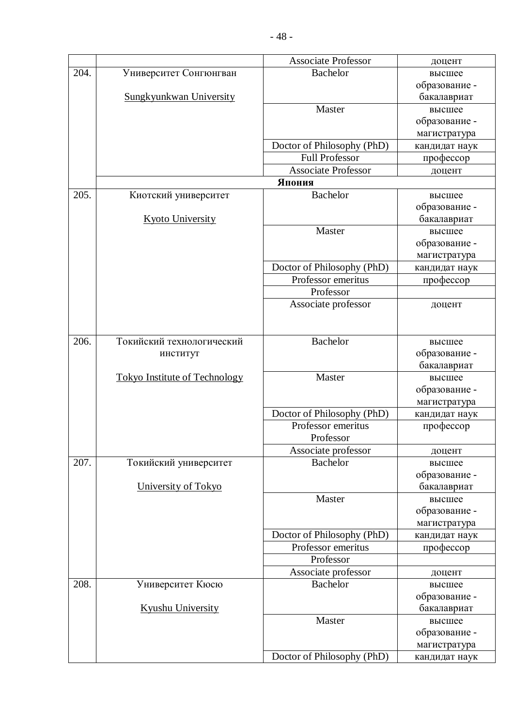| | | | |
|---|---|---|---|
| | | Associate Professor | доцент |
| 204. | Университет Сонгюнгван<br><br>Sungkyunkwan University | Bachelor | высшее образование - бакалавриат |
| | | Master | высшее образование - магистратура |
| | | Doctor of Philosophy (PhD) | кандидат наук |
| | | Full Professor | профессор |
| | | Associate Professor | доцент |
| | **Япония** | | |
| 205. | Киотский университет<br><br>Kyoto University | Bachelor | высшее образование - бакалавриат |
| | | Master | высшее образование - магистратура |
| | | Doctor of Philosophy (PhD) | кандидат наук |
| | | Professor emeritus | профессор |
| | | Professor | |
| | | Associate professor | доцент |
| 206. | Токийский технологический институт<br><br>Tokyo Institute of Technology | Bachelor | высшее образование - бакалавриат |
| | | Master | высшее образование - магистратура |
| | | Doctor of Philosophy (PhD) | кандидат наук |
| | | Professor emeritus Professor | профессор |
| | | Associate professor | доцент |
| 207. | Токийский университет<br><br>University of Tokyo | Bachelor | высшее образование - бакалавриат |
| | | Master | высшее образование - магистратура |
| | | Doctor of Philosophy (PhD) | кандидат наук |
| | | Professor emeritus | профессор |
| | | Professor | |
| | | Associate professor | доцент |
| 208. | Университет Кюсю<br><br>Kyushu University | Bachelor | высшее образование - бакалавриат |
| | | Master | высшее образование - магистратура |
| | | Doctor of Philosophy (PhD) | кандидат наук |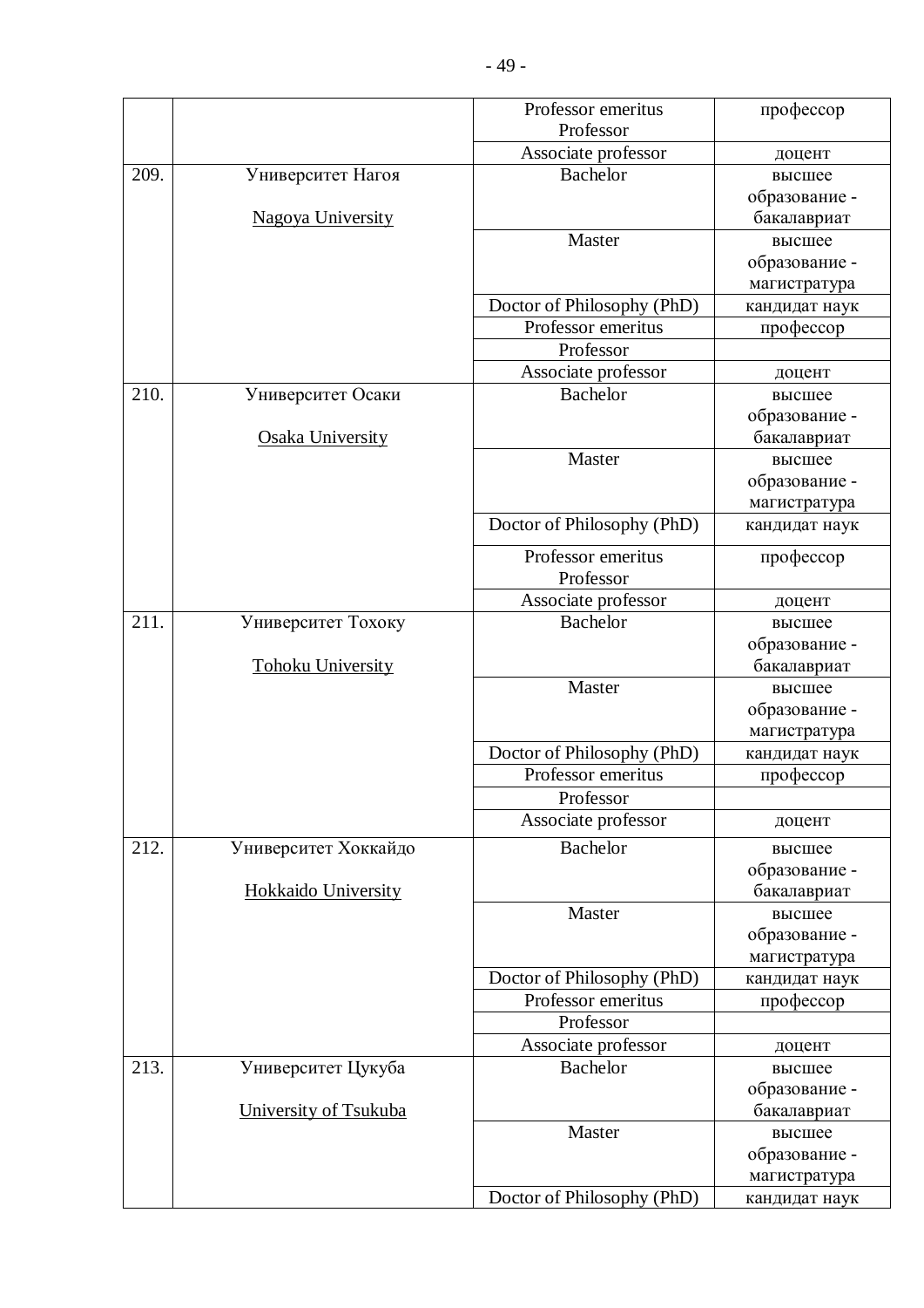| | | | |
|---|---|---|---|
| | | Professor emeritus<br>Professor | профессор |
| | | Associate professor | доцент |
| 209. | Университет Нагоя<br><br>Nagoya University | Bachelor | высшее образование - бакалавриат |
| | | Master | высшее образование - магистратура |
| | | Doctor of Philosophy (PhD) | кандидат наук |
| | | Professor emeritus | профессор |
| | | Professor | |
| | | Associate professor | доцент |
| 210. | Университет Осаки<br><br>Osaka University | Bachelor | высшее образование - бакалавриат |
| | | Master | высшее образование - магистратура |
| | | Doctor of Philosophy (PhD) | кандидат наук |
| | | Professor emeritus<br>Professor | профессор |
| | | Associate professor | доцент |
| 211. | Университет Тохоку<br><br>Tohoku University | Bachelor | высшее образование - бакалавриат |
| | | Master | высшее образование - магистратура |
| | | Doctor of Philosophy (PhD) | кандидат наук |
| | | Professor emeritus | профессор |
| | | Professor | |
| | | Associate professor | доцент |
| 212. | Университет Хоккайдо<br><br>Hokkaido University | Bachelor | высшее образование - бакалавриат |
| | | Master | высшее образование - магистратура |
| | | Doctor of Philosophy (PhD) | кандидат наук |
| | | Professor emeritus | профессор |
| | | Professor | |
| | | Associate professor | доцент |
| 213. | Университет Цукуба<br><br>University of Tsukuba | Bachelor | высшее образование - бакалавриат |
| | | Master | высшее образование - магистратура |
| | | Doctor of Philosophy (PhD) | кандидат наук |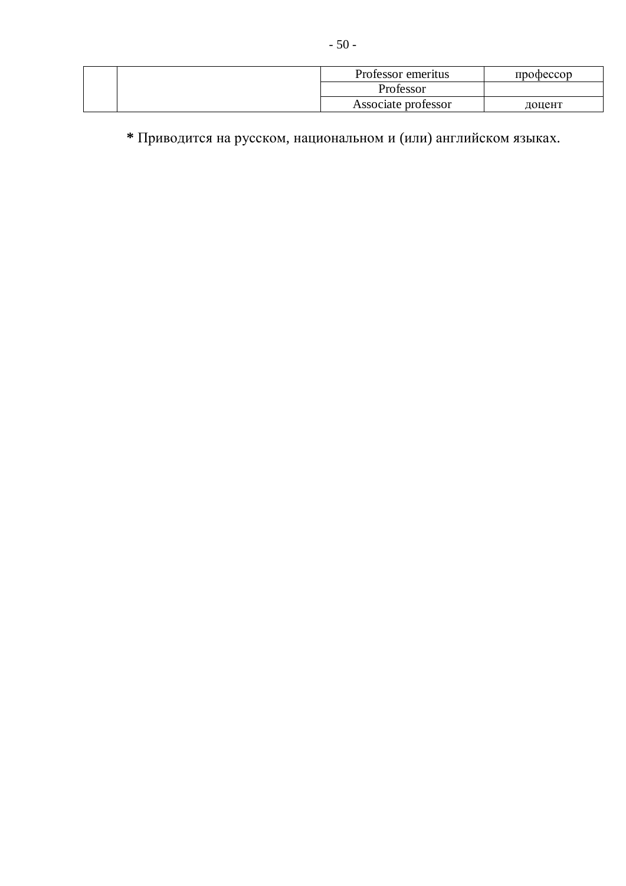| | | | |
|---|---|---|---|
| | | Professor emeritus | профессор |
| | | Professor | |
| | | Associate professor | доцент |

* Приводится на русском, национальном и (или) английском языках.